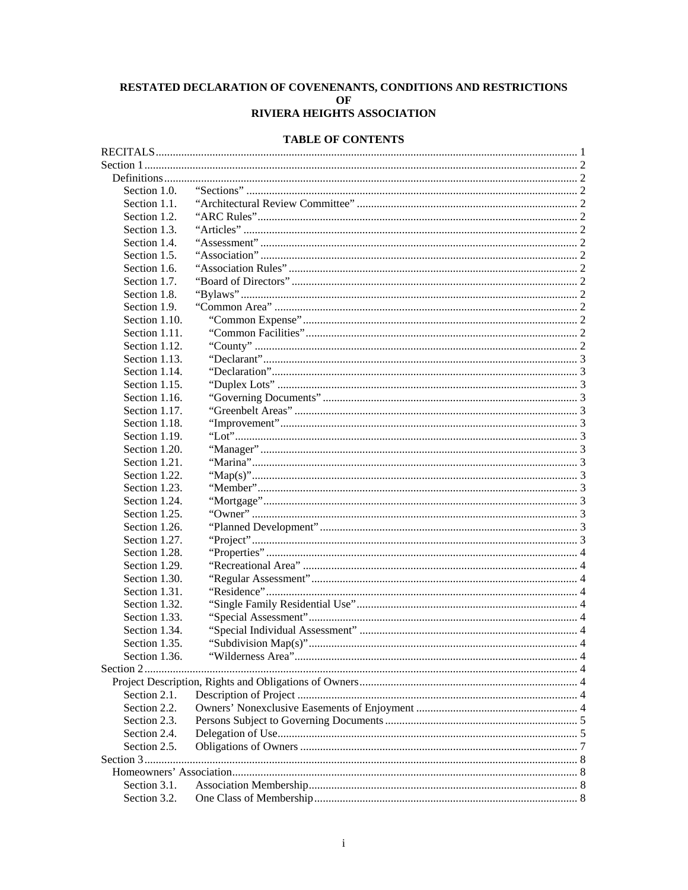**RESTATED DECLARATION OF COVENENANTS, CONDITIONS AND RESTRICTIONS OF RIVIERA HEIGHTS ASSOCIATION**

**TABLE OF CONTENTS**

RECITALS .... 1

Section 1 .... 2

Definitions .... 2

- Section 1.0. "Sections" .... 2
- Section 1.1. "Architectural Review Committee" .... 2
- Section 1.2. "ARC Rules" .... 2
- Section 1.3. "Articles" .... 2
- Section 1.4. "Assessment" .... 2
- Section 1.5. "Association" .... 2
- Section 1.6. "Association Rules" .... 2
- Section 1.7. "Board of Directors" .... 2
- Section 1.8. "Bylaws" .... 2
- Section 1.9. "Common Area" .... 2
- Section 1.10. "Common Expense" .... 2
- Section 1.11. "Common Facilities" .... 2
- Section 1.12. "County" .... 2
- Section 1.13. "Declarant" .... 3
- Section 1.14. "Declaration" .... 3
- Section 1.15. "Duplex Lots" .... 3
- Section 1.16. "Governing Documents" .... 3
- Section 1.17. "Greenbelt Areas" .... 3
- Section 1.18. "Improvement" .... 3
- Section 1.19. "Lot" .... 3
- Section 1.20. "Manager" .... 3
- Section 1.21. "Marina" .... 3
- Section 1.22. "Map(s)" .... 3
- Section 1.23. "Member" .... 3
- Section 1.24. "Mortgage" .... 3
- Section 1.25. "Owner" .... 3
- Section 1.26. "Planned Development" .... 3
- Section 1.27. "Project" .... 3
- Section 1.28. "Properties" .... 4
- Section 1.29. "Recreational Area" .... 4
- Section 1.30. "Regular Assessment" .... 4
- Section 1.31. "Residence" .... 4
- Section 1.32. "Single Family Residential Use" .... 4
- Section 1.33. "Special Assessment" .... 4
- Section 1.34. "Special Individual Assessment" .... 4
- Section 1.35. "Subdivision Map(s)" .... 4
- Section 1.36. "Wilderness Area" .... 4

Section 2 .... 4

Project Description, Rights and Obligations of Owners .... 4

- Section 2.1. Description of Project .... 4
- Section 2.2. Owners' Nonexclusive Easements of Enjoyment .... 4
- Section 2.3. Persons Subject to Governing Documents .... 5
- Section 2.4. Delegation of Use .... 5
- Section 2.5. Obligations of Owners .... 7

Section 3 .... 8

Homeowners' Association .... 8

- Section 3.1. Association Membership .... 8
- Section 3.2. One Class of Membership .... 8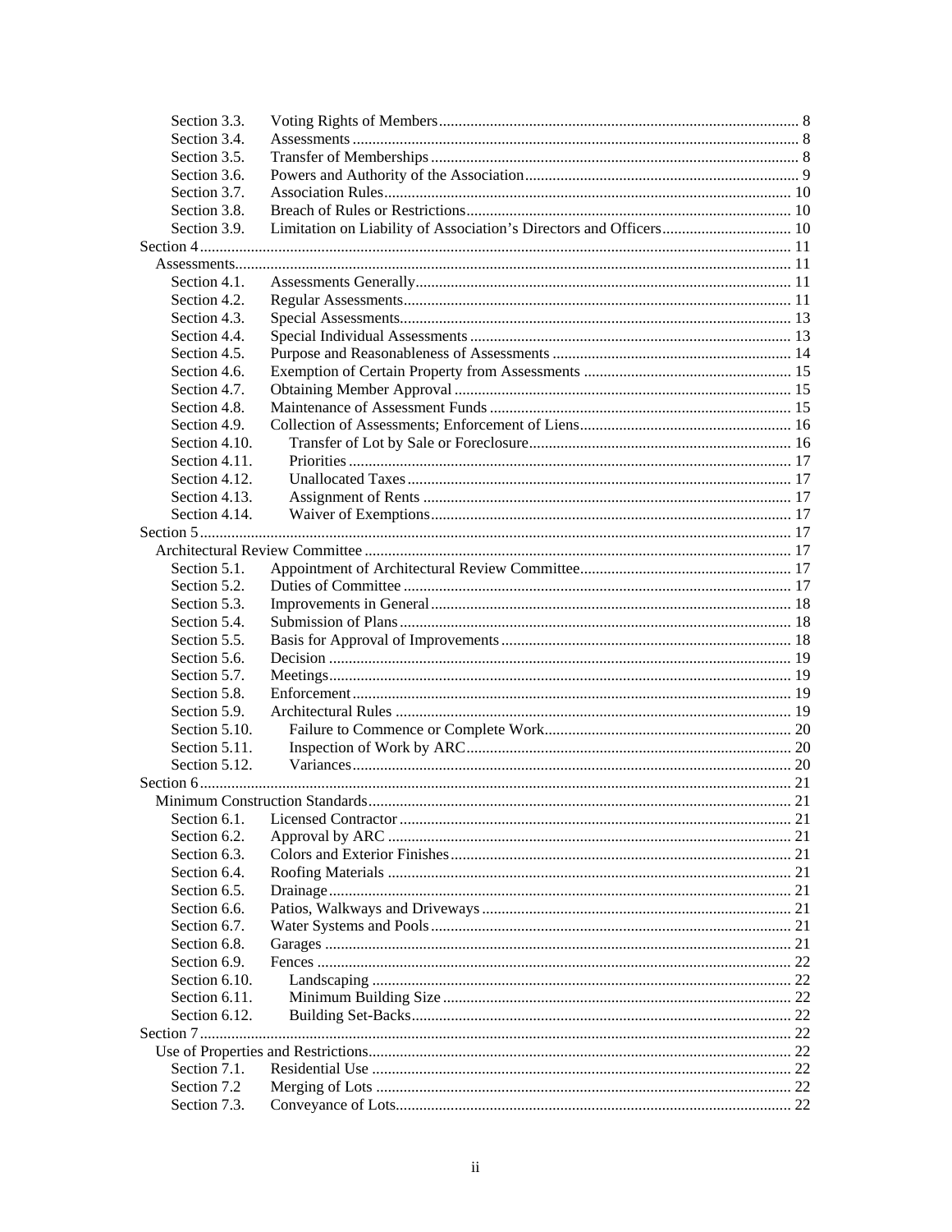| | | |
|---|---|---|
| Section 3.3. | Voting Rights of Members | 8 |
| Section 3.4. | Assessments | 8 |
| Section 3.5. | Transfer of Memberships | 8 |
| Section 3.6. | Powers and Authority of the Association | 9 |
| Section 3.7. | Association Rules | 10 |
| Section 3.8. | Breach of Rules or Restrictions | 10 |
| Section 3.9. | Limitation on Liability of Association's Directors and Officers | 10 |
| Section 4 | | 11 |
| Assessments | | 11 |
| Section 4.1. | Assessments Generally | 11 |
| Section 4.2. | Regular Assessments | 11 |
| Section 4.3. | Special Assessments | 13 |
| Section 4.4. | Special Individual Assessments | 13 |
| Section 4.5. | Purpose and Reasonableness of Assessments | 14 |
| Section 4.6. | Exemption of Certain Property from Assessments | 15 |
| Section 4.7. | Obtaining Member Approval | 15 |
| Section 4.8. | Maintenance of Assessment Funds | 15 |
| Section 4.9. | Collection of Assessments; Enforcement of Liens | 16 |
| Section 4.10. | Transfer of Lot by Sale or Foreclosure | 16 |
| Section 4.11. | Priorities | 17 |
| Section 4.12. | Unallocated Taxes | 17 |
| Section 4.13. | Assignment of Rents | 17 |
| Section 4.14. | Waiver of Exemptions | 17 |
| Section 5 | | 17 |
| Architectural Review Committee | | 17 |
| Section 5.1. | Appointment of Architectural Review Committee | 17 |
| Section 5.2. | Duties of Committee | 17 |
| Section 5.3. | Improvements in General | 18 |
| Section 5.4. | Submission of Plans | 18 |
| Section 5.5. | Basis for Approval of Improvements | 18 |
| Section 5.6. | Decision | 19 |
| Section 5.7. | Meetings | 19 |
| Section 5.8. | Enforcement | 19 |
| Section 5.9. | Architectural Rules | 19 |
| Section 5.10. | Failure to Commence or Complete Work | 20 |
| Section 5.11. | Inspection of Work by ARC | 20 |
| Section 5.12. | Variances | 20 |
| Section 6 | | 21 |
| Minimum Construction Standards | | 21 |
| Section 6.1. | Licensed Contractor | 21 |
| Section 6.2. | Approval by ARC | 21 |
| Section 6.3. | Colors and Exterior Finishes | 21 |
| Section 6.4. | Roofing Materials | 21 |
| Section 6.5. | Drainage | 21 |
| Section 6.6. | Patios, Walkways and Driveways | 21 |
| Section 6.7. | Water Systems and Pools | 21 |
| Section 6.8. | Garages | 21 |
| Section 6.9. | Fences | 22 |
| Section 6.10. | Landscaping | 22 |
| Section 6.11. | Minimum Building Size | 22 |
| Section 6.12. | Building Set-Backs | 22 |
| Section 7 | | 22 |
| Use of Properties and Restrictions | | 22 |
| Section 7.1. | Residential Use | 22 |
| Section 7.2 | Merging of Lots | 22 |
| Section 7.3. | Conveyance of Lots | 22 |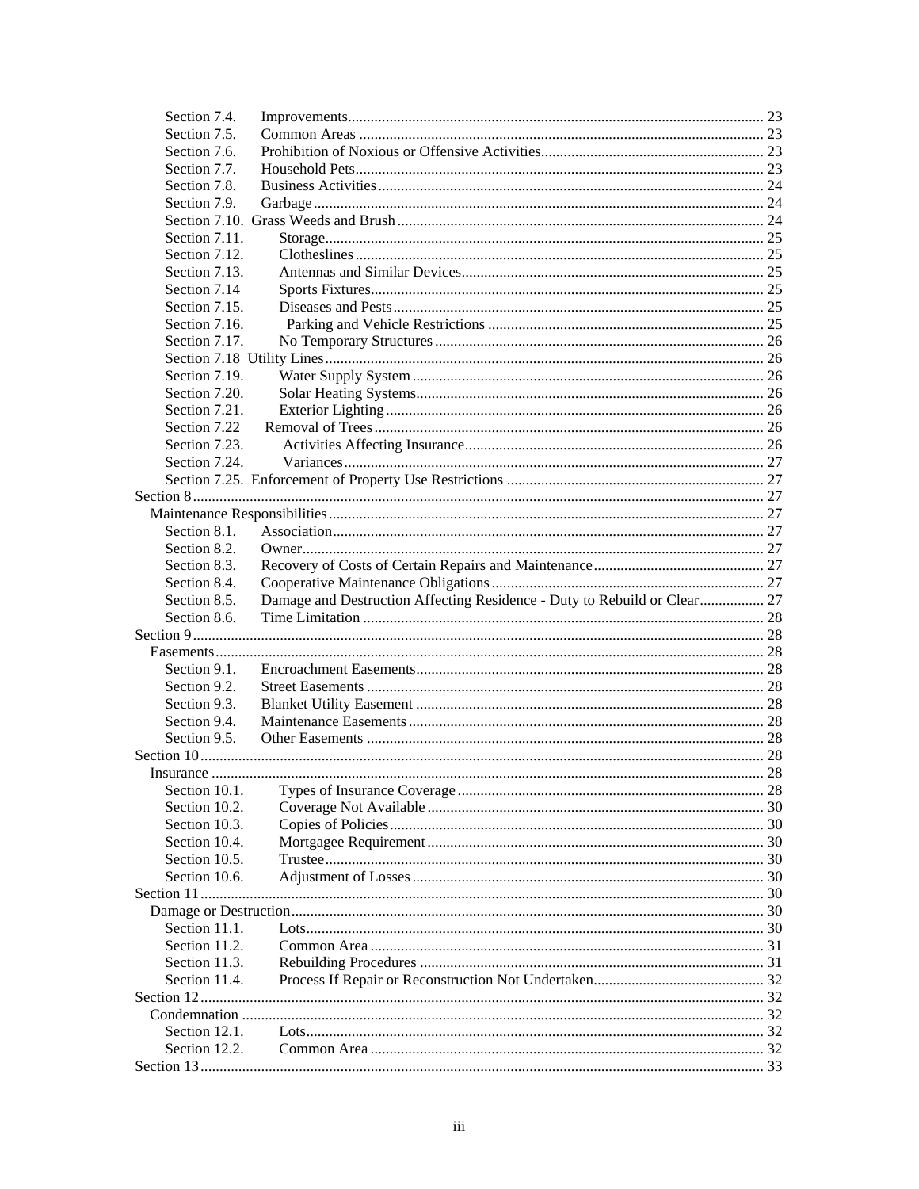Section 7.4. Improvements ........................................................................................................ 23
Section 7.5. Common Areas ...................................................................................................... 23
Section 7.6. Prohibition of Noxious or Offensive Activities ...................................................... 23
Section 7.7. Household Pets ....................................................................................................... 23
Section 7.8. Business Activities ................................................................................................. 24
Section 7.9. Garbage .................................................................................................................. 24
Section 7.10. Grass Weeds and Brush ....................................................................................... 24
Section 7.11. Storage .................................................................................................................. 25
Section 7.12. Clotheslines .......................................................................................................... 25
Section 7.13. Antennas and Similar Devices ............................................................................. 25
Section 7.14 Sports Fixtures ...................................................................................................... 25
Section 7.15. Diseases and Pests ................................................................................................ 25
Section 7.16. Parking and Vehicle Restrictions ........................................................................ 25
Section 7.17. No Temporary Structures ..................................................................................... 26
Section 7.18 Utility Lines ........................................................................................................... 26
Section 7.19. Water Supply System ........................................................................................... 26
Section 7.20. Solar Heating Systems .......................................................................................... 26
Section 7.21. Exterior Lighting .................................................................................................. 26
Section 7.22 Removal of Trees ................................................................................................... 26
Section 7.23. Activities Affecting Insurance .............................................................................. 26
Section 7.24. Variances .............................................................................................................. 27
Section 7.25. Enforcement of Property Use Restrictions ........................................................... 27

Section 8 ........................................................................................................................................ 27
Maintenance Responsibilities ........................................................................................................ 27
Section 8.1. Association .............................................................................................................. 27
Section 8.2. Owner ...................................................................................................................... 27
Section 8.3. Recovery of Costs of Certain Repairs and Maintenance ......................................... 27
Section 8.4. Cooperative Maintenance Obligations .................................................................... 27
Section 8.5. Damage and Destruction Affecting Residence - Duty to Rebuild or Clear ............. 27
Section 8.6. Time Limitation ....................................................................................................... 28

Section 9 ........................................................................................................................................ 28
Easements ...................................................................................................................................... 28
Section 9.1. Encroachment Easements ........................................................................................ 28
Section 9.2. Street Easements ...................................................................................................... 28
Section 9.3. Blanket Utility Easement ......................................................................................... 28
Section 9.4. Maintenance Easements ........................................................................................... 28
Section 9.5. Other Easements ...................................................................................................... 28

Section 10 ...................................................................................................................................... 28
Insurance ........................................................................................................................................ 28
Section 10.1. Types of Insurance Coverage ................................................................................. 28
Section 10.2. Coverage Not Available ......................................................................................... 30
Section 10.3. Copies of Policies ................................................................................................... 30
Section 10.4. Mortgagee Requirement ......................................................................................... 30
Section 10.5. Trustee .................................................................................................................... 30
Section 10.6. Adjustment of Losses ............................................................................................. 30

Section 11 ...................................................................................................................................... 30
Damage or Destruction .................................................................................................................. 30
Section 11.1. Lots ......................................................................................................................... 30
Section 11.2. Common Area ......................................................................................................... 31
Section 11.3. Rebuilding Procedures ............................................................................................ 31
Section 11.4. Process If Repair or Reconstruction Not Undertaken ............................................. 32

Section 12 ...................................................................................................................................... 32
Condemnation ................................................................................................................................ 32
Section 12.1. Lots ......................................................................................................................... 32
Section 12.2. Common Area ......................................................................................................... 32

Section 13 ...................................................................................................................................... 33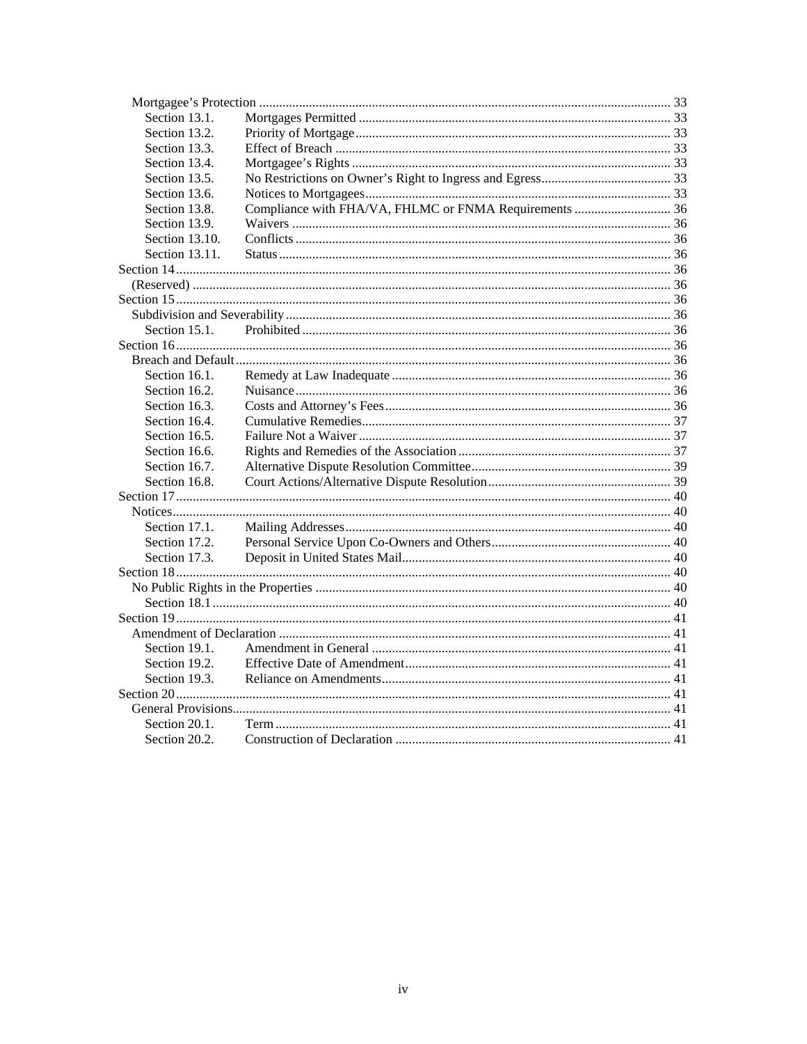Mortgagee's Protection ........................................................................................................... 33
Section 13.1. Mortgages Permitted ............................................................................................. 33
Section 13.2. Priority of Mortgage.............................................................................................. 33
Section 13.3. Effect of Breach .................................................................................................... 33
Section 13.4. Mortgagee's Rights ............................................................................................... 33
Section 13.5. No Restrictions on Owner's Right to Ingress and Egress....................................... 33
Section 13.6. Notices to Mortgagees........................................................................................... 33
Section 13.8. Compliance with FHA/VA, FHLMC or FNMA Requirements ............................. 36
Section 13.9. Waivers ................................................................................................................. 36
Section 13.10. Conflicts ................................................................................................................. 36
Section 13.11. Status ..................................................................................................................... 36
Section 14..................................................................................................................................... 36
(Reserved) ............................................................................................................................... 36
Section 15..................................................................................................................................... 36
Subdivision and Severability................................................................................................... 36
Section 15.1. Prohibited .............................................................................................................. 36
Section 16..................................................................................................................................... 36
Breach and Default.................................................................................................................. 36
Section 16.1. Remedy at Law Inadequate .................................................................................... 36
Section 16.2. Nuisance................................................................................................................. 36
Section 16.3. Costs and Attorney's Fees...................................................................................... 36
Section 16.4. Cumulative Remedies............................................................................................. 37
Section 16.5. Failure Not a Waiver .............................................................................................. 37
Section 16.6. Rights and Remedies of the Association ................................................................ 37
Section 16.7. Alternative Dispute Resolution Committee............................................................ 39
Section 16.8. Court Actions/Alternative Dispute Resolution....................................................... 39
Section 17..................................................................................................................................... 40
Notices..................................................................................................................................... 40
Section 17.1. Mailing Addresses.................................................................................................. 40
Section 17.2. Personal Service Upon Co-Owners and Others...................................................... 40
Section 17.3. Deposit in United States Mail................................................................................. 40
Section 18..................................................................................................................................... 40
No Public Rights in the Properties .......................................................................................... 40
Section 18.1 ......................................................................................................................... 40
Section 19..................................................................................................................................... 41
Amendment of Declaration ..................................................................................................... 41
Section 19.1. Amendment in General .......................................................................................... 41
Section 19.2. Effective Date of Amendment................................................................................ 41
Section 19.3. Reliance on Amendments....................................................................................... 41
Section 20..................................................................................................................................... 41
General Provisions................................................................................................................... 41
Section 20.1. Term ....................................................................................................................... 41
Section 20.2. Construction of Declaration ................................................................................... 41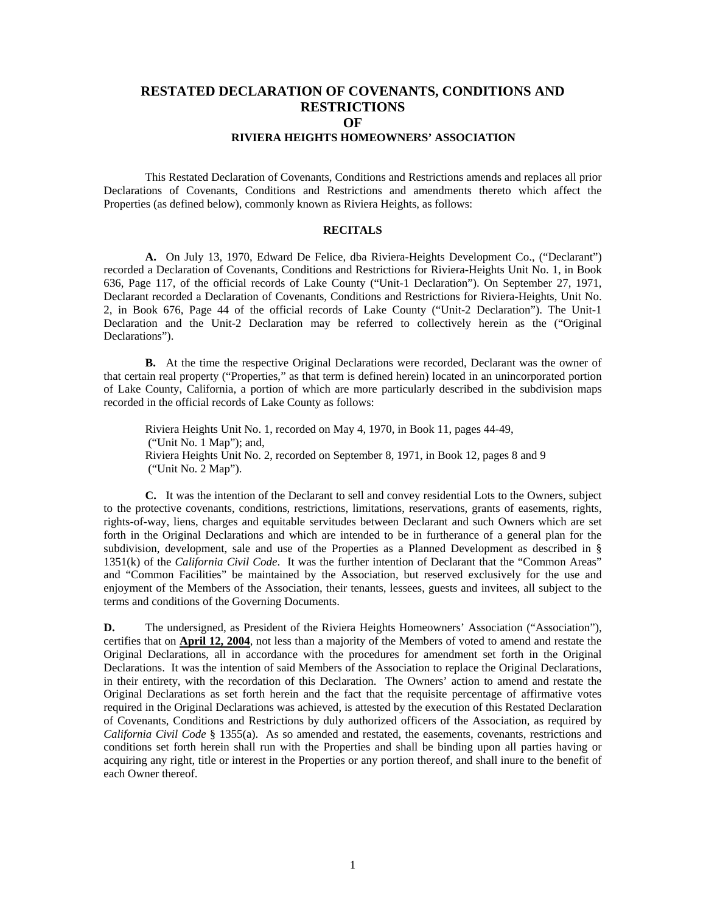# RESTATED DECLARATION OF COVENANTS, CONDITIONS AND RESTRICTIONS OF

## RIVIERA HEIGHTS HOMEOWNERS' ASSOCIATION

This Restated Declaration of Covenants, Conditions and Restrictions amends and replaces all prior Declarations of Covenants, Conditions and Restrictions and amendments thereto which affect the Properties (as defined below), commonly known as Riviera Heights, as follows:

### RECITALS

**A.** On July 13, 1970, Edward De Felice, dba Riviera-Heights Development Co., ("Declarant") recorded a Declaration of Covenants, Conditions and Restrictions for Riviera-Heights Unit No. 1, in Book 636, Page 117, of the official records of Lake County ("Unit-1 Declaration"). On September 27, 1971, Declarant recorded a Declaration of Covenants, Conditions and Restrictions for Riviera-Heights, Unit No. 2, in Book 676, Page 44 of the official records of Lake County ("Unit-2 Declaration"). The Unit-1 Declaration and the Unit-2 Declaration may be referred to collectively herein as the ("Original Declarations").

**B.** At the time the respective Original Declarations were recorded, Declarant was the owner of that certain real property ("Properties," as that term is defined herein) located in an unincorporated portion of Lake County, California, a portion of which are more particularly described in the subdivision maps recorded in the official records of Lake County as follows:

Riviera Heights Unit No. 1, recorded on May 4, 1970, in Book 11, pages 44-49, ("Unit No. 1 Map"); and,
Riviera Heights Unit No. 2, recorded on September 8, 1971, in Book 12, pages 8 and 9 ("Unit No. 2 Map").

**C.** It was the intention of the Declarant to sell and convey residential Lots to the Owners, subject to the protective covenants, conditions, restrictions, limitations, reservations, grants of easements, rights, rights-of-way, liens, charges and equitable servitudes between Declarant and such Owners which are set forth in the Original Declarations and which are intended to be in furtherance of a general plan for the subdivision, development, sale and use of the Properties as a Planned Development as described in § 1351(k) of the *California Civil Code*. It was the further intention of Declarant that the "Common Areas" and "Common Facilities" be maintained by the Association, but reserved exclusively for the use and enjoyment of the Members of the Association, their tenants, lessees, guests and invitees, all subject to the terms and conditions of the Governing Documents.

**D.** The undersigned, as President of the Riviera Heights Homeowners' Association ("Association"), certifies that on **April 12, 2004**, not less than a majority of the Members of voted to amend and restate the Original Declarations, all in accordance with the procedures for amendment set forth in the Original Declarations. It was the intention of said Members of the Association to replace the Original Declarations, in their entirety, with the recordation of this Declaration. The Owners' action to amend and restate the Original Declarations as set forth herein and the fact that the requisite percentage of affirmative votes required in the Original Declarations was achieved, is attested by the execution of this Restated Declaration of Covenants, Conditions and Restrictions by duly authorized officers of the Association, as required by *California Civil Code* § 1355(a). As so amended and restated, the easements, covenants, restrictions and conditions set forth herein shall run with the Properties and shall be binding upon all parties having or acquiring any right, title or interest in the Properties or any portion thereof, and shall inure to the benefit of each Owner thereof.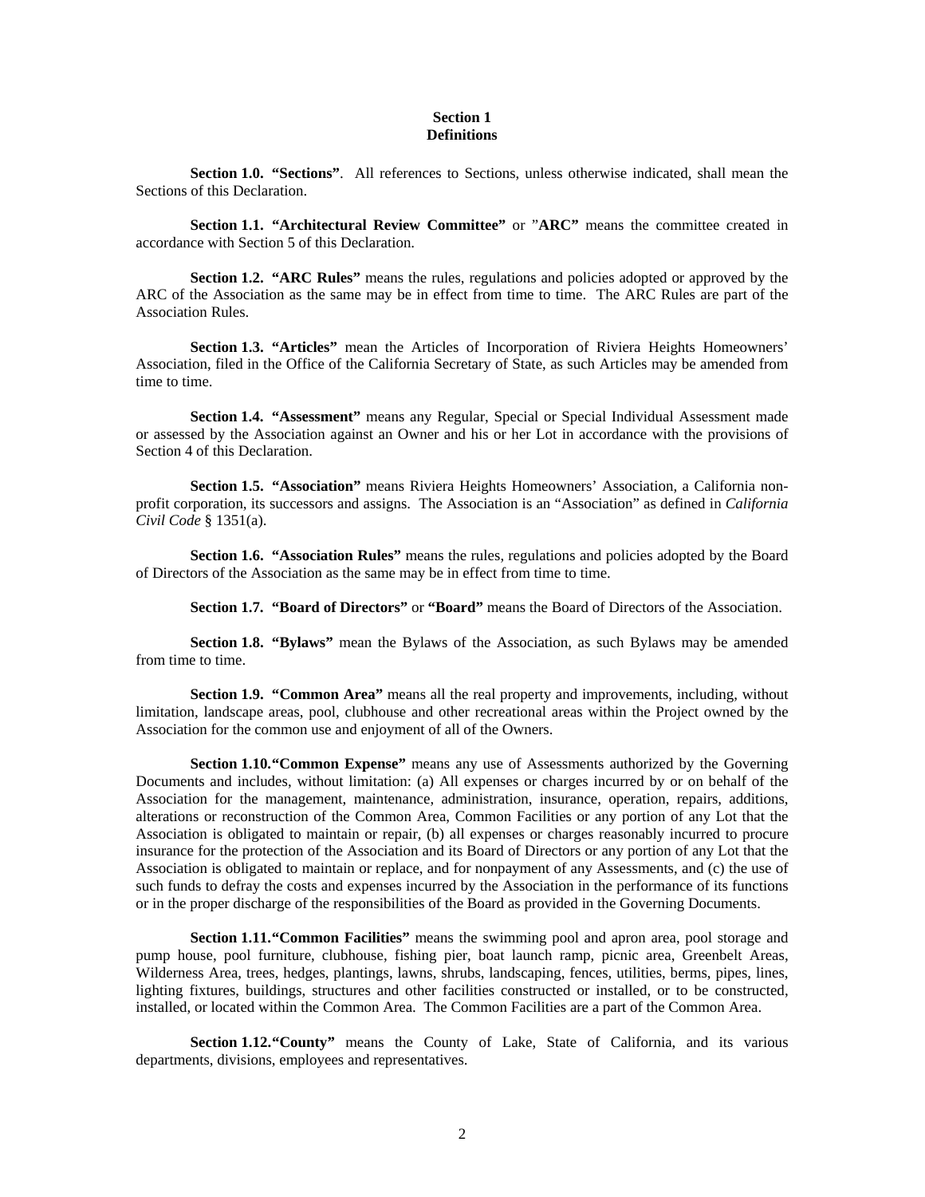## Section 1
## Definitions

**Section 1.0. "Sections"**. All references to Sections, unless otherwise indicated, shall mean the Sections of this Declaration.

**Section 1.1. "Architectural Review Committee"** or "**ARC"** means the committee created in accordance with Section 5 of this Declaration.

**Section 1.2. "ARC Rules"** means the rules, regulations and policies adopted or approved by the ARC of the Association as the same may be in effect from time to time. The ARC Rules are part of the Association Rules.

**Section 1.3. "Articles"** mean the Articles of Incorporation of Riviera Heights Homeowners' Association, filed in the Office of the California Secretary of State, as such Articles may be amended from time to time.

**Section 1.4. "Assessment"** means any Regular, Special or Special Individual Assessment made or assessed by the Association against an Owner and his or her Lot in accordance with the provisions of Section 4 of this Declaration.

**Section 1.5. "Association"** means Riviera Heights Homeowners' Association, a California non-profit corporation, its successors and assigns. The Association is an "Association" as defined in *California Civil Code* § 1351(a).

**Section 1.6. "Association Rules"** means the rules, regulations and policies adopted by the Board of Directors of the Association as the same may be in effect from time to time.

**Section 1.7. "Board of Directors"** or **"Board"** means the Board of Directors of the Association.

**Section 1.8. "Bylaws"** mean the Bylaws of the Association, as such Bylaws may be amended from time to time.

**Section 1.9. "Common Area"** means all the real property and improvements, including, without limitation, landscape areas, pool, clubhouse and other recreational areas within the Project owned by the Association for the common use and enjoyment of all of the Owners.

**Section 1.10. "Common Expense"** means any use of Assessments authorized by the Governing Documents and includes, without limitation: (a) All expenses or charges incurred by or on behalf of the Association for the management, maintenance, administration, insurance, operation, repairs, additions, alterations or reconstruction of the Common Area, Common Facilities or any portion of any Lot that the Association is obligated to maintain or repair, (b) all expenses or charges reasonably incurred to procure insurance for the protection of the Association and its Board of Directors or any portion of any Lot that the Association is obligated to maintain or replace, and for nonpayment of any Assessments, and (c) the use of such funds to defray the costs and expenses incurred by the Association in the performance of its functions or in the proper discharge of the responsibilities of the Board as provided in the Governing Documents.

**Section 1.11. "Common Facilities"** means the swimming pool and apron area, pool storage and pump house, pool furniture, clubhouse, fishing pier, boat launch ramp, picnic area, Greenbelt Areas, Wilderness Area, trees, hedges, plantings, lawns, shrubs, landscaping, fences, utilities, berms, pipes, lines, lighting fixtures, buildings, structures and other facilities constructed or installed, or to be constructed, installed, or located within the Common Area. The Common Facilities are a part of the Common Area.

**Section 1.12. "County"** means the County of Lake, State of California, and its various departments, divisions, employees and representatives.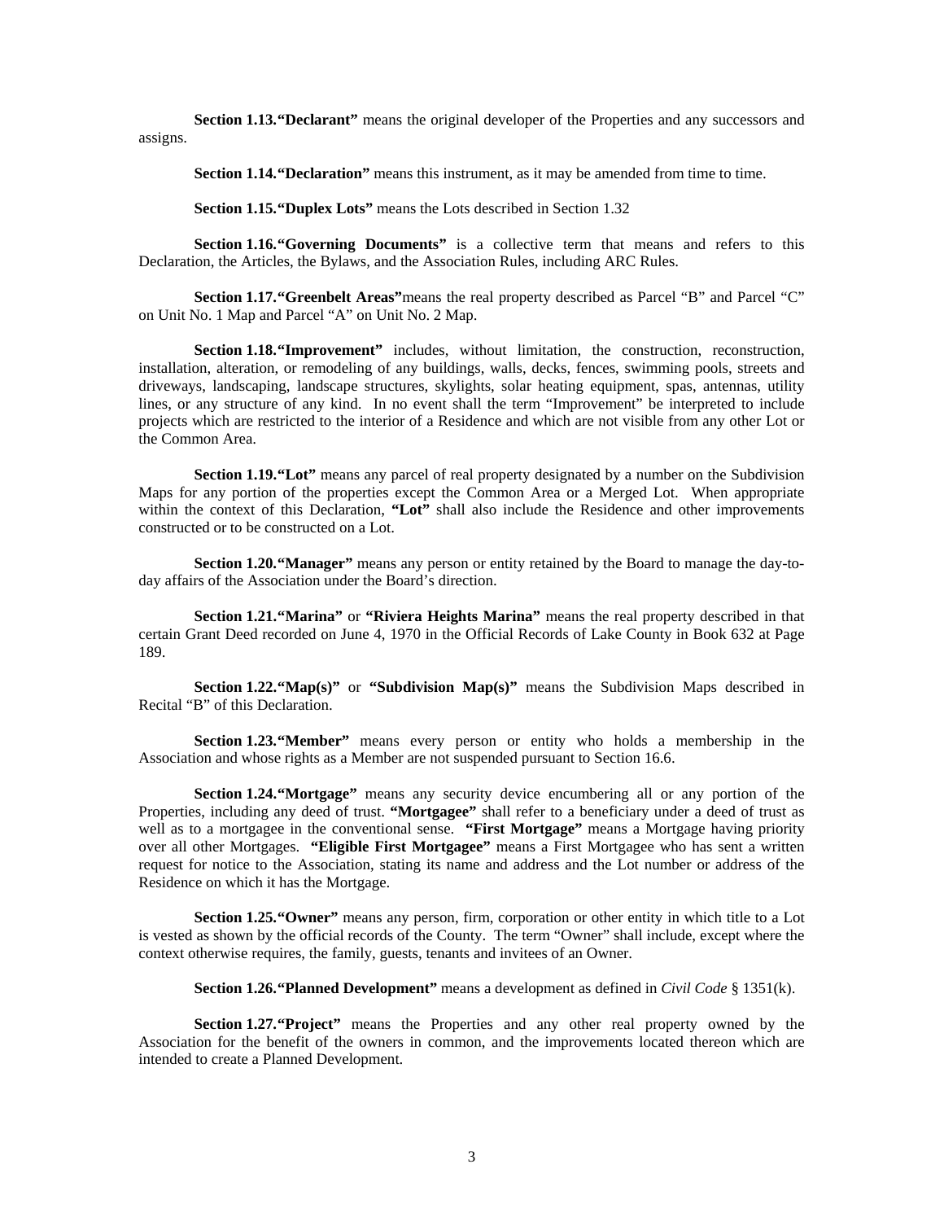**Section 1.13. "Declarant"** means the original developer of the Properties and any successors and assigns.

**Section 1.14. "Declaration"** means this instrument, as it may be amended from time to time.

**Section 1.15. "Duplex Lots"** means the Lots described in Section 1.32

**Section 1.16. "Governing Documents"** is a collective term that means and refers to this Declaration, the Articles, the Bylaws, and the Association Rules, including ARC Rules.

**Section 1.17. "Greenbelt Areas"** means the real property described as Parcel "B" and Parcel "C" on Unit No. 1 Map and Parcel "A" on Unit No. 2 Map.

**Section 1.18. "Improvement"** includes, without limitation, the construction, reconstruction, installation, alteration, or remodeling of any buildings, walls, decks, fences, swimming pools, streets and driveways, landscaping, landscape structures, skylights, solar heating equipment, spas, antennas, utility lines, or any structure of any kind. In no event shall the term "Improvement" be interpreted to include projects which are restricted to the interior of a Residence and which are not visible from any other Lot or the Common Area.

**Section 1.19. "Lot"** means any parcel of real property designated by a number on the Subdivision Maps for any portion of the properties except the Common Area or a Merged Lot. When appropriate within the context of this Declaration, **"Lot"** shall also include the Residence and other improvements constructed or to be constructed on a Lot.

**Section 1.20. "Manager"** means any person or entity retained by the Board to manage the day-to-day affairs of the Association under the Board's direction.

**Section 1.21. "Marina"** or **"Riviera Heights Marina"** means the real property described in that certain Grant Deed recorded on June 4, 1970 in the Official Records of Lake County in Book 632 at Page 189.

**Section 1.22. "Map(s)"** or **"Subdivision Map(s)"** means the Subdivision Maps described in Recital "B" of this Declaration.

**Section 1.23. "Member"** means every person or entity who holds a membership in the Association and whose rights as a Member are not suspended pursuant to Section 16.6.

**Section 1.24. "Mortgage"** means any security device encumbering all or any portion of the Properties, including any deed of trust. **"Mortgagee"** shall refer to a beneficiary under a deed of trust as well as to a mortgagee in the conventional sense. **"First Mortgage"** means a Mortgage having priority over all other Mortgages. **"Eligible First Mortgagee"** means a First Mortgagee who has sent a written request for notice to the Association, stating its name and address and the Lot number or address of the Residence on which it has the Mortgage.

**Section 1.25. "Owner"** means any person, firm, corporation or other entity in which title to a Lot is vested as shown by the official records of the County. The term "Owner" shall include, except where the context otherwise requires, the family, guests, tenants and invitees of an Owner.

**Section 1.26. "Planned Development"** means a development as defined in *Civil Code* § 1351(k).

**Section 1.27. "Project"** means the Properties and any other real property owned by the Association for the benefit of the owners in common, and the improvements located thereon which are intended to create a Planned Development.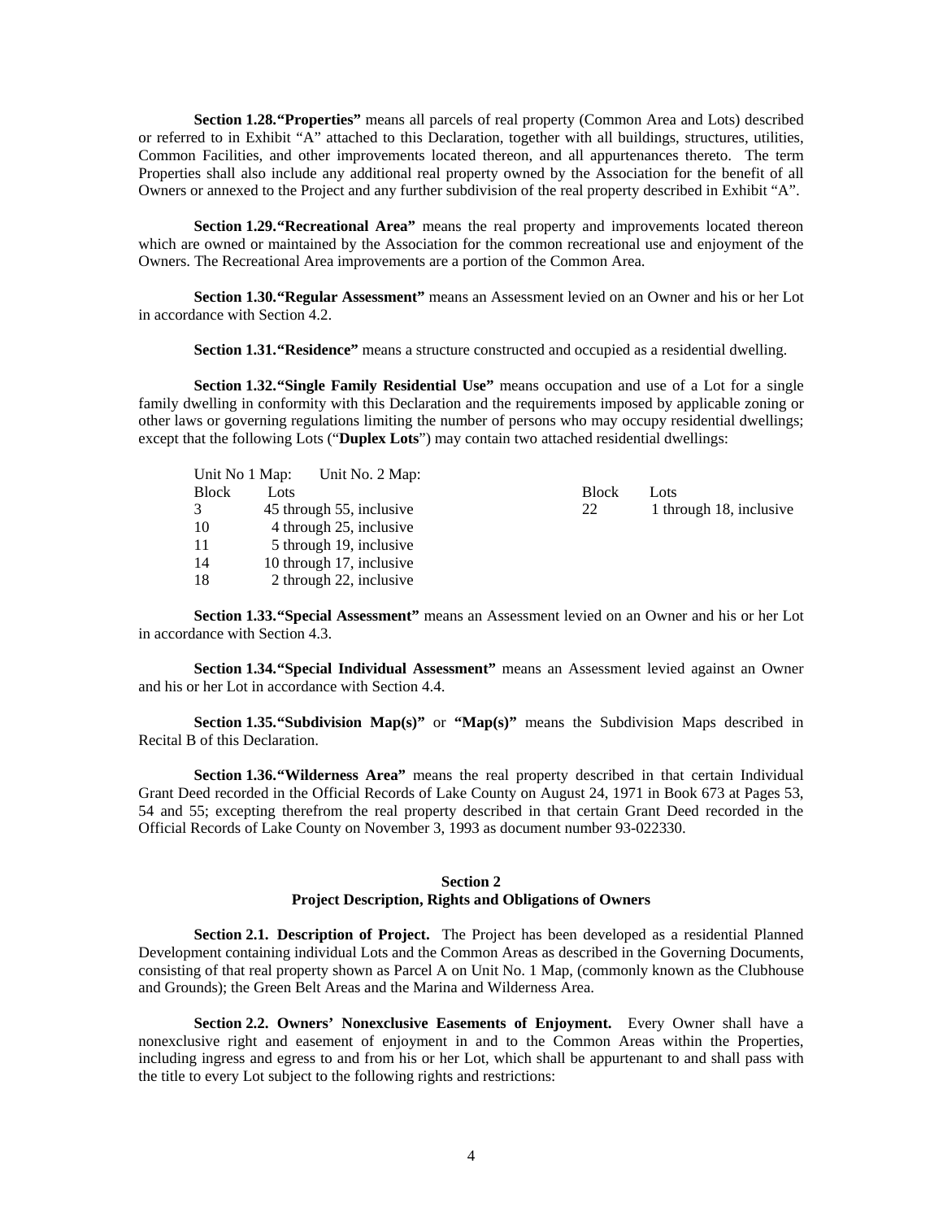**Section 1.28. "Properties"** means all parcels of real property (Common Area and Lots) described or referred to in Exhibit "A" attached to this Declaration, together with all buildings, structures, utilities, Common Facilities, and other improvements located thereon, and all appurtenances thereto. The term Properties shall also include any additional real property owned by the Association for the benefit of all Owners or annexed to the Project and any further subdivision of the real property described in Exhibit "A".

**Section 1.29. "Recreational Area"** means the real property and improvements located thereon which are owned or maintained by the Association for the common recreational use and enjoyment of the Owners. The Recreational Area improvements are a portion of the Common Area.

**Section 1.30. "Regular Assessment"** means an Assessment levied on an Owner and his or her Lot in accordance with Section 4.2.

**Section 1.31. "Residence"** means a structure constructed and occupied as a residential dwelling.

**Section 1.32. "Single Family Residential Use"** means occupation and use of a Lot for a single family dwelling in conformity with this Declaration and the requirements imposed by applicable zoning or other laws or governing regulations limiting the number of persons who may occupy residential dwellings; except that the following Lots ("**Duplex Lots**") may contain two attached residential dwellings:

| Unit No 1 Map: | | Unit No. 2 Map: | |
|---|---|---|---|
| Block | Lots | Block | Lots |
| 3 | 45 through 55, inclusive | 22 | 1 through 18, inclusive |
| 10 | 4 through 25, inclusive | | |
| 11 | 5 through 19, inclusive | | |
| 14 | 10 through 17, inclusive | | |
| 18 | 2 through 22, inclusive | | |

**Section 1.33. "Special Assessment"** means an Assessment levied on an Owner and his or her Lot in accordance with Section 4.3.

**Section 1.34. "Special Individual Assessment"** means an Assessment levied against an Owner and his or her Lot in accordance with Section 4.4.

**Section 1.35. "Subdivision Map(s)"** or **"Map(s)"** means the Subdivision Maps described in Recital B of this Declaration.

**Section 1.36. "Wilderness Area"** means the real property described in that certain Individual Grant Deed recorded in the Official Records of Lake County on August 24, 1971 in Book 673 at Pages 53, 54 and 55; excepting therefrom the real property described in that certain Grant Deed recorded in the Official Records of Lake County on November 3, 1993 as document number 93-022330.

## Section 2
## Project Description, Rights and Obligations of Owners

**Section 2.1. Description of Project.** The Project has been developed as a residential Planned Development containing individual Lots and the Common Areas as described in the Governing Documents, consisting of that real property shown as Parcel A on Unit No. 1 Map, (commonly known as the Clubhouse and Grounds); the Green Belt Areas and the Marina and Wilderness Area.

**Section 2.2. Owners' Nonexclusive Easements of Enjoyment.** Every Owner shall have a nonexclusive right and easement of enjoyment in and to the Common Areas within the Properties, including ingress and egress to and from his or her Lot, which shall be appurtenant to and shall pass with the title to every Lot subject to the following rights and restrictions: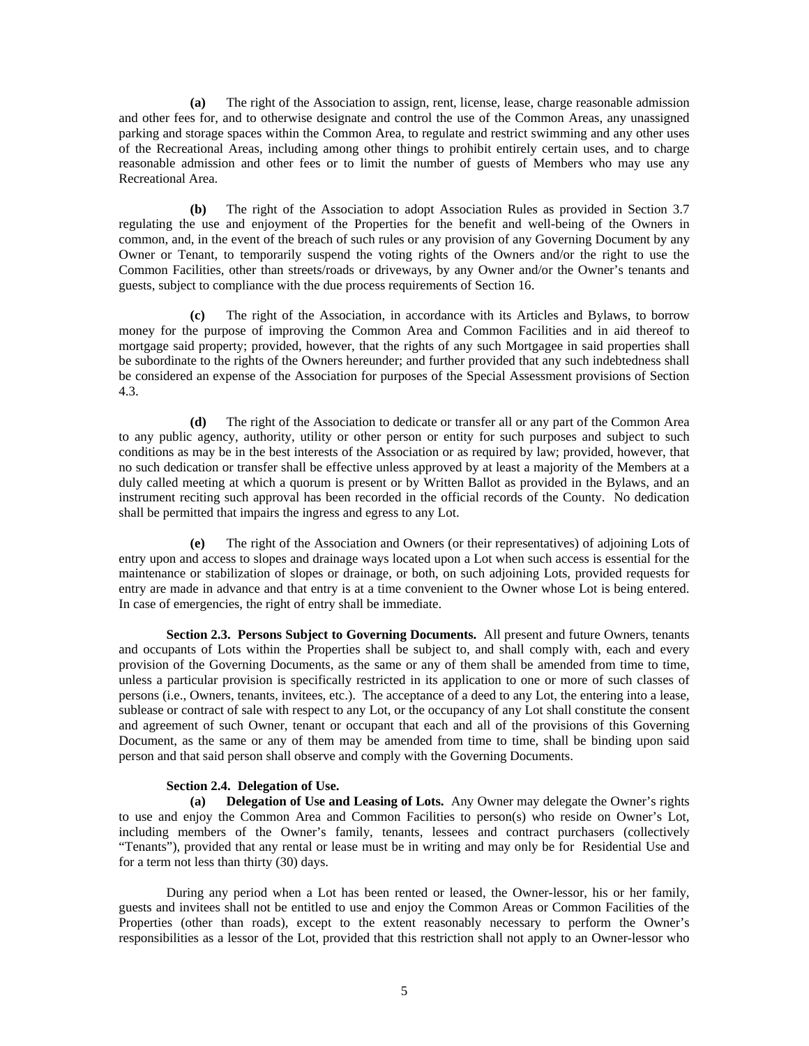**(a)** The right of the Association to assign, rent, license, lease, charge reasonable admission and other fees for, and to otherwise designate and control the use of the Common Areas, any unassigned parking and storage spaces within the Common Area, to regulate and restrict swimming and any other uses of the Recreational Areas, including among other things to prohibit entirely certain uses, and to charge reasonable admission and other fees or to limit the number of guests of Members who may use any Recreational Area.

**(b)** The right of the Association to adopt Association Rules as provided in Section 3.7 regulating the use and enjoyment of the Properties for the benefit and well-being of the Owners in common, and, in the event of the breach of such rules or any provision of any Governing Document by any Owner or Tenant, to temporarily suspend the voting rights of the Owners and/or the right to use the Common Facilities, other than streets/roads or driveways, by any Owner and/or the Owner's tenants and guests, subject to compliance with the due process requirements of Section 16.

**(c)** The right of the Association, in accordance with its Articles and Bylaws, to borrow money for the purpose of improving the Common Area and Common Facilities and in aid thereof to mortgage said property; provided, however, that the rights of any such Mortgagee in said properties shall be subordinate to the rights of the Owners hereunder; and further provided that any such indebtedness shall be considered an expense of the Association for purposes of the Special Assessment provisions of Section 4.3.

**(d)** The right of the Association to dedicate or transfer all or any part of the Common Area to any public agency, authority, utility or other person or entity for such purposes and subject to such conditions as may be in the best interests of the Association or as required by law; provided, however, that no such dedication or transfer shall be effective unless approved by at least a majority of the Members at a duly called meeting at which a quorum is present or by Written Ballot as provided in the Bylaws, and an instrument reciting such approval has been recorded in the official records of the County. No dedication shall be permitted that impairs the ingress and egress to any Lot.

**(e)** The right of the Association and Owners (or their representatives) of adjoining Lots of entry upon and access to slopes and drainage ways located upon a Lot when such access is essential for the maintenance or stabilization of slopes or drainage, or both, on such adjoining Lots, provided requests for entry are made in advance and that entry is at a time convenient to the Owner whose Lot is being entered. In case of emergencies, the right of entry shall be immediate.

**Section 2.3. Persons Subject to Governing Documents.** All present and future Owners, tenants and occupants of Lots within the Properties shall be subject to, and shall comply with, each and every provision of the Governing Documents, as the same or any of them shall be amended from time to time, unless a particular provision is specifically restricted in its application to one or more of such classes of persons (i.e., Owners, tenants, invitees, etc.). The acceptance of a deed to any Lot, the entering into a lease, sublease or contract of sale with respect to any Lot, or the occupancy of any Lot shall constitute the consent and agreement of such Owner, tenant or occupant that each and all of the provisions of this Governing Document, as the same or any of them may be amended from time to time, shall be binding upon said person and that said person shall observe and comply with the Governing Documents.

**Section 2.4. Delegation of Use.**

**(a) Delegation of Use and Leasing of Lots.** Any Owner may delegate the Owner's rights to use and enjoy the Common Area and Common Facilities to person(s) who reside on Owner's Lot, including members of the Owner's family, tenants, lessees and contract purchasers (collectively "Tenants"), provided that any rental or lease must be in writing and may only be for Residential Use and for a term not less than thirty (30) days.

During any period when a Lot has been rented or leased, the Owner-lessor, his or her family, guests and invitees shall not be entitled to use and enjoy the Common Areas or Common Facilities of the Properties (other than roads), except to the extent reasonably necessary to perform the Owner's responsibilities as a lessor of the Lot, provided that this restriction shall not apply to an Owner-lessor who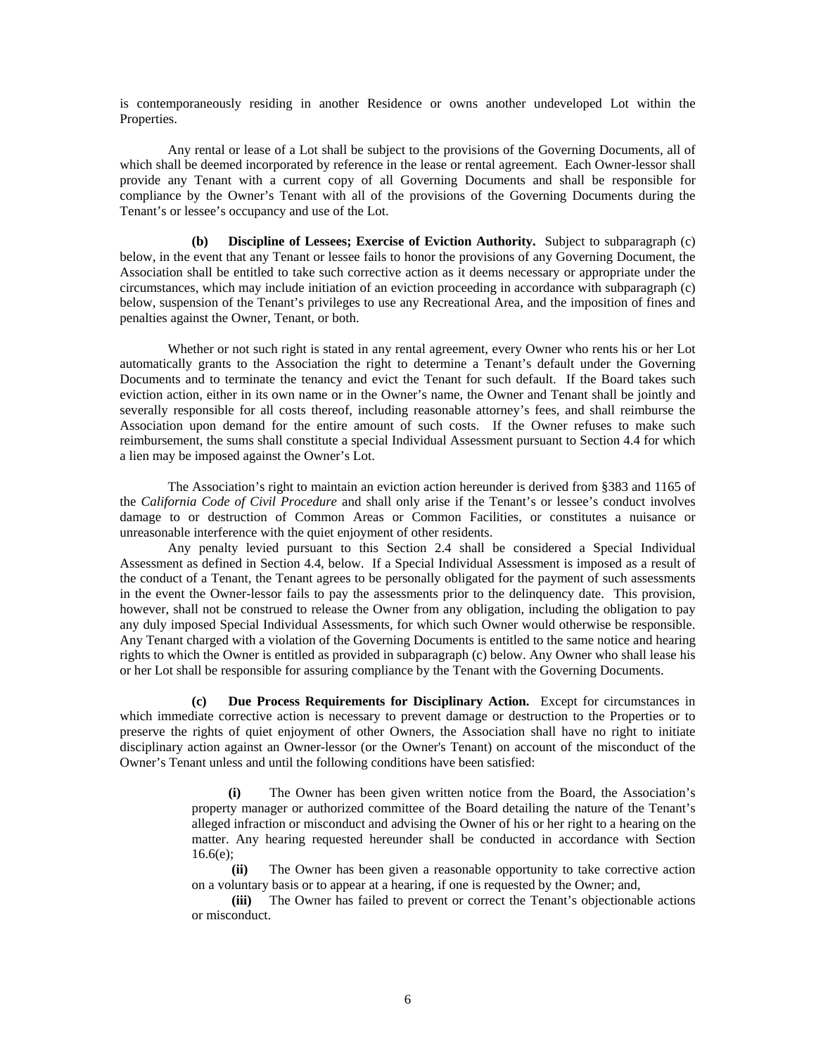is contemporaneously residing in another Residence or owns another undeveloped Lot within the Properties.

Any rental or lease of a Lot shall be subject to the provisions of the Governing Documents, all of which shall be deemed incorporated by reference in the lease or rental agreement. Each Owner-lessor shall provide any Tenant with a current copy of all Governing Documents and shall be responsible for compliance by the Owner's Tenant with all of the provisions of the Governing Documents during the Tenant's or lessee's occupancy and use of the Lot.

**(b) Discipline of Lessees; Exercise of Eviction Authority.** Subject to subparagraph (c) below, in the event that any Tenant or lessee fails to honor the provisions of any Governing Document, the Association shall be entitled to take such corrective action as it deems necessary or appropriate under the circumstances, which may include initiation of an eviction proceeding in accordance with subparagraph (c) below, suspension of the Tenant's privileges to use any Recreational Area, and the imposition of fines and penalties against the Owner, Tenant, or both.

Whether or not such right is stated in any rental agreement, every Owner who rents his or her Lot automatically grants to the Association the right to determine a Tenant's default under the Governing Documents and to terminate the tenancy and evict the Tenant for such default. If the Board takes such eviction action, either in its own name or in the Owner's name, the Owner and Tenant shall be jointly and severally responsible for all costs thereof, including reasonable attorney's fees, and shall reimburse the Association upon demand for the entire amount of such costs. If the Owner refuses to make such reimbursement, the sums shall constitute a special Individual Assessment pursuant to Section 4.4 for which a lien may be imposed against the Owner's Lot.

The Association's right to maintain an eviction action hereunder is derived from §383 and 1165 of the *California Code of Civil Procedure* and shall only arise if the Tenant's or lessee's conduct involves damage to or destruction of Common Areas or Common Facilities, or constitutes a nuisance or unreasonable interference with the quiet enjoyment of other residents.

Any penalty levied pursuant to this Section 2.4 shall be considered a Special Individual Assessment as defined in Section 4.4, below. If a Special Individual Assessment is imposed as a result of the conduct of a Tenant, the Tenant agrees to be personally obligated for the payment of such assessments in the event the Owner-lessor fails to pay the assessments prior to the delinquency date. This provision, however, shall not be construed to release the Owner from any obligation, including the obligation to pay any duly imposed Special Individual Assessments, for which such Owner would otherwise be responsible. Any Tenant charged with a violation of the Governing Documents is entitled to the same notice and hearing rights to which the Owner is entitled as provided in subparagraph (c) below. Any Owner who shall lease his or her Lot shall be responsible for assuring compliance by the Tenant with the Governing Documents.

**(c) Due Process Requirements for Disciplinary Action.** Except for circumstances in which immediate corrective action is necessary to prevent damage or destruction to the Properties or to preserve the rights of quiet enjoyment of other Owners, the Association shall have no right to initiate disciplinary action against an Owner-lessor (or the Owner's Tenant) on account of the misconduct of the Owner's Tenant unless and until the following conditions have been satisfied:

**(i)** The Owner has been given written notice from the Board, the Association's property manager or authorized committee of the Board detailing the nature of the Tenant's alleged infraction or misconduct and advising the Owner of his or her right to a hearing on the matter. Any hearing requested hereunder shall be conducted in accordance with Section 16.6(e);

**(ii)** The Owner has been given a reasonable opportunity to take corrective action on a voluntary basis or to appear at a hearing, if one is requested by the Owner; and,

**(iii)** The Owner has failed to prevent or correct the Tenant's objectionable actions or misconduct.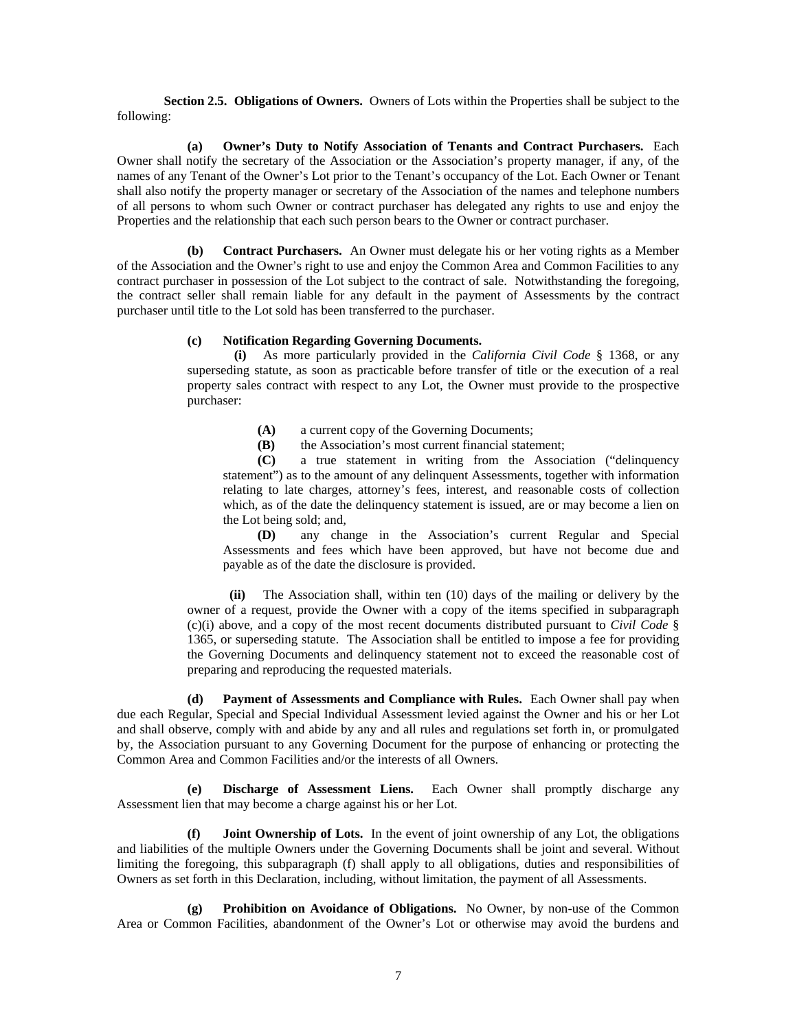**Section 2.5. Obligations of Owners.** Owners of Lots within the Properties shall be subject to the following:

**(a) Owner's Duty to Notify Association of Tenants and Contract Purchasers.** Each Owner shall notify the secretary of the Association or the Association's property manager, if any, of the names of any Tenant of the Owner's Lot prior to the Tenant's occupancy of the Lot. Each Owner or Tenant shall also notify the property manager or secretary of the Association of the names and telephone numbers of all persons to whom such Owner or contract purchaser has delegated any rights to use and enjoy the Properties and the relationship that each such person bears to the Owner or contract purchaser.

**(b) Contract Purchasers.** An Owner must delegate his or her voting rights as a Member of the Association and the Owner's right to use and enjoy the Common Area and Common Facilities to any contract purchaser in possession of the Lot subject to the contract of sale. Notwithstanding the foregoing, the contract seller shall remain liable for any default in the payment of Assessments by the contract purchaser until title to the Lot sold has been transferred to the purchaser.

**(c) Notification Regarding Governing Documents.**

**(i)** As more particularly provided in the *California Civil Code* § 1368, or any superseding statute, as soon as practicable before transfer of title or the execution of a real property sales contract with respect to any Lot, the Owner must provide to the prospective purchaser:

**(A)** a current copy of the Governing Documents;

**(B)** the Association's most current financial statement;

**(C)** a true statement in writing from the Association ("delinquency statement") as to the amount of any delinquent Assessments, together with information relating to late charges, attorney's fees, interest, and reasonable costs of collection which, as of the date the delinquency statement is issued, are or may become a lien on the Lot being sold; and,

**(D)** any change in the Association's current Regular and Special Assessments and fees which have been approved, but have not become due and payable as of the date the disclosure is provided.

**(ii)** The Association shall, within ten (10) days of the mailing or delivery by the owner of a request, provide the Owner with a copy of the items specified in subparagraph (c)(i) above, and a copy of the most recent documents distributed pursuant to *Civil Code* § 1365, or superseding statute. The Association shall be entitled to impose a fee for providing the Governing Documents and delinquency statement not to exceed the reasonable cost of preparing and reproducing the requested materials.

**(d) Payment of Assessments and Compliance with Rules.** Each Owner shall pay when due each Regular, Special and Special Individual Assessment levied against the Owner and his or her Lot and shall observe, comply with and abide by any and all rules and regulations set forth in, or promulgated by, the Association pursuant to any Governing Document for the purpose of enhancing or protecting the Common Area and Common Facilities and/or the interests of all Owners.

**(e) Discharge of Assessment Liens.** Each Owner shall promptly discharge any Assessment lien that may become a charge against his or her Lot.

**(f) Joint Ownership of Lots.** In the event of joint ownership of any Lot, the obligations and liabilities of the multiple Owners under the Governing Documents shall be joint and several. Without limiting the foregoing, this subparagraph (f) shall apply to all obligations, duties and responsibilities of Owners as set forth in this Declaration, including, without limitation, the payment of all Assessments.

**(g) Prohibition on Avoidance of Obligations.** No Owner, by non-use of the Common Area or Common Facilities, abandonment of the Owner's Lot or otherwise may avoid the burdens and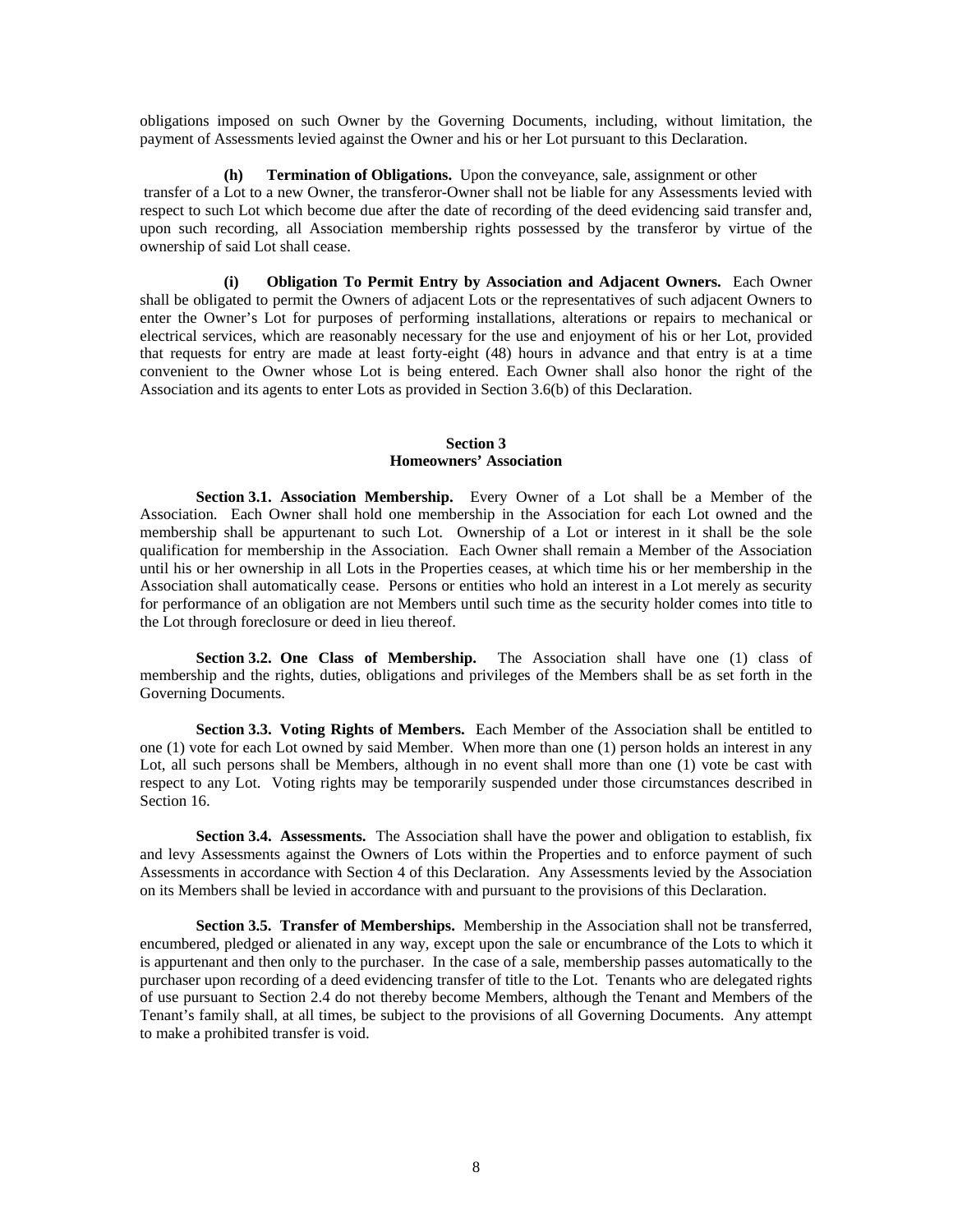obligations imposed on such Owner by the Governing Documents, including, without limitation, the payment of Assessments levied against the Owner and his or her Lot pursuant to this Declaration.

**(h) Termination of Obligations.** Upon the conveyance, sale, assignment or other transfer of a Lot to a new Owner, the transferor-Owner shall not be liable for any Assessments levied with respect to such Lot which become due after the date of recording of the deed evidencing said transfer and, upon such recording, all Association membership rights possessed by the transferor by virtue of the ownership of said Lot shall cease.

**(i) Obligation To Permit Entry by Association and Adjacent Owners.** Each Owner shall be obligated to permit the Owners of adjacent Lots or the representatives of such adjacent Owners to enter the Owner's Lot for purposes of performing installations, alterations or repairs to mechanical or electrical services, which are reasonably necessary for the use and enjoyment of his or her Lot, provided that requests for entry are made at least forty-eight (48) hours in advance and that entry is at a time convenient to the Owner whose Lot is being entered. Each Owner shall also honor the right of the Association and its agents to enter Lots as provided in Section 3.6(b) of this Declaration.

## Section 3
## Homeowners' Association

**Section 3.1. Association Membership.** Every Owner of a Lot shall be a Member of the Association. Each Owner shall hold one membership in the Association for each Lot owned and the membership shall be appurtenant to such Lot. Ownership of a Lot or interest in it shall be the sole qualification for membership in the Association. Each Owner shall remain a Member of the Association until his or her ownership in all Lots in the Properties ceases, at which time his or her membership in the Association shall automatically cease. Persons or entities who hold an interest in a Lot merely as security for performance of an obligation are not Members until such time as the security holder comes into title to the Lot through foreclosure or deed in lieu thereof.

**Section 3.2. One Class of Membership.** The Association shall have one (1) class of membership and the rights, duties, obligations and privileges of the Members shall be as set forth in the Governing Documents.

**Section 3.3. Voting Rights of Members.** Each Member of the Association shall be entitled to one (1) vote for each Lot owned by said Member. When more than one (1) person holds an interest in any Lot, all such persons shall be Members, although in no event shall more than one (1) vote be cast with respect to any Lot. Voting rights may be temporarily suspended under those circumstances described in Section 16.

**Section 3.4. Assessments.** The Association shall have the power and obligation to establish, fix and levy Assessments against the Owners of Lots within the Properties and to enforce payment of such Assessments in accordance with Section 4 of this Declaration. Any Assessments levied by the Association on its Members shall be levied in accordance with and pursuant to the provisions of this Declaration.

**Section 3.5. Transfer of Memberships.** Membership in the Association shall not be transferred, encumbered, pledged or alienated in any way, except upon the sale or encumbrance of the Lots to which it is appurtenant and then only to the purchaser. In the case of a sale, membership passes automatically to the purchaser upon recording of a deed evidencing transfer of title to the Lot. Tenants who are delegated rights of use pursuant to Section 2.4 do not thereby become Members, although the Tenant and Members of the Tenant's family shall, at all times, be subject to the provisions of all Governing Documents. Any attempt to make a prohibited transfer is void.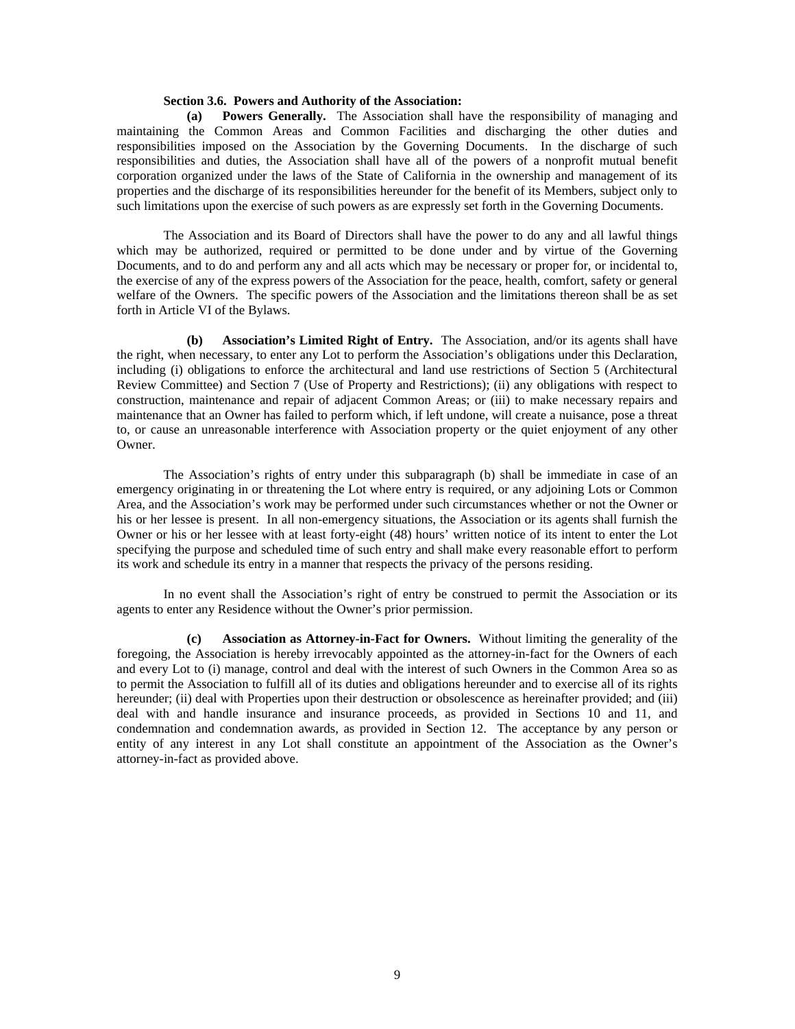**Section 3.6. Powers and Authority of the Association:**

**(a) Powers Generally.** The Association shall have the responsibility of managing and maintaining the Common Areas and Common Facilities and discharging the other duties and responsibilities imposed on the Association by the Governing Documents. In the discharge of such responsibilities and duties, the Association shall have all of the powers of a nonprofit mutual benefit corporation organized under the laws of the State of California in the ownership and management of its properties and the discharge of its responsibilities hereunder for the benefit of its Members, subject only to such limitations upon the exercise of such powers as are expressly set forth in the Governing Documents.

The Association and its Board of Directors shall have the power to do any and all lawful things which may be authorized, required or permitted to be done under and by virtue of the Governing Documents, and to do and perform any and all acts which may be necessary or proper for, or incidental to, the exercise of any of the express powers of the Association for the peace, health, comfort, safety or general welfare of the Owners. The specific powers of the Association and the limitations thereon shall be as set forth in Article VI of the Bylaws.

**(b) Association's Limited Right of Entry.** The Association, and/or its agents shall have the right, when necessary, to enter any Lot to perform the Association's obligations under this Declaration, including (i) obligations to enforce the architectural and land use restrictions of Section 5 (Architectural Review Committee) and Section 7 (Use of Property and Restrictions); (ii) any obligations with respect to construction, maintenance and repair of adjacent Common Areas; or (iii) to make necessary repairs and maintenance that an Owner has failed to perform which, if left undone, will create a nuisance, pose a threat to, or cause an unreasonable interference with Association property or the quiet enjoyment of any other Owner.

The Association's rights of entry under this subparagraph (b) shall be immediate in case of an emergency originating in or threatening the Lot where entry is required, or any adjoining Lots or Common Area, and the Association's work may be performed under such circumstances whether or not the Owner or his or her lessee is present. In all non-emergency situations, the Association or its agents shall furnish the Owner or his or her lessee with at least forty-eight (48) hours' written notice of its intent to enter the Lot specifying the purpose and scheduled time of such entry and shall make every reasonable effort to perform its work and schedule its entry in a manner that respects the privacy of the persons residing.

In no event shall the Association's right of entry be construed to permit the Association or its agents to enter any Residence without the Owner's prior permission.

**(c) Association as Attorney-in-Fact for Owners.** Without limiting the generality of the foregoing, the Association is hereby irrevocably appointed as the attorney-in-fact for the Owners of each and every Lot to (i) manage, control and deal with the interest of such Owners in the Common Area so as to permit the Association to fulfill all of its duties and obligations hereunder and to exercise all of its rights hereunder; (ii) deal with Properties upon their destruction or obsolescence as hereinafter provided; and (iii) deal with and handle insurance and insurance proceeds, as provided in Sections 10 and 11, and condemnation and condemnation awards, as provided in Section 12. The acceptance by any person or entity of any interest in any Lot shall constitute an appointment of the Association as the Owner's attorney-in-fact as provided above.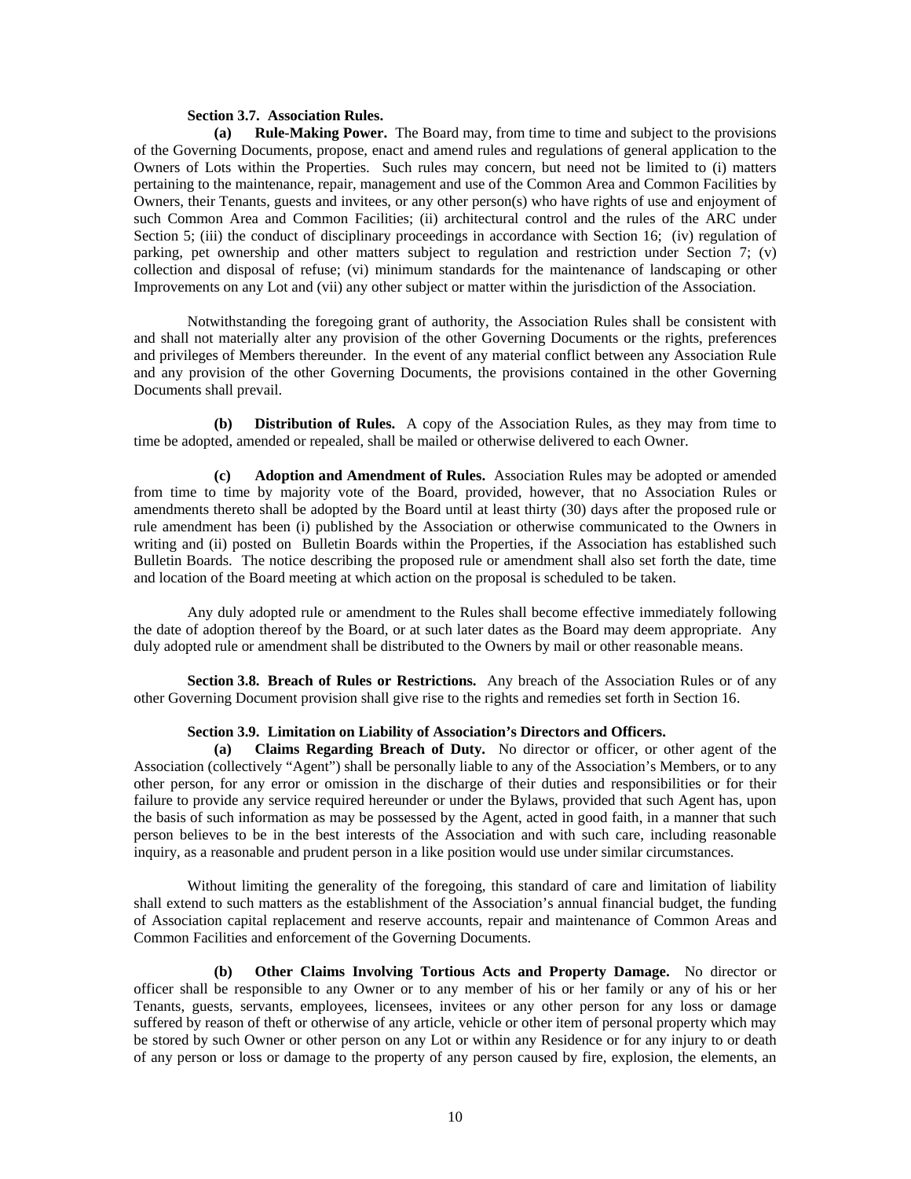**Section 3.7. Association Rules.**

**(a) Rule-Making Power.** The Board may, from time to time and subject to the provisions of the Governing Documents, propose, enact and amend rules and regulations of general application to the Owners of Lots within the Properties. Such rules may concern, but need not be limited to (i) matters pertaining to the maintenance, repair, management and use of the Common Area and Common Facilities by Owners, their Tenants, guests and invitees, or any other person(s) who have rights of use and enjoyment of such Common Area and Common Facilities; (ii) architectural control and the rules of the ARC under Section 5; (iii) the conduct of disciplinary proceedings in accordance with Section 16; (iv) regulation of parking, pet ownership and other matters subject to regulation and restriction under Section 7; (v) collection and disposal of refuse; (vi) minimum standards for the maintenance of landscaping or other Improvements on any Lot and (vii) any other subject or matter within the jurisdiction of the Association.

Notwithstanding the foregoing grant of authority, the Association Rules shall be consistent with and shall not materially alter any provision of the other Governing Documents or the rights, preferences and privileges of Members thereunder. In the event of any material conflict between any Association Rule and any provision of the other Governing Documents, the provisions contained in the other Governing Documents shall prevail.

**(b) Distribution of Rules.** A copy of the Association Rules, as they may from time to time be adopted, amended or repealed, shall be mailed or otherwise delivered to each Owner.

**(c) Adoption and Amendment of Rules.** Association Rules may be adopted or amended from time to time by majority vote of the Board, provided, however, that no Association Rules or amendments thereto shall be adopted by the Board until at least thirty (30) days after the proposed rule or rule amendment has been (i) published by the Association or otherwise communicated to the Owners in writing and (ii) posted on Bulletin Boards within the Properties, if the Association has established such Bulletin Boards. The notice describing the proposed rule or amendment shall also set forth the date, time and location of the Board meeting at which action on the proposal is scheduled to be taken.

Any duly adopted rule or amendment to the Rules shall become effective immediately following the date of adoption thereof by the Board, or at such later dates as the Board may deem appropriate. Any duly adopted rule or amendment shall be distributed to the Owners by mail or other reasonable means.

**Section 3.8. Breach of Rules or Restrictions.** Any breach of the Association Rules or of any other Governing Document provision shall give rise to the rights and remedies set forth in Section 16.

**Section 3.9. Limitation on Liability of Association's Directors and Officers.**

**(a) Claims Regarding Breach of Duty.** No director or officer, or other agent of the Association (collectively "Agent") shall be personally liable to any of the Association's Members, or to any other person, for any error or omission in the discharge of their duties and responsibilities or for their failure to provide any service required hereunder or under the Bylaws, provided that such Agent has, upon the basis of such information as may be possessed by the Agent, acted in good faith, in a manner that such person believes to be in the best interests of the Association and with such care, including reasonable inquiry, as a reasonable and prudent person in a like position would use under similar circumstances.

Without limiting the generality of the foregoing, this standard of care and limitation of liability shall extend to such matters as the establishment of the Association's annual financial budget, the funding of Association capital replacement and reserve accounts, repair and maintenance of Common Areas and Common Facilities and enforcement of the Governing Documents.

**(b) Other Claims Involving Tortious Acts and Property Damage.** No director or officer shall be responsible to any Owner or to any member of his or her family or any of his or her Tenants, guests, servants, employees, licensees, invitees or any other person for any loss or damage suffered by reason of theft or otherwise of any article, vehicle or other item of personal property which may be stored by such Owner or other person on any Lot or within any Residence or for any injury to or death of any person or loss or damage to the property of any person caused by fire, explosion, the elements, an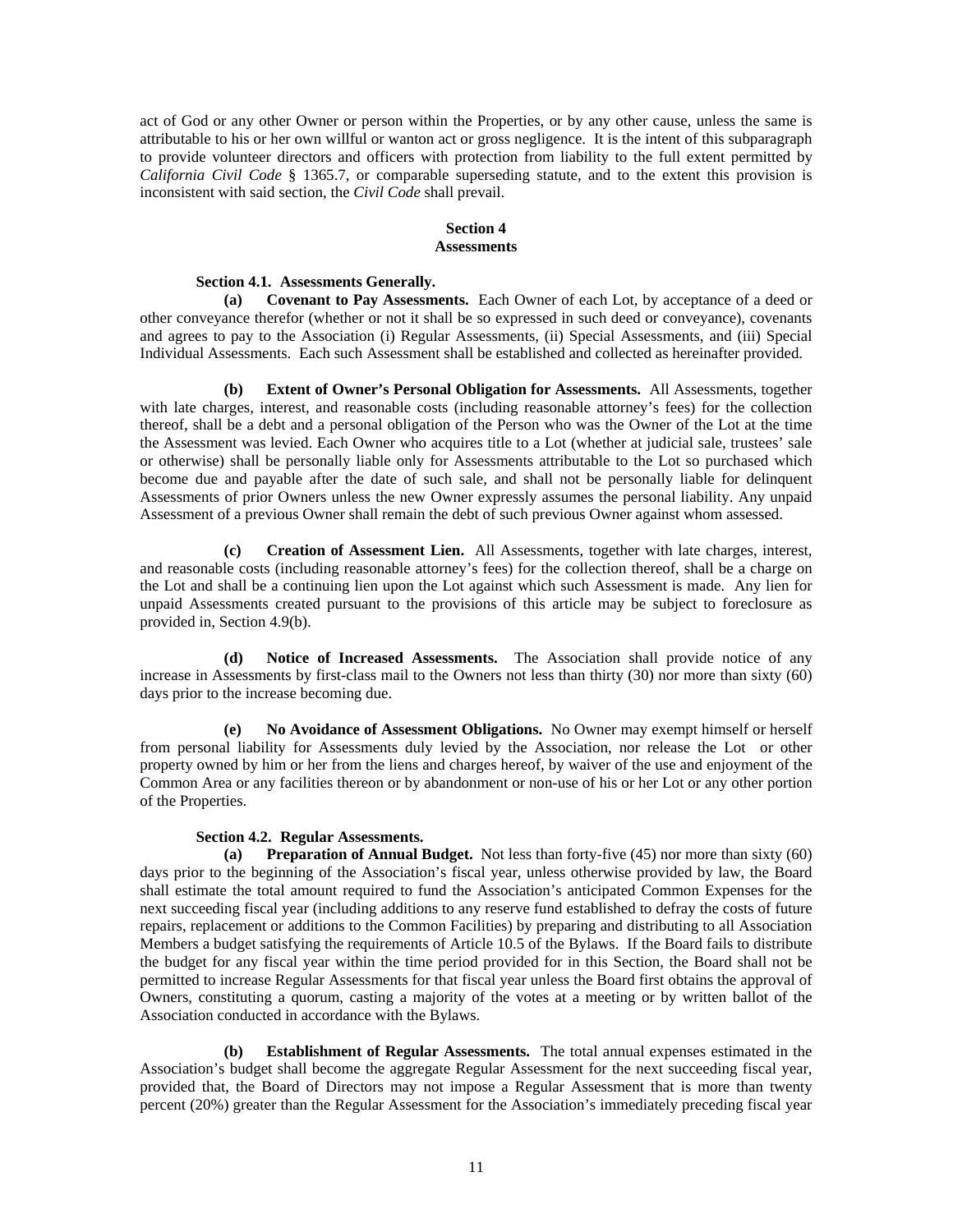act of God or any other Owner or person within the Properties, or by any other cause, unless the same is attributable to his or her own willful or wanton act or gross negligence. It is the intent of this subparagraph to provide volunteer directors and officers with protection from liability to the full extent permitted by *California Civil Code* § 1365.7, or comparable superseding statute, and to the extent this provision is inconsistent with said section, the *Civil Code* shall prevail.

## Section 4
## Assessments

**Section 4.1. Assessments Generally.**

**(a) Covenant to Pay Assessments.** Each Owner of each Lot, by acceptance of a deed or other conveyance therefor (whether or not it shall be so expressed in such deed or conveyance), covenants and agrees to pay to the Association (i) Regular Assessments, (ii) Special Assessments, and (iii) Special Individual Assessments. Each such Assessment shall be established and collected as hereinafter provided.

**(b) Extent of Owner's Personal Obligation for Assessments.** All Assessments, together with late charges, interest, and reasonable costs (including reasonable attorney's fees) for the collection thereof, shall be a debt and a personal obligation of the Person who was the Owner of the Lot at the time the Assessment was levied. Each Owner who acquires title to a Lot (whether at judicial sale, trustees' sale or otherwise) shall be personally liable only for Assessments attributable to the Lot so purchased which become due and payable after the date of such sale, and shall not be personally liable for delinquent Assessments of prior Owners unless the new Owner expressly assumes the personal liability. Any unpaid Assessment of a previous Owner shall remain the debt of such previous Owner against whom assessed.

**(c) Creation of Assessment Lien.** All Assessments, together with late charges, interest, and reasonable costs (including reasonable attorney's fees) for the collection thereof, shall be a charge on the Lot and shall be a continuing lien upon the Lot against which such Assessment is made. Any lien for unpaid Assessments created pursuant to the provisions of this article may be subject to foreclosure as provided in, Section 4.9(b).

**(d) Notice of Increased Assessments.** The Association shall provide notice of any increase in Assessments by first-class mail to the Owners not less than thirty (30) nor more than sixty (60) days prior to the increase becoming due.

**(e) No Avoidance of Assessment Obligations.** No Owner may exempt himself or herself from personal liability for Assessments duly levied by the Association, nor release the Lot or other property owned by him or her from the liens and charges hereof, by waiver of the use and enjoyment of the Common Area or any facilities thereon or by abandonment or non-use of his or her Lot or any other portion of the Properties.

**Section 4.2. Regular Assessments.**

**(a) Preparation of Annual Budget.** Not less than forty-five (45) nor more than sixty (60) days prior to the beginning of the Association's fiscal year, unless otherwise provided by law, the Board shall estimate the total amount required to fund the Association's anticipated Common Expenses for the next succeeding fiscal year (including additions to any reserve fund established to defray the costs of future repairs, replacement or additions to the Common Facilities) by preparing and distributing to all Association Members a budget satisfying the requirements of Article 10.5 of the Bylaws. If the Board fails to distribute the budget for any fiscal year within the time period provided for in this Section, the Board shall not be permitted to increase Regular Assessments for that fiscal year unless the Board first obtains the approval of Owners, constituting a quorum, casting a majority of the votes at a meeting or by written ballot of the Association conducted in accordance with the Bylaws.

**(b) Establishment of Regular Assessments.** The total annual expenses estimated in the Association's budget shall become the aggregate Regular Assessment for the next succeeding fiscal year, provided that, the Board of Directors may not impose a Regular Assessment that is more than twenty percent (20%) greater than the Regular Assessment for the Association's immediately preceding fiscal year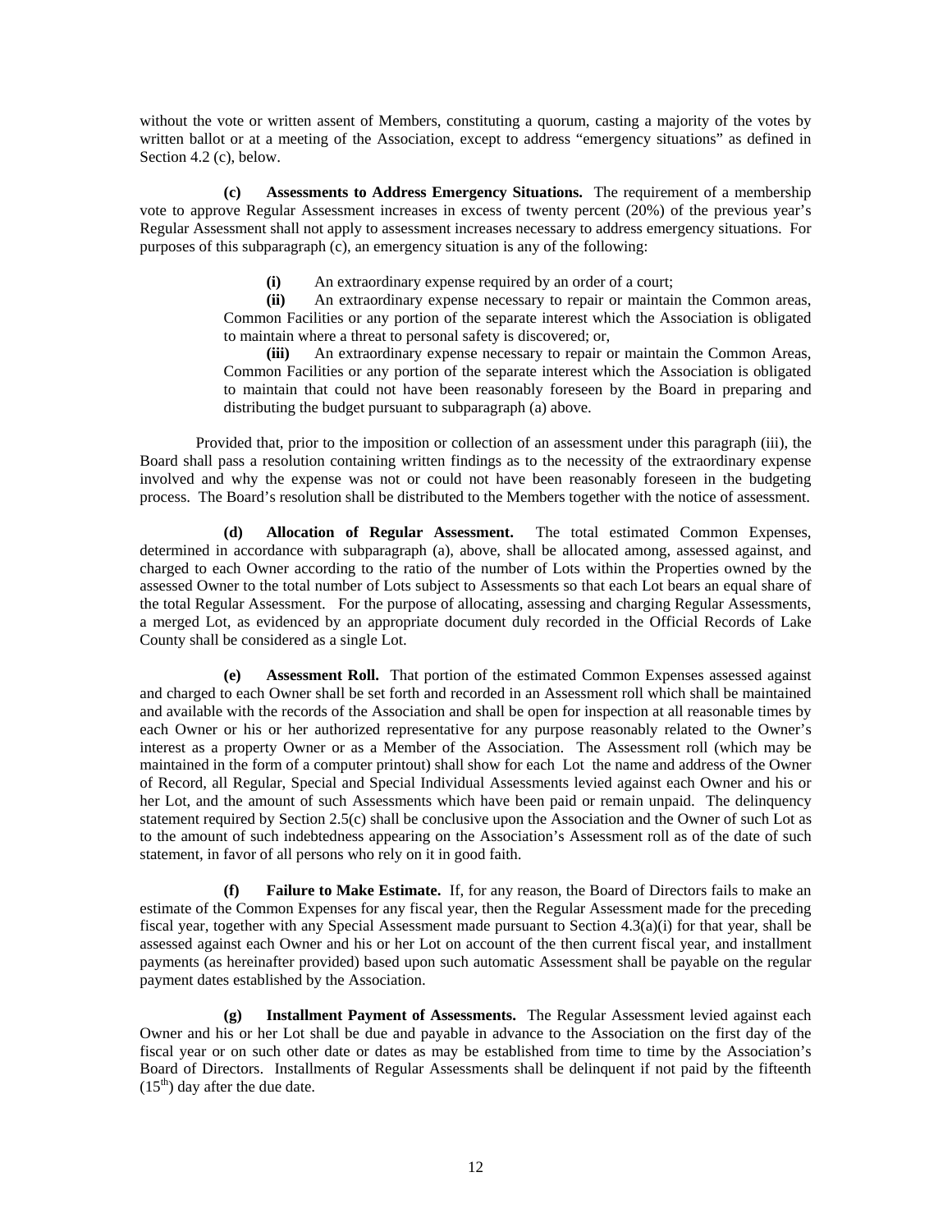without the vote or written assent of Members, constituting a quorum, casting a majority of the votes by written ballot or at a meeting of the Association, except to address "emergency situations" as defined in Section 4.2 (c), below.

**(c) Assessments to Address Emergency Situations.** The requirement of a membership vote to approve Regular Assessment increases in excess of twenty percent (20%) of the previous year's Regular Assessment shall not apply to assessment increases necessary to address emergency situations. For purposes of this subparagraph (c), an emergency situation is any of the following:

**(i)** An extraordinary expense required by an order of a court;

**(ii)** An extraordinary expense necessary to repair or maintain the Common areas, Common Facilities or any portion of the separate interest which the Association is obligated to maintain where a threat to personal safety is discovered; or,

**(iii)** An extraordinary expense necessary to repair or maintain the Common Areas, Common Facilities or any portion of the separate interest which the Association is obligated to maintain that could not have been reasonably foreseen by the Board in preparing and distributing the budget pursuant to subparagraph (a) above.

Provided that, prior to the imposition or collection of an assessment under this paragraph (iii), the Board shall pass a resolution containing written findings as to the necessity of the extraordinary expense involved and why the expense was not or could not have been reasonably foreseen in the budgeting process. The Board's resolution shall be distributed to the Members together with the notice of assessment.

**(d) Allocation of Regular Assessment.** The total estimated Common Expenses, determined in accordance with subparagraph (a), above, shall be allocated among, assessed against, and charged to each Owner according to the ratio of the number of Lots within the Properties owned by the assessed Owner to the total number of Lots subject to Assessments so that each Lot bears an equal share of the total Regular Assessment. For the purpose of allocating, assessing and charging Regular Assessments, a merged Lot, as evidenced by an appropriate document duly recorded in the Official Records of Lake County shall be considered as a single Lot.

**(e) Assessment Roll.** That portion of the estimated Common Expenses assessed against and charged to each Owner shall be set forth and recorded in an Assessment roll which shall be maintained and available with the records of the Association and shall be open for inspection at all reasonable times by each Owner or his or her authorized representative for any purpose reasonably related to the Owner's interest as a property Owner or as a Member of the Association. The Assessment roll (which may be maintained in the form of a computer printout) shall show for each Lot the name and address of the Owner of Record, all Regular, Special and Special Individual Assessments levied against each Owner and his or her Lot, and the amount of such Assessments which have been paid or remain unpaid. The delinquency statement required by Section 2.5(c) shall be conclusive upon the Association and the Owner of such Lot as to the amount of such indebtedness appearing on the Association's Assessment roll as of the date of such statement, in favor of all persons who rely on it in good faith.

**(f) Failure to Make Estimate.** If, for any reason, the Board of Directors fails to make an estimate of the Common Expenses for any fiscal year, then the Regular Assessment made for the preceding fiscal year, together with any Special Assessment made pursuant to Section 4.3(a)(i) for that year, shall be assessed against each Owner and his or her Lot on account of the then current fiscal year, and installment payments (as hereinafter provided) based upon such automatic Assessment shall be payable on the regular payment dates established by the Association.

**(g) Installment Payment of Assessments.** The Regular Assessment levied against each Owner and his or her Lot shall be due and payable in advance to the Association on the first day of the fiscal year or on such other date or dates as may be established from time to time by the Association's Board of Directors. Installments of Regular Assessments shall be delinquent if not paid by the fifteenth (15th) day after the due date.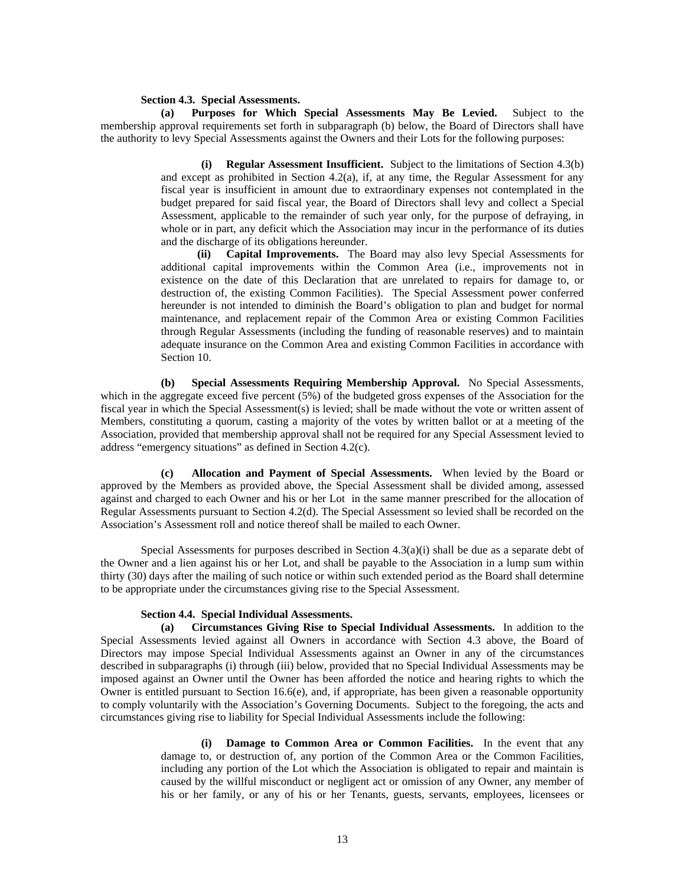**Section 4.3. Special Assessments.**

**(a) Purposes for Which Special Assessments May Be Levied.** Subject to the membership approval requirements set forth in subparagraph (b) below, the Board of Directors shall have the authority to levy Special Assessments against the Owners and their Lots for the following purposes:

**(i) Regular Assessment Insufficient.** Subject to the limitations of Section 4.3(b) and except as prohibited in Section 4.2(a), if, at any time, the Regular Assessment for any fiscal year is insufficient in amount due to extraordinary expenses not contemplated in the budget prepared for said fiscal year, the Board of Directors shall levy and collect a Special Assessment, applicable to the remainder of such year only, for the purpose of defraying, in whole or in part, any deficit which the Association may incur in the performance of its duties and the discharge of its obligations hereunder.

**(ii) Capital Improvements.** The Board may also levy Special Assessments for additional capital improvements within the Common Area (i.e., improvements not in existence on the date of this Declaration that are unrelated to repairs for damage to, or destruction of, the existing Common Facilities). The Special Assessment power conferred hereunder is not intended to diminish the Board's obligation to plan and budget for normal maintenance, and replacement repair of the Common Area or existing Common Facilities through Regular Assessments (including the funding of reasonable reserves) and to maintain adequate insurance on the Common Area and existing Common Facilities in accordance with Section 10.

**(b) Special Assessments Requiring Membership Approval.** No Special Assessments, which in the aggregate exceed five percent (5%) of the budgeted gross expenses of the Association for the fiscal year in which the Special Assessment(s) is levied; shall be made without the vote or written assent of Members, constituting a quorum, casting a majority of the votes by written ballot or at a meeting of the Association, provided that membership approval shall not be required for any Special Assessment levied to address "emergency situations" as defined in Section 4.2(c).

**(c) Allocation and Payment of Special Assessments.** When levied by the Board or approved by the Members as provided above, the Special Assessment shall be divided among, assessed against and charged to each Owner and his or her Lot in the same manner prescribed for the allocation of Regular Assessments pursuant to Section 4.2(d). The Special Assessment so levied shall be recorded on the Association's Assessment roll and notice thereof shall be mailed to each Owner.

Special Assessments for purposes described in Section 4.3(a)(i) shall be due as a separate debt of the Owner and a lien against his or her Lot, and shall be payable to the Association in a lump sum within thirty (30) days after the mailing of such notice or within such extended period as the Board shall determine to be appropriate under the circumstances giving rise to the Special Assessment.

**Section 4.4. Special Individual Assessments.**

**(a) Circumstances Giving Rise to Special Individual Assessments.** In addition to the Special Assessments levied against all Owners in accordance with Section 4.3 above, the Board of Directors may impose Special Individual Assessments against an Owner in any of the circumstances described in subparagraphs (i) through (iii) below, provided that no Special Individual Assessments may be imposed against an Owner until the Owner has been afforded the notice and hearing rights to which the Owner is entitled pursuant to Section 16.6(e), and, if appropriate, has been given a reasonable opportunity to comply voluntarily with the Association's Governing Documents. Subject to the foregoing, the acts and circumstances giving rise to liability for Special Individual Assessments include the following:

**(i) Damage to Common Area or Common Facilities.** In the event that any damage to, or destruction of, any portion of the Common Area or the Common Facilities, including any portion of the Lot which the Association is obligated to repair and maintain is caused by the willful misconduct or negligent act or omission of any Owner, any member of his or her family, or any of his or her Tenants, guests, servants, employees, licensees or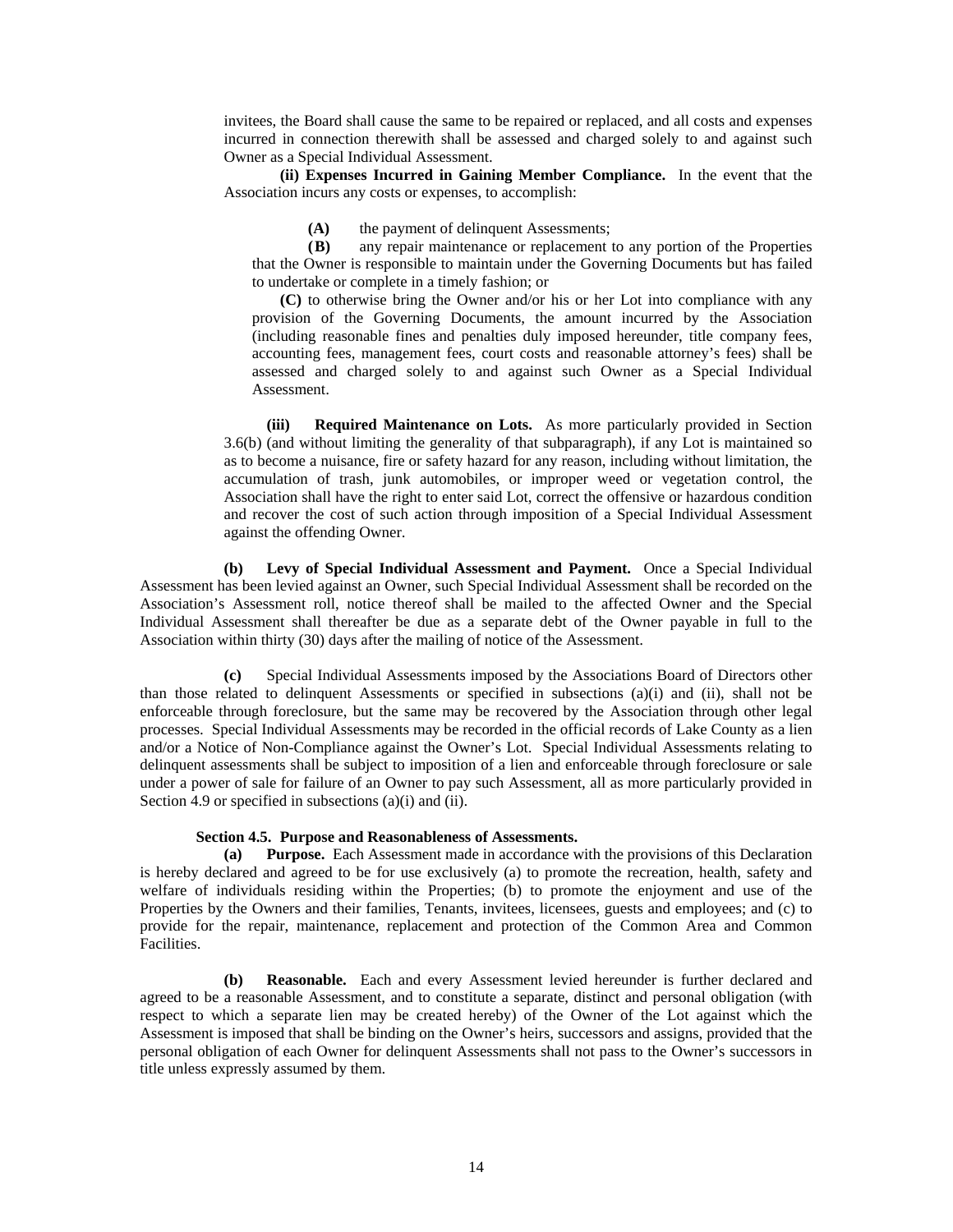invitees, the Board shall cause the same to be repaired or replaced, and all costs and expenses incurred in connection therewith shall be assessed and charged solely to and against such Owner as a Special Individual Assessment.

**(ii) Expenses Incurred in Gaining Member Compliance.** In the event that the Association incurs any costs or expenses, to accomplish:

**(A)** the payment of delinquent Assessments;

**(B)** any repair maintenance or replacement to any portion of the Properties that the Owner is responsible to maintain under the Governing Documents but has failed to undertake or complete in a timely fashion; or

**(C)** to otherwise bring the Owner and/or his or her Lot into compliance with any provision of the Governing Documents, the amount incurred by the Association (including reasonable fines and penalties duly imposed hereunder, title company fees, accounting fees, management fees, court costs and reasonable attorney's fees) shall be assessed and charged solely to and against such Owner as a Special Individual Assessment.

**(iii) Required Maintenance on Lots.** As more particularly provided in Section 3.6(b) (and without limiting the generality of that subparagraph), if any Lot is maintained so as to become a nuisance, fire or safety hazard for any reason, including without limitation, the accumulation of trash, junk automobiles, or improper weed or vegetation control, the Association shall have the right to enter said Lot, correct the offensive or hazardous condition and recover the cost of such action through imposition of a Special Individual Assessment against the offending Owner.

**(b) Levy of Special Individual Assessment and Payment.** Once a Special Individual Assessment has been levied against an Owner, such Special Individual Assessment shall be recorded on the Association's Assessment roll, notice thereof shall be mailed to the affected Owner and the Special Individual Assessment shall thereafter be due as a separate debt of the Owner payable in full to the Association within thirty (30) days after the mailing of notice of the Assessment.

**(c)** Special Individual Assessments imposed by the Associations Board of Directors other than those related to delinquent Assessments or specified in subsections (a)(i) and (ii), shall not be enforceable through foreclosure, but the same may be recovered by the Association through other legal processes. Special Individual Assessments may be recorded in the official records of Lake County as a lien and/or a Notice of Non-Compliance against the Owner's Lot. Special Individual Assessments relating to delinquent assessments shall be subject to imposition of a lien and enforceable through foreclosure or sale under a power of sale for failure of an Owner to pay such Assessment, all as more particularly provided in Section 4.9 or specified in subsections (a)(i) and (ii).

**Section 4.5. Purpose and Reasonableness of Assessments.**

**(a) Purpose.** Each Assessment made in accordance with the provisions of this Declaration is hereby declared and agreed to be for use exclusively (a) to promote the recreation, health, safety and welfare of individuals residing within the Properties; (b) to promote the enjoyment and use of the Properties by the Owners and their families, Tenants, invitees, licensees, guests and employees; and (c) to provide for the repair, maintenance, replacement and protection of the Common Area and Common Facilities.

**(b) Reasonable.** Each and every Assessment levied hereunder is further declared and agreed to be a reasonable Assessment, and to constitute a separate, distinct and personal obligation (with respect to which a separate lien may be created hereby) of the Owner of the Lot against which the Assessment is imposed that shall be binding on the Owner's heirs, successors and assigns, provided that the personal obligation of each Owner for delinquent Assessments shall not pass to the Owner's successors in title unless expressly assumed by them.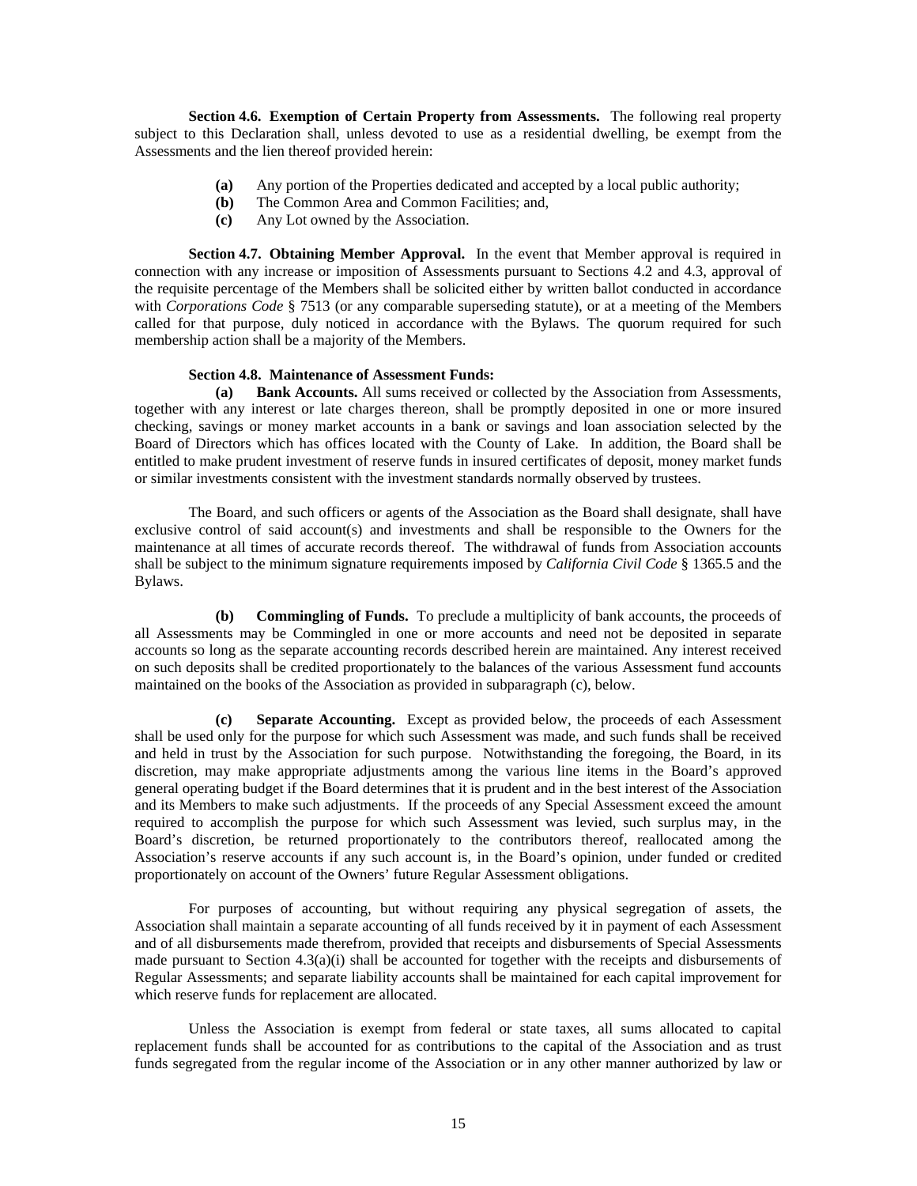**Section 4.6. Exemption of Certain Property from Assessments.** The following real property subject to this Declaration shall, unless devoted to use as a residential dwelling, be exempt from the Assessments and the lien thereof provided herein:

- **(a)** Any portion of the Properties dedicated and accepted by a local public authority;
- **(b)** The Common Area and Common Facilities; and,
- **(c)** Any Lot owned by the Association.

**Section 4.7. Obtaining Member Approval.** In the event that Member approval is required in connection with any increase or imposition of Assessments pursuant to Sections 4.2 and 4.3, approval of the requisite percentage of the Members shall be solicited either by written ballot conducted in accordance with *Corporations Code* § 7513 (or any comparable superseding statute), or at a meeting of the Members called for that purpose, duly noticed in accordance with the Bylaws. The quorum required for such membership action shall be a majority of the Members.

**Section 4.8. Maintenance of Assessment Funds:**

**(a) Bank Accounts.** All sums received or collected by the Association from Assessments, together with any interest or late charges thereon, shall be promptly deposited in one or more insured checking, savings or money market accounts in a bank or savings and loan association selected by the Board of Directors which has offices located with the County of Lake. In addition, the Board shall be entitled to make prudent investment of reserve funds in insured certificates of deposit, money market funds or similar investments consistent with the investment standards normally observed by trustees.

The Board, and such officers or agents of the Association as the Board shall designate, shall have exclusive control of said account(s) and investments and shall be responsible to the Owners for the maintenance at all times of accurate records thereof. The withdrawal of funds from Association accounts shall be subject to the minimum signature requirements imposed by *California Civil Code* § 1365.5 and the Bylaws.

**(b) Commingling of Funds.** To preclude a multiplicity of bank accounts, the proceeds of all Assessments may be Commingled in one or more accounts and need not be deposited in separate accounts so long as the separate accounting records described herein are maintained. Any interest received on such deposits shall be credited proportionately to the balances of the various Assessment fund accounts maintained on the books of the Association as provided in subparagraph (c), below.

**(c) Separate Accounting.** Except as provided below, the proceeds of each Assessment shall be used only for the purpose for which such Assessment was made, and such funds shall be received and held in trust by the Association for such purpose. Notwithstanding the foregoing, the Board, in its discretion, may make appropriate adjustments among the various line items in the Board's approved general operating budget if the Board determines that it is prudent and in the best interest of the Association and its Members to make such adjustments. If the proceeds of any Special Assessment exceed the amount required to accomplish the purpose for which such Assessment was levied, such surplus may, in the Board's discretion, be returned proportionately to the contributors thereof, reallocated among the Association's reserve accounts if any such account is, in the Board's opinion, under funded or credited proportionately on account of the Owners' future Regular Assessment obligations.

For purposes of accounting, but without requiring any physical segregation of assets, the Association shall maintain a separate accounting of all funds received by it in payment of each Assessment and of all disbursements made therefrom, provided that receipts and disbursements of Special Assessments made pursuant to Section 4.3(a)(i) shall be accounted for together with the receipts and disbursements of Regular Assessments; and separate liability accounts shall be maintained for each capital improvement for which reserve funds for replacement are allocated.

Unless the Association is exempt from federal or state taxes, all sums allocated to capital replacement funds shall be accounted for as contributions to the capital of the Association and as trust funds segregated from the regular income of the Association or in any other manner authorized by law or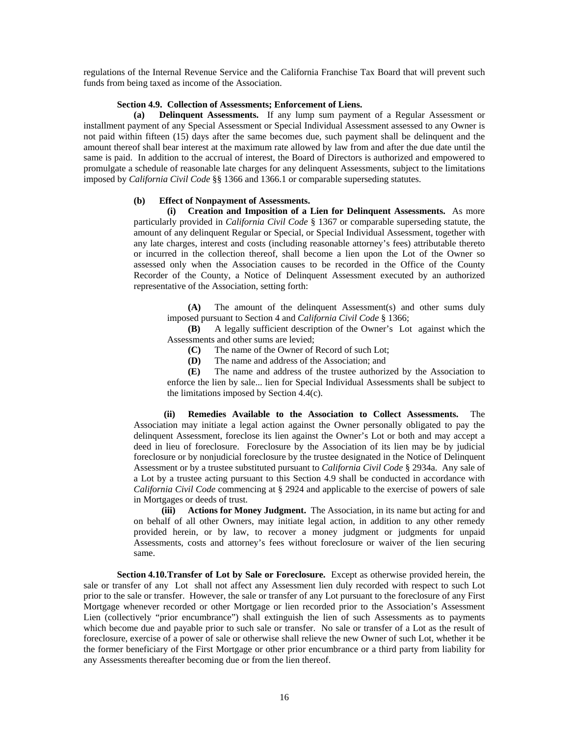regulations of the Internal Revenue Service and the California Franchise Tax Board that will prevent such funds from being taxed as income of the Association.

**Section 4.9. Collection of Assessments; Enforcement of Liens.**

**(a) Delinquent Assessments.** If any lump sum payment of a Regular Assessment or installment payment of any Special Assessment or Special Individual Assessment assessed to any Owner is not paid within fifteen (15) days after the same becomes due, such payment shall be delinquent and the amount thereof shall bear interest at the maximum rate allowed by law from and after the due date until the same is paid. In addition to the accrual of interest, the Board of Directors is authorized and empowered to promulgate a schedule of reasonable late charges for any delinquent Assessments, subject to the limitations imposed by *California Civil Code* §§ 1366 and 1366.1 or comparable superseding statutes.

**(b) Effect of Nonpayment of Assessments.**

**(i) Creation and Imposition of a Lien for Delinquent Assessments.** As more particularly provided in *California Civil Code* § 1367 or comparable superseding statute, the amount of any delinquent Regular or Special, or Special Individual Assessment, together with any late charges, interest and costs (including reasonable attorney's fees) attributable thereto or incurred in the collection thereof, shall become a lien upon the Lot of the Owner so assessed only when the Association causes to be recorded in the Office of the County Recorder of the County, a Notice of Delinquent Assessment executed by an authorized representative of the Association, setting forth:

**(A)** The amount of the delinquent Assessment(s) and other sums duly imposed pursuant to Section 4 and *California Civil Code* § 1366;

**(B)** A legally sufficient description of the Owner's Lot against which the Assessments and other sums are levied;

**(C)** The name of the Owner of Record of such Lot;

**(D)** The name and address of the Association; and

**(E)** The name and address of the trustee authorized by the Association to enforce the lien by sale... lien for Special Individual Assessments shall be subject to the limitations imposed by Section 4.4(c).

**(ii) Remedies Available to the Association to Collect Assessments.** The Association may initiate a legal action against the Owner personally obligated to pay the delinquent Assessment, foreclose its lien against the Owner's Lot or both and may accept a deed in lieu of foreclosure. Foreclosure by the Association of its lien may be by judicial foreclosure or by nonjudicial foreclosure by the trustee designated in the Notice of Delinquent Assessment or by a trustee substituted pursuant to *California Civil Code* § 2934a. Any sale of a Lot by a trustee acting pursuant to this Section 4.9 shall be conducted in accordance with *California Civil Code* commencing at § 2924 and applicable to the exercise of powers of sale in Mortgages or deeds of trust.

**(iii) Actions for Money Judgment.** The Association, in its name but acting for and on behalf of all other Owners, may initiate legal action, in addition to any other remedy provided herein, or by law, to recover a money judgment or judgments for unpaid Assessments, costs and attorney's fees without foreclosure or waiver of the lien securing same.

**Section 4.10. Transfer of Lot by Sale or Foreclosure.** Except as otherwise provided herein, the sale or transfer of any Lot shall not affect any Assessment lien duly recorded with respect to such Lot prior to the sale or transfer. However, the sale or transfer of any Lot pursuant to the foreclosure of any First Mortgage whenever recorded or other Mortgage or lien recorded prior to the Association's Assessment Lien (collectively "prior encumbrance") shall extinguish the lien of such Assessments as to payments which become due and payable prior to such sale or transfer. No sale or transfer of a Lot as the result of foreclosure, exercise of a power of sale or otherwise shall relieve the new Owner of such Lot, whether it be the former beneficiary of the First Mortgage or other prior encumbrance or a third party from liability for any Assessments thereafter becoming due or from the lien thereof.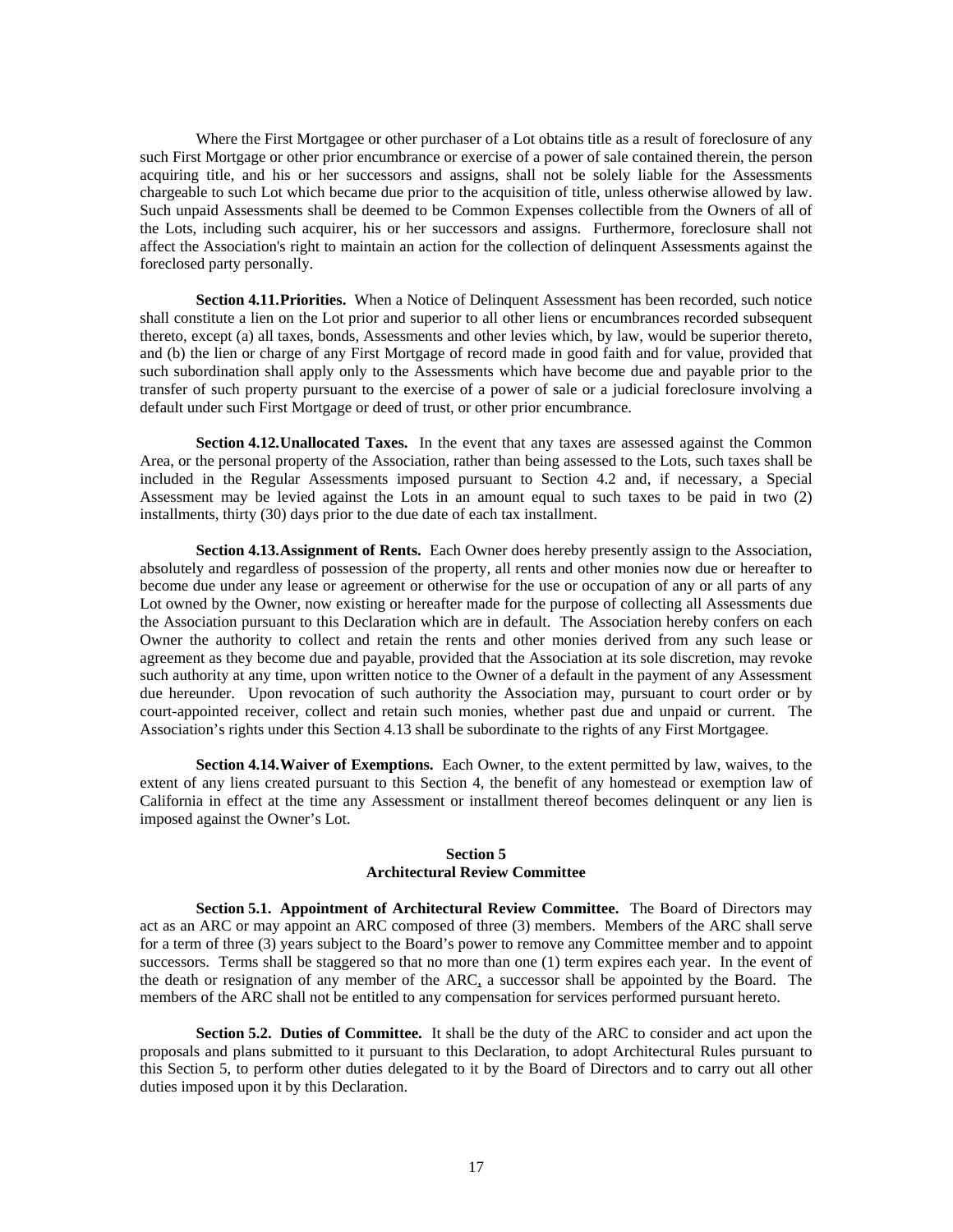Where the First Mortgagee or other purchaser of a Lot obtains title as a result of foreclosure of any such First Mortgage or other prior encumbrance or exercise of a power of sale contained therein, the person acquiring title, and his or her successors and assigns, shall not be solely liable for the Assessments chargeable to such Lot which became due prior to the acquisition of title, unless otherwise allowed by law. Such unpaid Assessments shall be deemed to be Common Expenses collectible from the Owners of all of the Lots, including such acquirer, his or her successors and assigns. Furthermore, foreclosure shall not affect the Association's right to maintain an action for the collection of delinquent Assessments against the foreclosed party personally.

**Section 4.11. Priorities.** When a Notice of Delinquent Assessment has been recorded, such notice shall constitute a lien on the Lot prior and superior to all other liens or encumbrances recorded subsequent thereto, except (a) all taxes, bonds, Assessments and other levies which, by law, would be superior thereto, and (b) the lien or charge of any First Mortgage of record made in good faith and for value, provided that such subordination shall apply only to the Assessments which have become due and payable prior to the transfer of such property pursuant to the exercise of a power of sale or a judicial foreclosure involving a default under such First Mortgage or deed of trust, or other prior encumbrance.

**Section 4.12. Unallocated Taxes.** In the event that any taxes are assessed against the Common Area, or the personal property of the Association, rather than being assessed to the Lots, such taxes shall be included in the Regular Assessments imposed pursuant to Section 4.2 and, if necessary, a Special Assessment may be levied against the Lots in an amount equal to such taxes to be paid in two (2) installments, thirty (30) days prior to the due date of each tax installment.

**Section 4.13. Assignment of Rents.** Each Owner does hereby presently assign to the Association, absolutely and regardless of possession of the property, all rents and other monies now due or hereafter to become due under any lease or agreement or otherwise for the use or occupation of any or all parts of any Lot owned by the Owner, now existing or hereafter made for the purpose of collecting all Assessments due the Association pursuant to this Declaration which are in default. The Association hereby confers on each Owner the authority to collect and retain the rents and other monies derived from any such lease or agreement as they become due and payable, provided that the Association at its sole discretion, may revoke such authority at any time, upon written notice to the Owner of a default in the payment of any Assessment due hereunder. Upon revocation of such authority the Association may, pursuant to court order or by court-appointed receiver, collect and retain such monies, whether past due and unpaid or current. The Association's rights under this Section 4.13 shall be subordinate to the rights of any First Mortgagee.

**Section 4.14. Waiver of Exemptions.** Each Owner, to the extent permitted by law, waives, to the extent of any liens created pursuant to this Section 4, the benefit of any homestead or exemption law of California in effect at the time any Assessment or installment thereof becomes delinquent or any lien is imposed against the Owner's Lot.

## Section 5
## Architectural Review Committee

**Section 5.1. Appointment of Architectural Review Committee.** The Board of Directors may act as an ARC or may appoint an ARC composed of three (3) members. Members of the ARC shall serve for a term of three (3) years subject to the Board's power to remove any Committee member and to appoint successors. Terms shall be staggered so that no more than one (1) term expires each year. In the event of the death or resignation of any member of the ARC, a successor shall be appointed by the Board. The members of the ARC shall not be entitled to any compensation for services performed pursuant hereto.

**Section 5.2. Duties of Committee.** It shall be the duty of the ARC to consider and act upon the proposals and plans submitted to it pursuant to this Declaration, to adopt Architectural Rules pursuant to this Section 5, to perform other duties delegated to it by the Board of Directors and to carry out all other duties imposed upon it by this Declaration.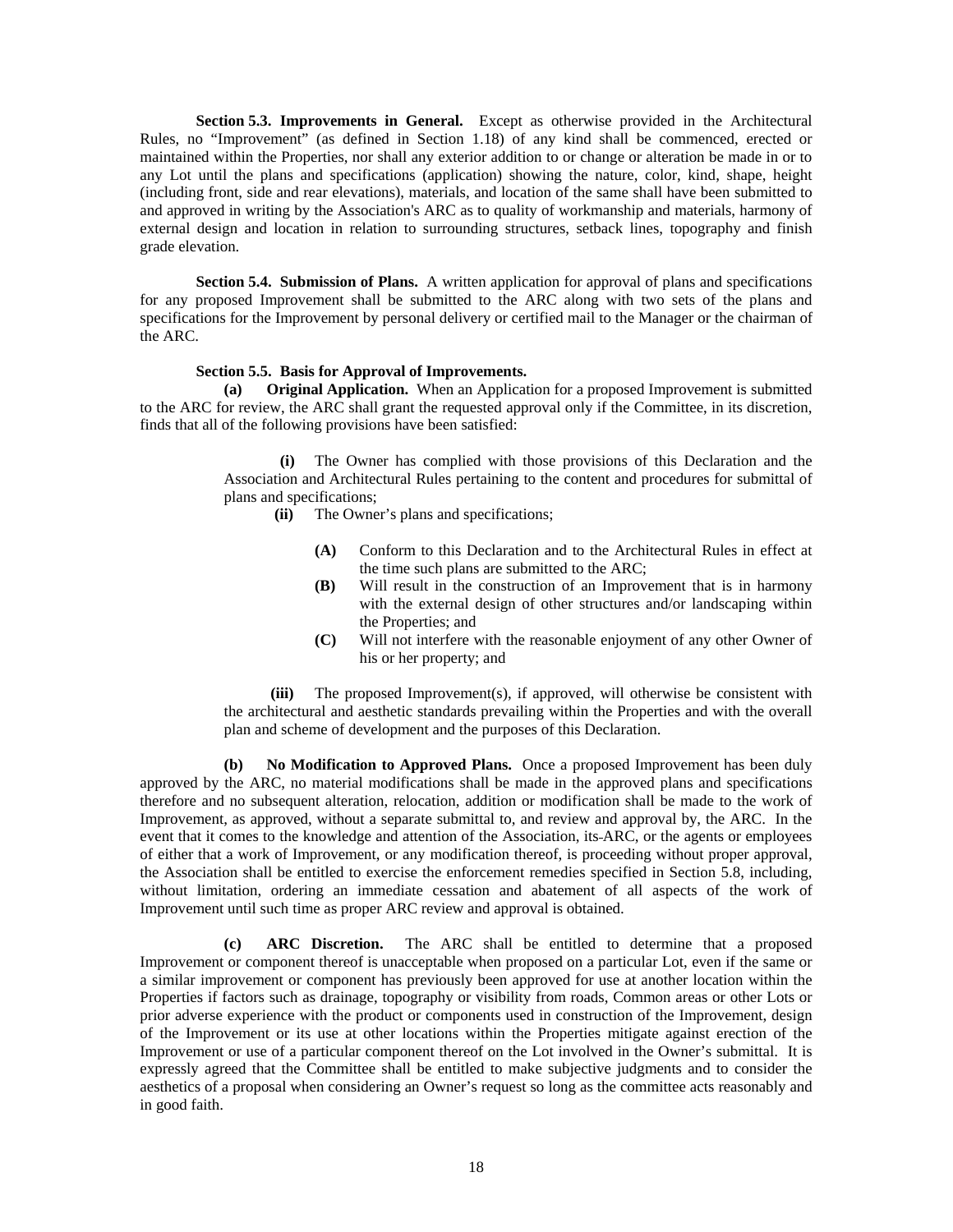**Section 5.3. Improvements in General.** Except as otherwise provided in the Architectural Rules, no "Improvement" (as defined in Section 1.18) of any kind shall be commenced, erected or maintained within the Properties, nor shall any exterior addition to or change or alteration be made in or to any Lot until the plans and specifications (application) showing the nature, color, kind, shape, height (including front, side and rear elevations), materials, and location of the same shall have been submitted to and approved in writing by the Association's ARC as to quality of workmanship and materials, harmony of external design and location in relation to surrounding structures, setback lines, topography and finish grade elevation.

**Section 5.4. Submission of Plans.** A written application for approval of plans and specifications for any proposed Improvement shall be submitted to the ARC along with two sets of the plans and specifications for the Improvement by personal delivery or certified mail to the Manager or the chairman of the ARC.

**Section 5.5. Basis for Approval of Improvements.**

**(a) Original Application.** When an Application for a proposed Improvement is submitted to the ARC for review, the ARC shall grant the requested approval only if the Committee, in its discretion, finds that all of the following provisions have been satisfied:

> **(i)** The Owner has complied with those provisions of this Declaration and the Association and Architectural Rules pertaining to the content and procedures for submittal of plans and specifications;
>
> **(ii)** The Owner's plans and specifications;
>
> > **(A)** Conform to this Declaration and to the Architectural Rules in effect at the time such plans are submitted to the ARC;
> >
> > **(B)** Will result in the construction of an Improvement that is in harmony with the external design of other structures and/or landscaping within the Properties; and
> >
> > **(C)** Will not interfere with the reasonable enjoyment of any other Owner of his or her property; and
>
> **(iii)** The proposed Improvement(s), if approved, will otherwise be consistent with the architectural and aesthetic standards prevailing within the Properties and with the overall plan and scheme of development and the purposes of this Declaration.

**(b) No Modification to Approved Plans.** Once a proposed Improvement has been duly approved by the ARC, no material modifications shall be made in the approved plans and specifications therefore and no subsequent alteration, relocation, addition or modification shall be made to the work of Improvement, as approved, without a separate submittal to, and review and approval by, the ARC. In the event that it comes to the knowledge and attention of the Association, its ARC, or the agents or employees of either that a work of Improvement, or any modification thereof, is proceeding without proper approval, the Association shall be entitled to exercise the enforcement remedies specified in Section 5.8, including, without limitation, ordering an immediate cessation and abatement of all aspects of the work of Improvement until such time as proper ARC review and approval is obtained.

**(c) ARC Discretion.** The ARC shall be entitled to determine that a proposed Improvement or component thereof is unacceptable when proposed on a particular Lot, even if the same or a similar improvement or component has previously been approved for use at another location within the Properties if factors such as drainage, topography or visibility from roads, Common areas or other Lots or prior adverse experience with the product or components used in construction of the Improvement, design of the Improvement or its use at other locations within the Properties mitigate against erection of the Improvement or use of a particular component thereof on the Lot involved in the Owner's submittal. It is expressly agreed that the Committee shall be entitled to make subjective judgments and to consider the aesthetics of a proposal when considering an Owner's request so long as the committee acts reasonably and in good faith.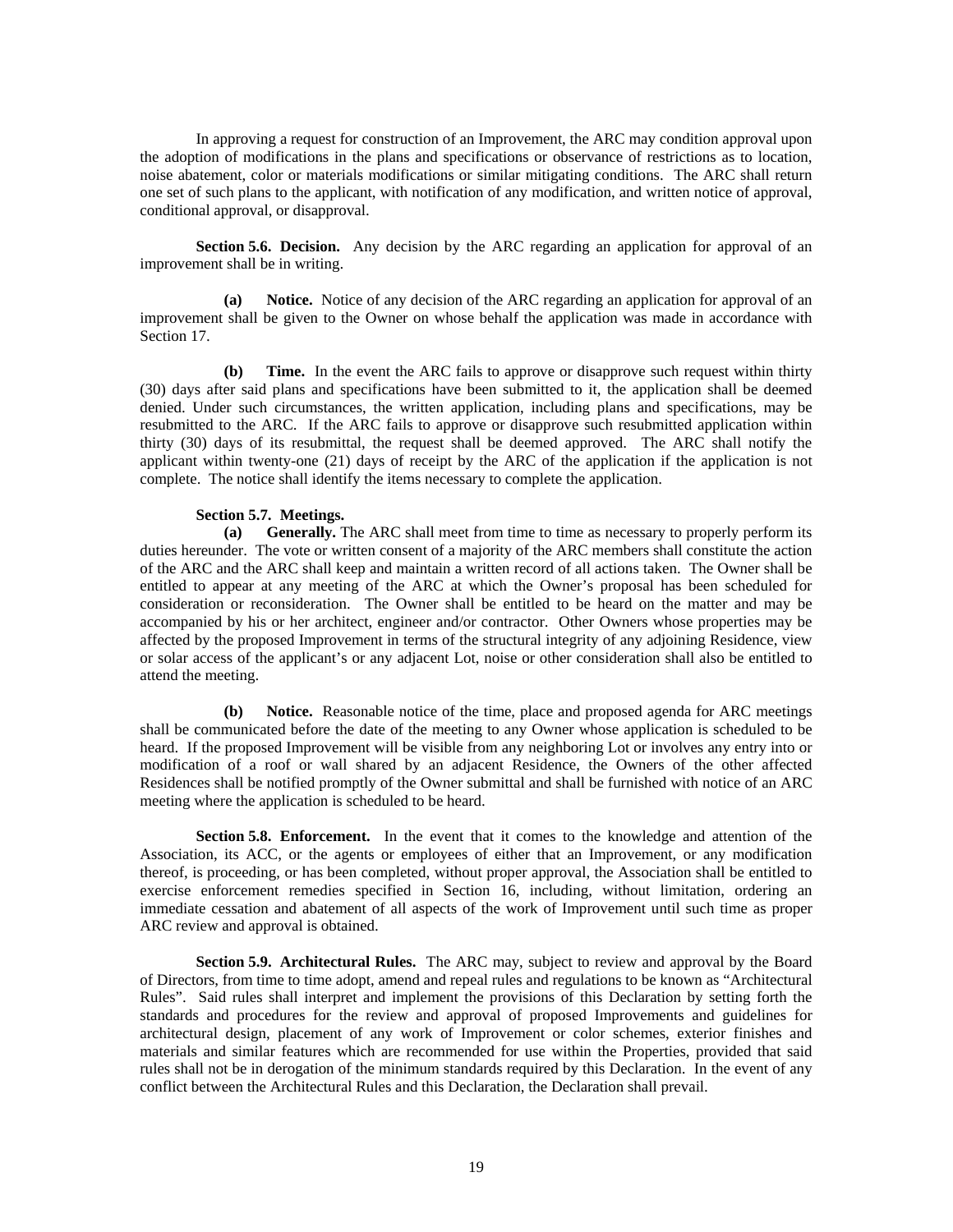In approving a request for construction of an Improvement, the ARC may condition approval upon the adoption of modifications in the plans and specifications or observance of restrictions as to location, noise abatement, color or materials modifications or similar mitigating conditions. The ARC shall return one set of such plans to the applicant, with notification of any modification, and written notice of approval, conditional approval, or disapproval.

**Section 5.6. Decision.** Any decision by the ARC regarding an application for approval of an improvement shall be in writing.

**(a) Notice.** Notice of any decision of the ARC regarding an application for approval of an improvement shall be given to the Owner on whose behalf the application was made in accordance with Section 17.

**(b) Time.** In the event the ARC fails to approve or disapprove such request within thirty (30) days after said plans and specifications have been submitted to it, the application shall be deemed denied. Under such circumstances, the written application, including plans and specifications, may be resubmitted to the ARC. If the ARC fails to approve or disapprove such resubmitted application within thirty (30) days of its resubmittal, the request shall be deemed approved. The ARC shall notify the applicant within twenty-one (21) days of receipt by the ARC of the application if the application is not complete. The notice shall identify the items necessary to complete the application.

**Section 5.7. Meetings.**

**(a) Generally.** The ARC shall meet from time to time as necessary to properly perform its duties hereunder. The vote or written consent of a majority of the ARC members shall constitute the action of the ARC and the ARC shall keep and maintain a written record of all actions taken. The Owner shall be entitled to appear at any meeting of the ARC at which the Owner's proposal has been scheduled for consideration or reconsideration. The Owner shall be entitled to be heard on the matter and may be accompanied by his or her architect, engineer and/or contractor. Other Owners whose properties may be affected by the proposed Improvement in terms of the structural integrity of any adjoining Residence, view or solar access of the applicant's or any adjacent Lot, noise or other consideration shall also be entitled to attend the meeting.

**(b) Notice.** Reasonable notice of the time, place and proposed agenda for ARC meetings shall be communicated before the date of the meeting to any Owner whose application is scheduled to be heard. If the proposed Improvement will be visible from any neighboring Lot or involves any entry into or modification of a roof or wall shared by an adjacent Residence, the Owners of the other affected Residences shall be notified promptly of the Owner submittal and shall be furnished with notice of an ARC meeting where the application is scheduled to be heard.

**Section 5.8. Enforcement.** In the event that it comes to the knowledge and attention of the Association, its ACC, or the agents or employees of either that an Improvement, or any modification thereof, is proceeding, or has been completed, without proper approval, the Association shall be entitled to exercise enforcement remedies specified in Section 16, including, without limitation, ordering an immediate cessation and abatement of all aspects of the work of Improvement until such time as proper ARC review and approval is obtained.

**Section 5.9. Architectural Rules.** The ARC may, subject to review and approval by the Board of Directors, from time to time adopt, amend and repeal rules and regulations to be known as "Architectural Rules". Said rules shall interpret and implement the provisions of this Declaration by setting forth the standards and procedures for the review and approval of proposed Improvements and guidelines for architectural design, placement of any work of Improvement or color schemes, exterior finishes and materials and similar features which are recommended for use within the Properties, provided that said rules shall not be in derogation of the minimum standards required by this Declaration. In the event of any conflict between the Architectural Rules and this Declaration, the Declaration shall prevail.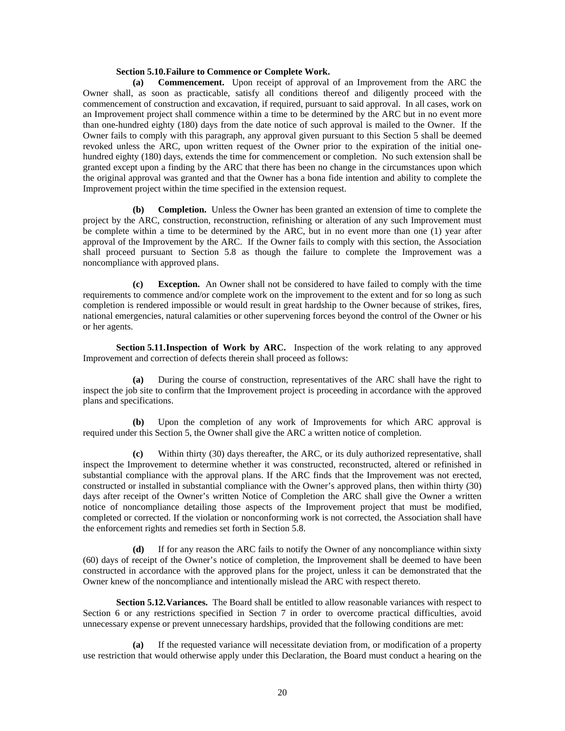**Section 5.10. Failure to Commence or Complete Work.**

**(a) Commencement.** Upon receipt of approval of an Improvement from the ARC the Owner shall, as soon as practicable, satisfy all conditions thereof and diligently proceed with the commencement of construction and excavation, if required, pursuant to said approval. In all cases, work on an Improvement project shall commence within a time to be determined by the ARC but in no event more than one-hundred eighty (180) days from the date notice of such approval is mailed to the Owner. If the Owner fails to comply with this paragraph, any approval given pursuant to this Section 5 shall be deemed revoked unless the ARC, upon written request of the Owner prior to the expiration of the initial one-hundred eighty (180) days, extends the time for commencement or completion. No such extension shall be granted except upon a finding by the ARC that there has been no change in the circumstances upon which the original approval was granted and that the Owner has a bona fide intention and ability to complete the Improvement project within the time specified in the extension request.

**(b) Completion.** Unless the Owner has been granted an extension of time to complete the project by the ARC, construction, reconstruction, refinishing or alteration of any such Improvement must be complete within a time to be determined by the ARC, but in no event more than one (1) year after approval of the Improvement by the ARC. If the Owner fails to comply with this section, the Association shall proceed pursuant to Section 5.8 as though the failure to complete the Improvement was a noncompliance with approved plans.

**(c) Exception.** An Owner shall not be considered to have failed to comply with the time requirements to commence and/or complete work on the improvement to the extent and for so long as such completion is rendered impossible or would result in great hardship to the Owner because of strikes, fires, national emergencies, natural calamities or other supervening forces beyond the control of the Owner or his or her agents.

**Section 5.11. Inspection of Work by ARC.** Inspection of the work relating to any approved Improvement and correction of defects therein shall proceed as follows:

**(a)** During the course of construction, representatives of the ARC shall have the right to inspect the job site to confirm that the Improvement project is proceeding in accordance with the approved plans and specifications.

**(b)** Upon the completion of any work of Improvements for which ARC approval is required under this Section 5, the Owner shall give the ARC a written notice of completion.

**(c)** Within thirty (30) days thereafter, the ARC, or its duly authorized representative, shall inspect the Improvement to determine whether it was constructed, reconstructed, altered or refinished in substantial compliance with the approval plans. If the ARC finds that the Improvement was not erected, constructed or installed in substantial compliance with the Owner's approved plans, then within thirty (30) days after receipt of the Owner's written Notice of Completion the ARC shall give the Owner a written notice of noncompliance detailing those aspects of the Improvement project that must be modified, completed or corrected. If the violation or nonconforming work is not corrected, the Association shall have the enforcement rights and remedies set forth in Section 5.8.

**(d)** If for any reason the ARC fails to notify the Owner of any noncompliance within sixty (60) days of receipt of the Owner's notice of completion, the Improvement shall be deemed to have been constructed in accordance with the approved plans for the project, unless it can be demonstrated that the Owner knew of the noncompliance and intentionally mislead the ARC with respect thereto.

**Section 5.12. Variances.** The Board shall be entitled to allow reasonable variances with respect to Section 6 or any restrictions specified in Section 7 in order to overcome practical difficulties, avoid unnecessary expense or prevent unnecessary hardships, provided that the following conditions are met:

**(a)** If the requested variance will necessitate deviation from, or modification of a property use restriction that would otherwise apply under this Declaration, the Board must conduct a hearing on the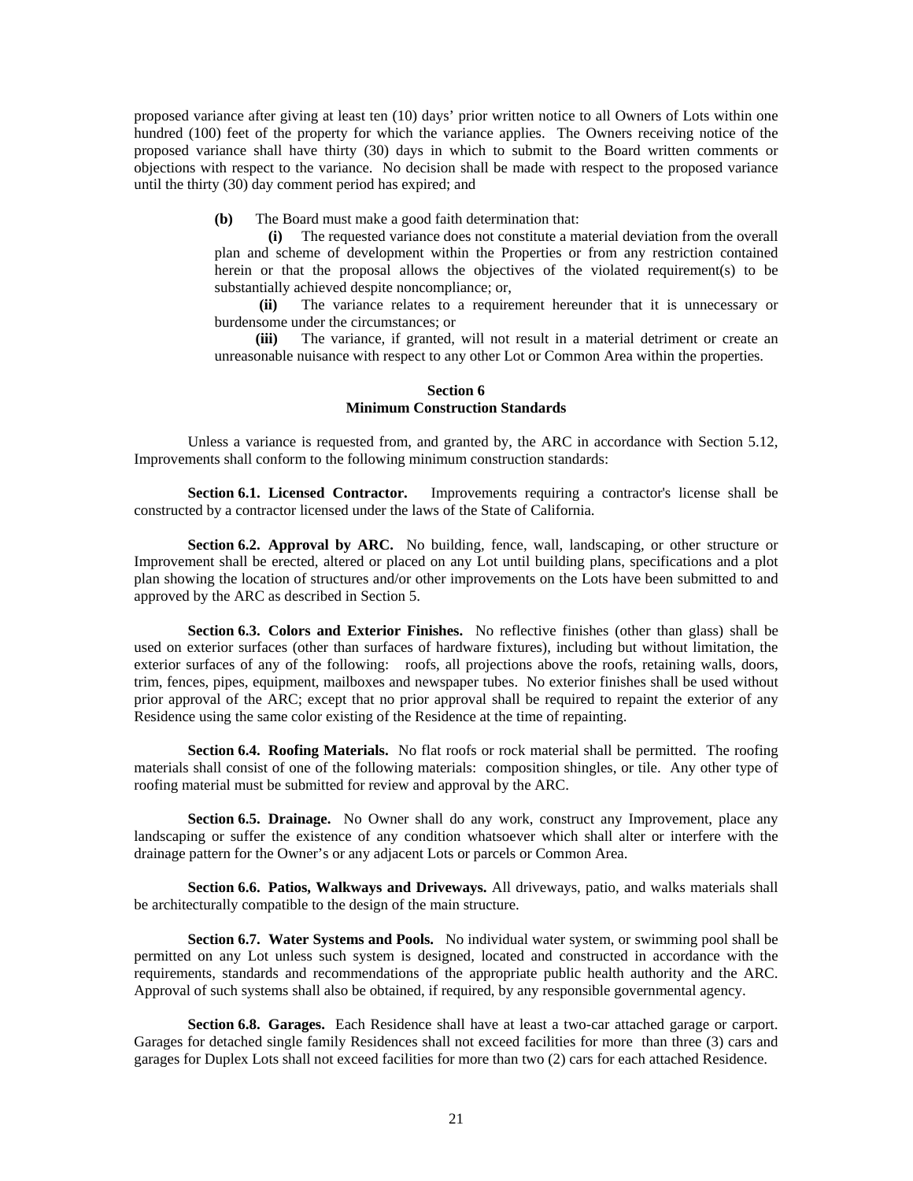proposed variance after giving at least ten (10) days' prior written notice to all Owners of Lots within one hundred (100) feet of the property for which the variance applies. The Owners receiving notice of the proposed variance shall have thirty (30) days in which to submit to the Board written comments or objections with respect to the variance. No decision shall be made with respect to the proposed variance until the thirty (30) day comment period has expired; and

**(b)** The Board must make a good faith determination that:

**(i)** The requested variance does not constitute a material deviation from the overall plan and scheme of development within the Properties or from any restriction contained herein or that the proposal allows the objectives of the violated requirement(s) to be substantially achieved despite noncompliance; or,

**(ii)** The variance relates to a requirement hereunder that it is unnecessary or burdensome under the circumstances; or

**(iii)** The variance, if granted, will not result in a material detriment or create an unreasonable nuisance with respect to any other Lot or Common Area within the properties.

## Section 6
## Minimum Construction Standards

Unless a variance is requested from, and granted by, the ARC in accordance with Section 5.12, Improvements shall conform to the following minimum construction standards:

**Section 6.1. Licensed Contractor.** Improvements requiring a contractor's license shall be constructed by a contractor licensed under the laws of the State of California.

**Section 6.2. Approval by ARC.** No building, fence, wall, landscaping, or other structure or Improvement shall be erected, altered or placed on any Lot until building plans, specifications and a plot plan showing the location of structures and/or other improvements on the Lots have been submitted to and approved by the ARC as described in Section 5.

**Section 6.3. Colors and Exterior Finishes.** No reflective finishes (other than glass) shall be used on exterior surfaces (other than surfaces of hardware fixtures), including but without limitation, the exterior surfaces of any of the following: roofs, all projections above the roofs, retaining walls, doors, trim, fences, pipes, equipment, mailboxes and newspaper tubes. No exterior finishes shall be used without prior approval of the ARC; except that no prior approval shall be required to repaint the exterior of any Residence using the same color existing of the Residence at the time of repainting.

**Section 6.4. Roofing Materials.** No flat roofs or rock material shall be permitted. The roofing materials shall consist of one of the following materials: composition shingles, or tile. Any other type of roofing material must be submitted for review and approval by the ARC.

**Section 6.5. Drainage.** No Owner shall do any work, construct any Improvement, place any landscaping or suffer the existence of any condition whatsoever which shall alter or interfere with the drainage pattern for the Owner's or any adjacent Lots or parcels or Common Area.

**Section 6.6. Patios, Walkways and Driveways.** All driveways, patio, and walks materials shall be architecturally compatible to the design of the main structure.

**Section 6.7. Water Systems and Pools.** No individual water system, or swimming pool shall be permitted on any Lot unless such system is designed, located and constructed in accordance with the requirements, standards and recommendations of the appropriate public health authority and the ARC. Approval of such systems shall also be obtained, if required, by any responsible governmental agency.

**Section 6.8. Garages.** Each Residence shall have at least a two-car attached garage or carport. Garages for detached single family Residences shall not exceed facilities for more than three (3) cars and garages for Duplex Lots shall not exceed facilities for more than two (2) cars for each attached Residence.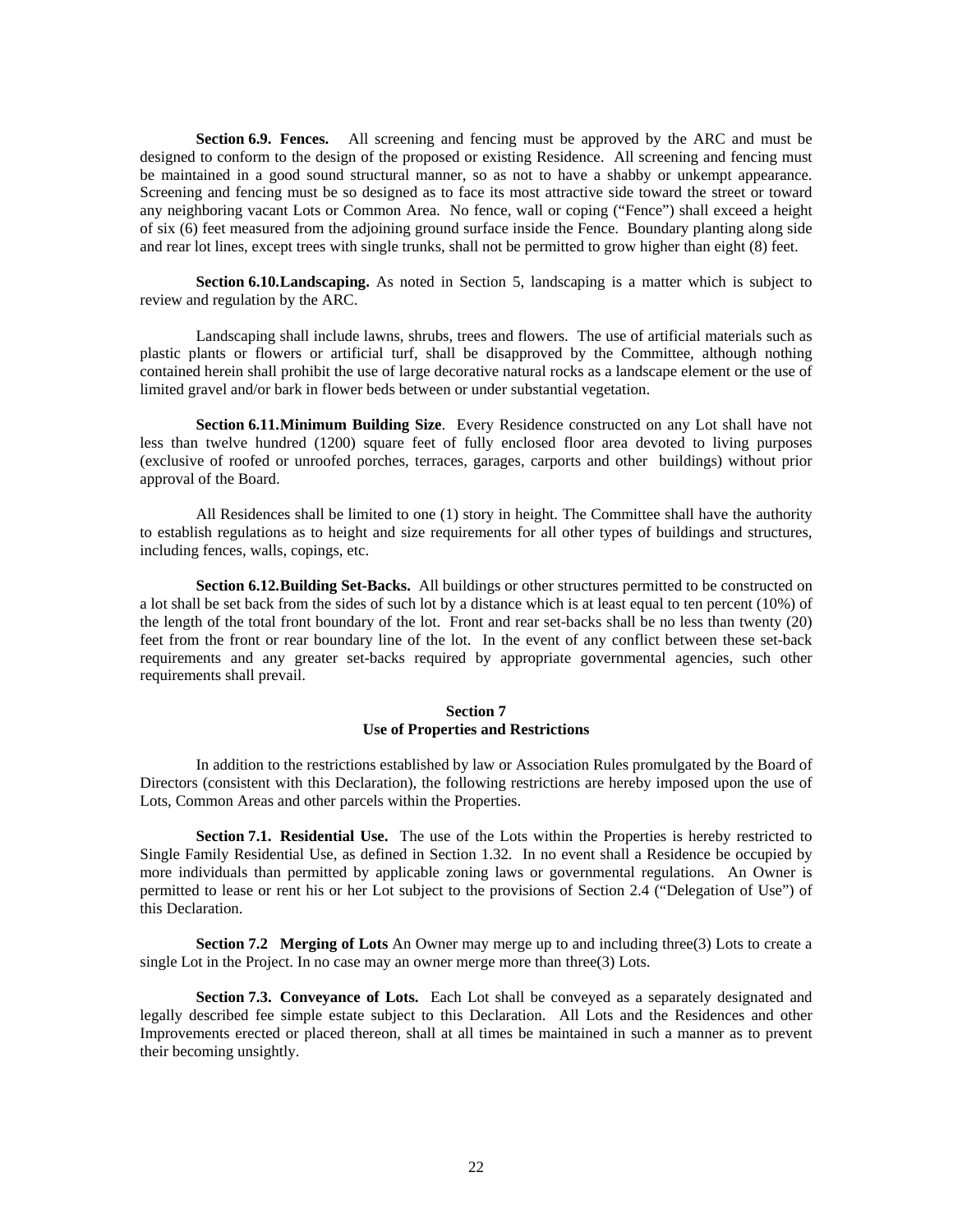**Section 6.9. Fences.** All screening and fencing must be approved by the ARC and must be designed to conform to the design of the proposed or existing Residence. All screening and fencing must be maintained in a good sound structural manner, so as not to have a shabby or unkempt appearance. Screening and fencing must be so designed as to face its most attractive side toward the street or toward any neighboring vacant Lots or Common Area. No fence, wall or coping ("Fence") shall exceed a height of six (6) feet measured from the adjoining ground surface inside the Fence. Boundary planting along side and rear lot lines, except trees with single trunks, shall not be permitted to grow higher than eight (8) feet.

**Section 6.10.Landscaping.** As noted in Section 5, landscaping is a matter which is subject to review and regulation by the ARC.

Landscaping shall include lawns, shrubs, trees and flowers. The use of artificial materials such as plastic plants or flowers or artificial turf, shall be disapproved by the Committee, although nothing contained herein shall prohibit the use of large decorative natural rocks as a landscape element or the use of limited gravel and/or bark in flower beds between or under substantial vegetation.

**Section 6.11.Minimum Building Size**. Every Residence constructed on any Lot shall have not less than twelve hundred (1200) square feet of fully enclosed floor area devoted to living purposes (exclusive of roofed or unroofed porches, terraces, garages, carports and other buildings) without prior approval of the Board.

All Residences shall be limited to one (1) story in height. The Committee shall have the authority to establish regulations as to height and size requirements for all other types of buildings and structures, including fences, walls, copings, etc.

**Section 6.12.Building Set-Backs.** All buildings or other structures permitted to be constructed on a lot shall be set back from the sides of such lot by a distance which is at least equal to ten percent (10%) of the length of the total front boundary of the lot. Front and rear set-backs shall be no less than twenty (20) feet from the front or rear boundary line of the lot. In the event of any conflict between these set-back requirements and any greater set-backs required by appropriate governmental agencies, such other requirements shall prevail.

## Section 7
## Use of Properties and Restrictions

In addition to the restrictions established by law or Association Rules promulgated by the Board of Directors (consistent with this Declaration), the following restrictions are hereby imposed upon the use of Lots, Common Areas and other parcels within the Properties.

**Section 7.1. Residential Use.** The use of the Lots within the Properties is hereby restricted to Single Family Residential Use, as defined in Section 1.32. In no event shall a Residence be occupied by more individuals than permitted by applicable zoning laws or governmental regulations. An Owner is permitted to lease or rent his or her Lot subject to the provisions of Section 2.4 ("Delegation of Use") of this Declaration.

**Section 7.2 Merging of Lots** An Owner may merge up to and including three(3) Lots to create a single Lot in the Project. In no case may an owner merge more than three(3) Lots.

**Section 7.3. Conveyance of Lots.** Each Lot shall be conveyed as a separately designated and legally described fee simple estate subject to this Declaration. All Lots and the Residences and other Improvements erected or placed thereon, shall at all times be maintained in such a manner as to prevent their becoming unsightly.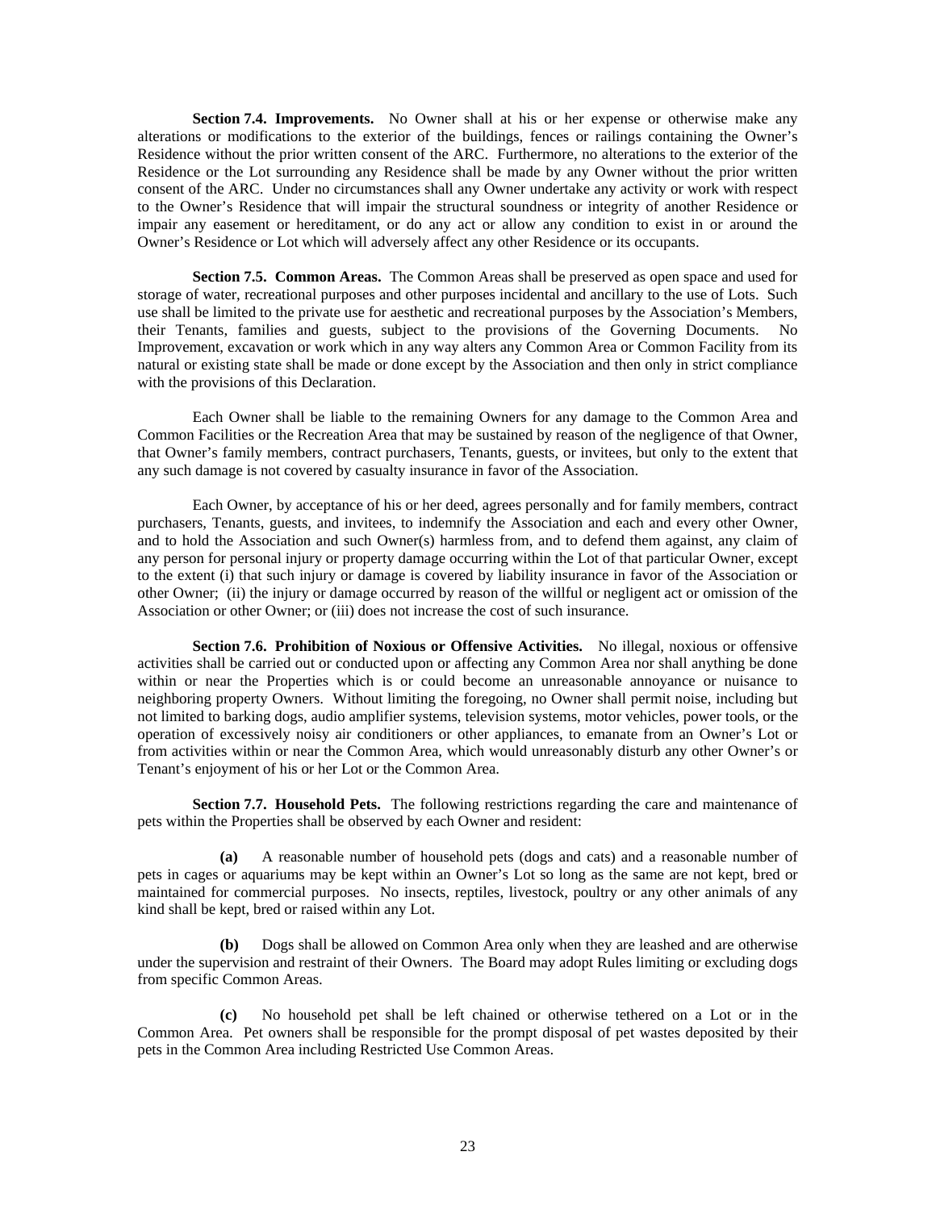**Section 7.4. Improvements.** No Owner shall at his or her expense or otherwise make any alterations or modifications to the exterior of the buildings, fences or railings containing the Owner's Residence without the prior written consent of the ARC. Furthermore, no alterations to the exterior of the Residence or the Lot surrounding any Residence shall be made by any Owner without the prior written consent of the ARC. Under no circumstances shall any Owner undertake any activity or work with respect to the Owner's Residence that will impair the structural soundness or integrity of another Residence or impair any easement or hereditament, or do any act or allow any condition to exist in or around the Owner's Residence or Lot which will adversely affect any other Residence or its occupants.

**Section 7.5. Common Areas.** The Common Areas shall be preserved as open space and used for storage of water, recreational purposes and other purposes incidental and ancillary to the use of Lots. Such use shall be limited to the private use for aesthetic and recreational purposes by the Association's Members, their Tenants, families and guests, subject to the provisions of the Governing Documents. No Improvement, excavation or work which in any way alters any Common Area or Common Facility from its natural or existing state shall be made or done except by the Association and then only in strict compliance with the provisions of this Declaration.

Each Owner shall be liable to the remaining Owners for any damage to the Common Area and Common Facilities or the Recreation Area that may be sustained by reason of the negligence of that Owner, that Owner's family members, contract purchasers, Tenants, guests, or invitees, but only to the extent that any such damage is not covered by casualty insurance in favor of the Association.

Each Owner, by acceptance of his or her deed, agrees personally and for family members, contract purchasers, Tenants, guests, and invitees, to indemnify the Association and each and every other Owner, and to hold the Association and such Owner(s) harmless from, and to defend them against, any claim of any person for personal injury or property damage occurring within the Lot of that particular Owner, except to the extent (i) that such injury or damage is covered by liability insurance in favor of the Association or other Owner; (ii) the injury or damage occurred by reason of the willful or negligent act or omission of the Association or other Owner; or (iii) does not increase the cost of such insurance.

**Section 7.6. Prohibition of Noxious or Offensive Activities.** No illegal, noxious or offensive activities shall be carried out or conducted upon or affecting any Common Area nor shall anything be done within or near the Properties which is or could become an unreasonable annoyance or nuisance to neighboring property Owners. Without limiting the foregoing, no Owner shall permit noise, including but not limited to barking dogs, audio amplifier systems, television systems, motor vehicles, power tools, or the operation of excessively noisy air conditioners or other appliances, to emanate from an Owner's Lot or from activities within or near the Common Area, which would unreasonably disturb any other Owner's or Tenant's enjoyment of his or her Lot or the Common Area.

**Section 7.7. Household Pets.** The following restrictions regarding the care and maintenance of pets within the Properties shall be observed by each Owner and resident:

**(a)** A reasonable number of household pets (dogs and cats) and a reasonable number of pets in cages or aquariums may be kept within an Owner's Lot so long as the same are not kept, bred or maintained for commercial purposes. No insects, reptiles, livestock, poultry or any other animals of any kind shall be kept, bred or raised within any Lot.

**(b)** Dogs shall be allowed on Common Area only when they are leashed and are otherwise under the supervision and restraint of their Owners. The Board may adopt Rules limiting or excluding dogs from specific Common Areas.

**(c)** No household pet shall be left chained or otherwise tethered on a Lot or in the Common Area. Pet owners shall be responsible for the prompt disposal of pet wastes deposited by their pets in the Common Area including Restricted Use Common Areas.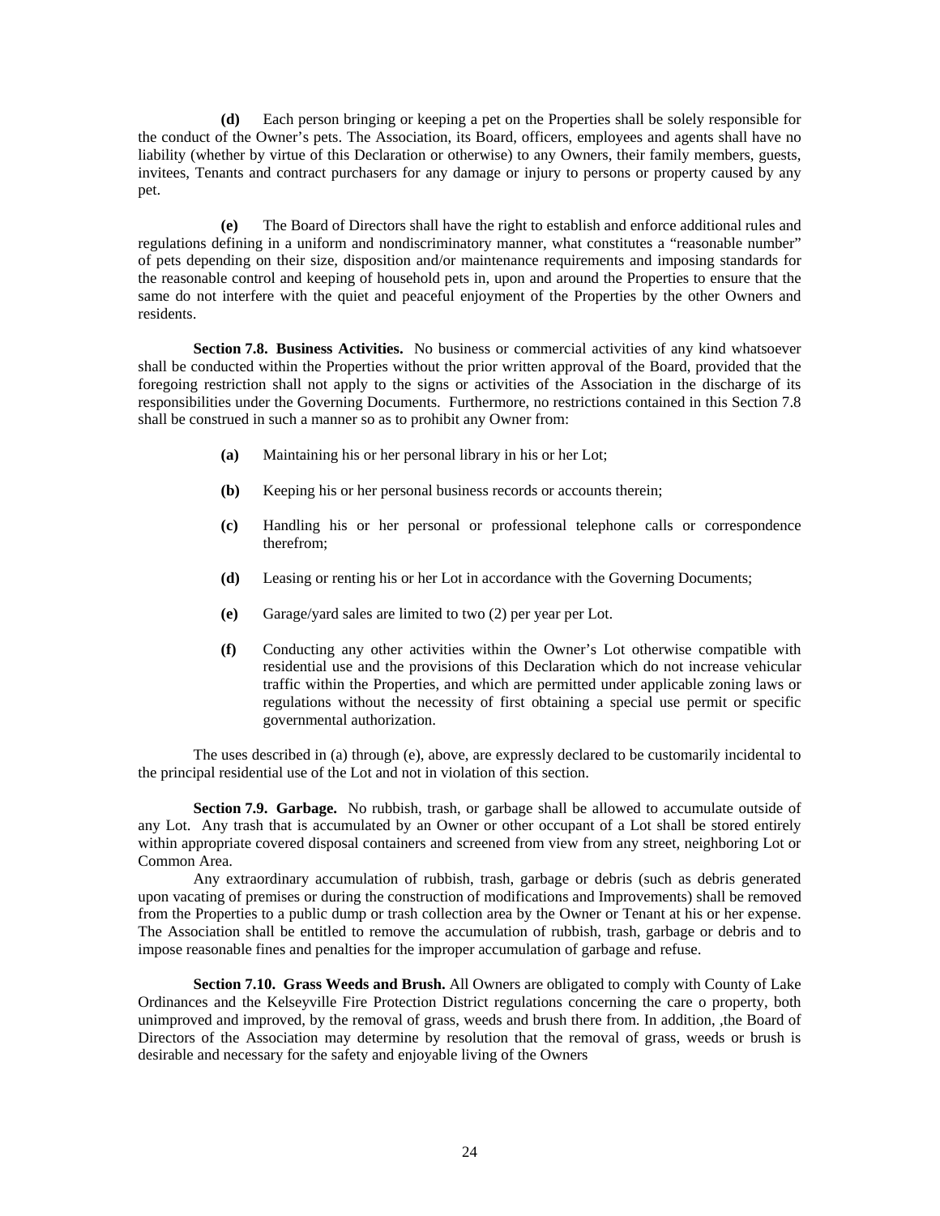**(d)** Each person bringing or keeping a pet on the Properties shall be solely responsible for the conduct of the Owner's pets. The Association, its Board, officers, employees and agents shall have no liability (whether by virtue of this Declaration or otherwise) to any Owners, their family members, guests, invitees, Tenants and contract purchasers for any damage or injury to persons or property caused by any pet.

**(e)** The Board of Directors shall have the right to establish and enforce additional rules and regulations defining in a uniform and nondiscriminatory manner, what constitutes a "reasonable number" of pets depending on their size, disposition and/or maintenance requirements and imposing standards for the reasonable control and keeping of household pets in, upon and around the Properties to ensure that the same do not interfere with the quiet and peaceful enjoyment of the Properties by the other Owners and residents.

**Section 7.8. Business Activities.** No business or commercial activities of any kind whatsoever shall be conducted within the Properties without the prior written approval of the Board, provided that the foregoing restriction shall not apply to the signs or activities of the Association in the discharge of its responsibilities under the Governing Documents. Furthermore, no restrictions contained in this Section 7.8 shall be construed in such a manner so as to prohibit any Owner from:

**(a)** Maintaining his or her personal library in his or her Lot;

**(b)** Keeping his or her personal business records or accounts therein;

**(c)** Handling his or her personal or professional telephone calls or correspondence therefrom;

**(d)** Leasing or renting his or her Lot in accordance with the Governing Documents;

**(e)** Garage/yard sales are limited to two (2) per year per Lot.

**(f)** Conducting any other activities within the Owner's Lot otherwise compatible with residential use and the provisions of this Declaration which do not increase vehicular traffic within the Properties, and which are permitted under applicable zoning laws or regulations without the necessity of first obtaining a special use permit or specific governmental authorization.

The uses described in (a) through (e), above, are expressly declared to be customarily incidental to the principal residential use of the Lot and not in violation of this section.

**Section 7.9. Garbage.** No rubbish, trash, or garbage shall be allowed to accumulate outside of any Lot. Any trash that is accumulated by an Owner or other occupant of a Lot shall be stored entirely within appropriate covered disposal containers and screened from view from any street, neighboring Lot or Common Area.

Any extraordinary accumulation of rubbish, trash, garbage or debris (such as debris generated upon vacating of premises or during the construction of modifications and Improvements) shall be removed from the Properties to a public dump or trash collection area by the Owner or Tenant at his or her expense. The Association shall be entitled to remove the accumulation of rubbish, trash, garbage or debris and to impose reasonable fines and penalties for the improper accumulation of garbage and refuse.

**Section 7.10. Grass Weeds and Brush.** All Owners are obligated to comply with County of Lake Ordinances and the Kelseyville Fire Protection District regulations concerning the care o property, both unimproved and improved, by the removal of grass, weeds and brush there from. In addition, ,the Board of Directors of the Association may determine by resolution that the removal of grass, weeds or brush is desirable and necessary for the safety and enjoyable living of the Owners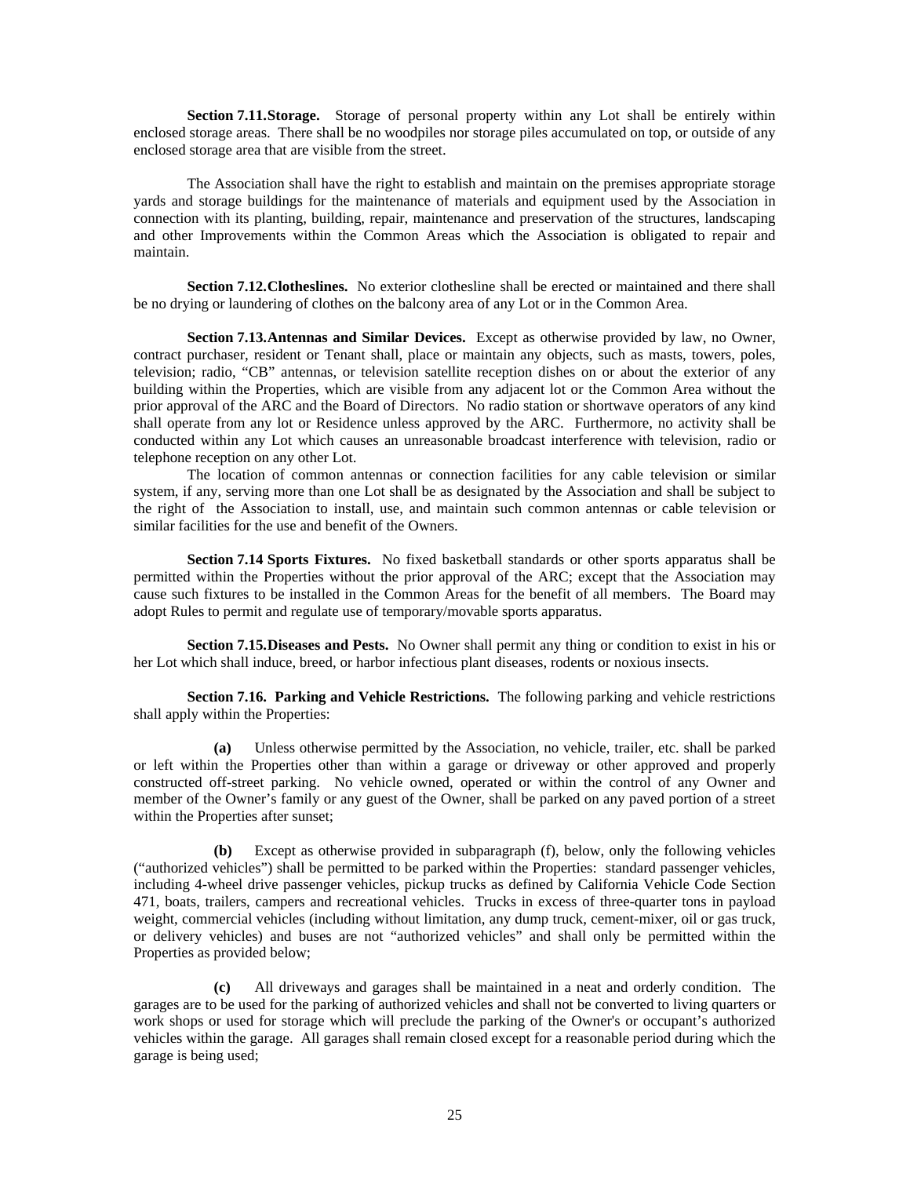**Section 7.11.Storage.** Storage of personal property within any Lot shall be entirely within enclosed storage areas. There shall be no woodpiles nor storage piles accumulated on top, or outside of any enclosed storage area that are visible from the street.

The Association shall have the right to establish and maintain on the premises appropriate storage yards and storage buildings for the maintenance of materials and equipment used by the Association in connection with its planting, building, repair, maintenance and preservation of the structures, landscaping and other Improvements within the Common Areas which the Association is obligated to repair and maintain.

**Section 7.12.Clotheslines.** No exterior clothesline shall be erected or maintained and there shall be no drying or laundering of clothes on the balcony area of any Lot or in the Common Area.

**Section 7.13.Antennas and Similar Devices.** Except as otherwise provided by law, no Owner, contract purchaser, resident or Tenant shall, place or maintain any objects, such as masts, towers, poles, television; radio, "CB" antennas, or television satellite reception dishes on or about the exterior of any building within the Properties, which are visible from any adjacent lot or the Common Area without the prior approval of the ARC and the Board of Directors. No radio station or shortwave operators of any kind shall operate from any lot or Residence unless approved by the ARC. Furthermore, no activity shall be conducted within any Lot which causes an unreasonable broadcast interference with television, radio or telephone reception on any other Lot.

The location of common antennas or connection facilities for any cable television or similar system, if any, serving more than one Lot shall be as designated by the Association and shall be subject to the right of the Association to install, use, and maintain such common antennas or cable television or similar facilities for the use and benefit of the Owners.

**Section 7.14 Sports Fixtures.** No fixed basketball standards or other sports apparatus shall be permitted within the Properties without the prior approval of the ARC; except that the Association may cause such fixtures to be installed in the Common Areas for the benefit of all members. The Board may adopt Rules to permit and regulate use of temporary/movable sports apparatus.

**Section 7.15.Diseases and Pests.** No Owner shall permit any thing or condition to exist in his or her Lot which shall induce, breed, or harbor infectious plant diseases, rodents or noxious insects.

**Section 7.16. Parking and Vehicle Restrictions.** The following parking and vehicle restrictions shall apply within the Properties:

**(a)** Unless otherwise permitted by the Association, no vehicle, trailer, etc. shall be parked or left within the Properties other than within a garage or driveway or other approved and properly constructed off-street parking. No vehicle owned, operated or within the control of any Owner and member of the Owner's family or any guest of the Owner, shall be parked on any paved portion of a street within the Properties after sunset;

**(b)** Except as otherwise provided in subparagraph (f), below, only the following vehicles ("authorized vehicles") shall be permitted to be parked within the Properties: standard passenger vehicles, including 4-wheel drive passenger vehicles, pickup trucks as defined by California Vehicle Code Section 471, boats, trailers, campers and recreational vehicles. Trucks in excess of three-quarter tons in payload weight, commercial vehicles (including without limitation, any dump truck, cement-mixer, oil or gas truck, or delivery vehicles) and buses are not "authorized vehicles" and shall only be permitted within the Properties as provided below;

**(c)** All driveways and garages shall be maintained in a neat and orderly condition. The garages are to be used for the parking of authorized vehicles and shall not be converted to living quarters or work shops or used for storage which will preclude the parking of the Owner's or occupant's authorized vehicles within the garage. All garages shall remain closed except for a reasonable period during which the garage is being used;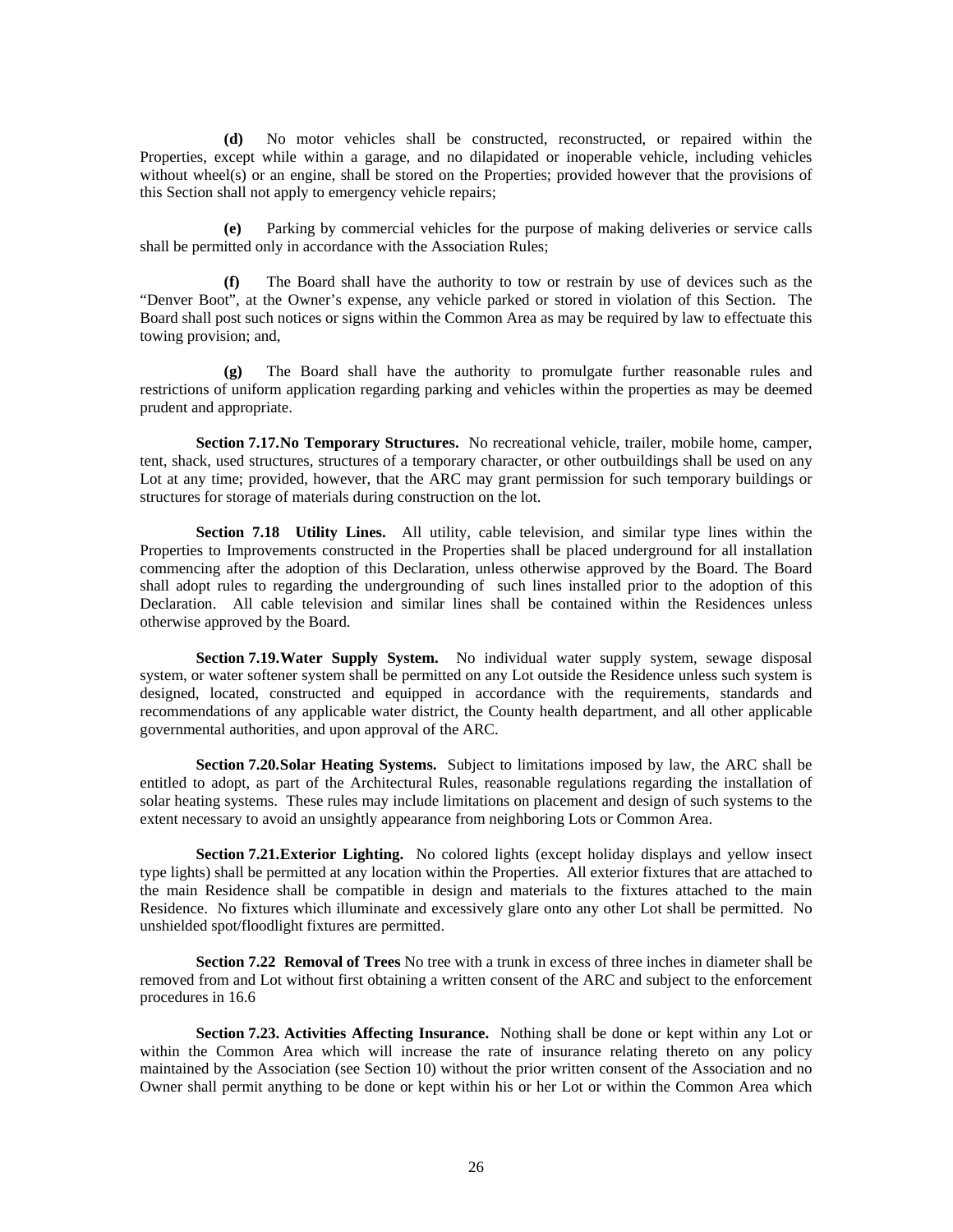**(d)** No motor vehicles shall be constructed, reconstructed, or repaired within the Properties, except while within a garage, and no dilapidated or inoperable vehicle, including vehicles without wheel(s) or an engine, shall be stored on the Properties; provided however that the provisions of this Section shall not apply to emergency vehicle repairs;

**(e)** Parking by commercial vehicles for the purpose of making deliveries or service calls shall be permitted only in accordance with the Association Rules;

**(f)** The Board shall have the authority to tow or restrain by use of devices such as the "Denver Boot", at the Owner's expense, any vehicle parked or stored in violation of this Section. The Board shall post such notices or signs within the Common Area as may be required by law to effectuate this towing provision; and,

**(g)** The Board shall have the authority to promulgate further reasonable rules and restrictions of uniform application regarding parking and vehicles within the properties as may be deemed prudent and appropriate.

**Section 7.17.No Temporary Structures.** No recreational vehicle, trailer, mobile home, camper, tent, shack, used structures, structures of a temporary character, or other outbuildings shall be used on any Lot at any time; provided, however, that the ARC may grant permission for such temporary buildings or structures for storage of materials during construction on the lot.

**Section 7.18 Utility Lines.** All utility, cable television, and similar type lines within the Properties to Improvements constructed in the Properties shall be placed underground for all installation commencing after the adoption of this Declaration, unless otherwise approved by the Board. The Board shall adopt rules to regarding the undergrounding of such lines installed prior to the adoption of this Declaration. All cable television and similar lines shall be contained within the Residences unless otherwise approved by the Board.

**Section 7.19.Water Supply System.** No individual water supply system, sewage disposal system, or water softener system shall be permitted on any Lot outside the Residence unless such system is designed, located, constructed and equipped in accordance with the requirements, standards and recommendations of any applicable water district, the County health department, and all other applicable governmental authorities, and upon approval of the ARC.

**Section 7.20.Solar Heating Systems.** Subject to limitations imposed by law, the ARC shall be entitled to adopt, as part of the Architectural Rules, reasonable regulations regarding the installation of solar heating systems. These rules may include limitations on placement and design of such systems to the extent necessary to avoid an unsightly appearance from neighboring Lots or Common Area.

**Section 7.21.Exterior Lighting.** No colored lights (except holiday displays and yellow insect type lights) shall be permitted at any location within the Properties. All exterior fixtures that are attached to the main Residence shall be compatible in design and materials to the fixtures attached to the main Residence. No fixtures which illuminate and excessively glare onto any other Lot shall be permitted. No unshielded spot/floodlight fixtures are permitted.

**Section 7.22 Removal of Trees** No tree with a trunk in excess of three inches in diameter shall be removed from and Lot without first obtaining a written consent of the ARC and subject to the enforcement procedures in 16.6

**Section 7.23. Activities Affecting Insurance.** Nothing shall be done or kept within any Lot or within the Common Area which will increase the rate of insurance relating thereto on any policy maintained by the Association (see Section 10) without the prior written consent of the Association and no Owner shall permit anything to be done or kept within his or her Lot or within the Common Area which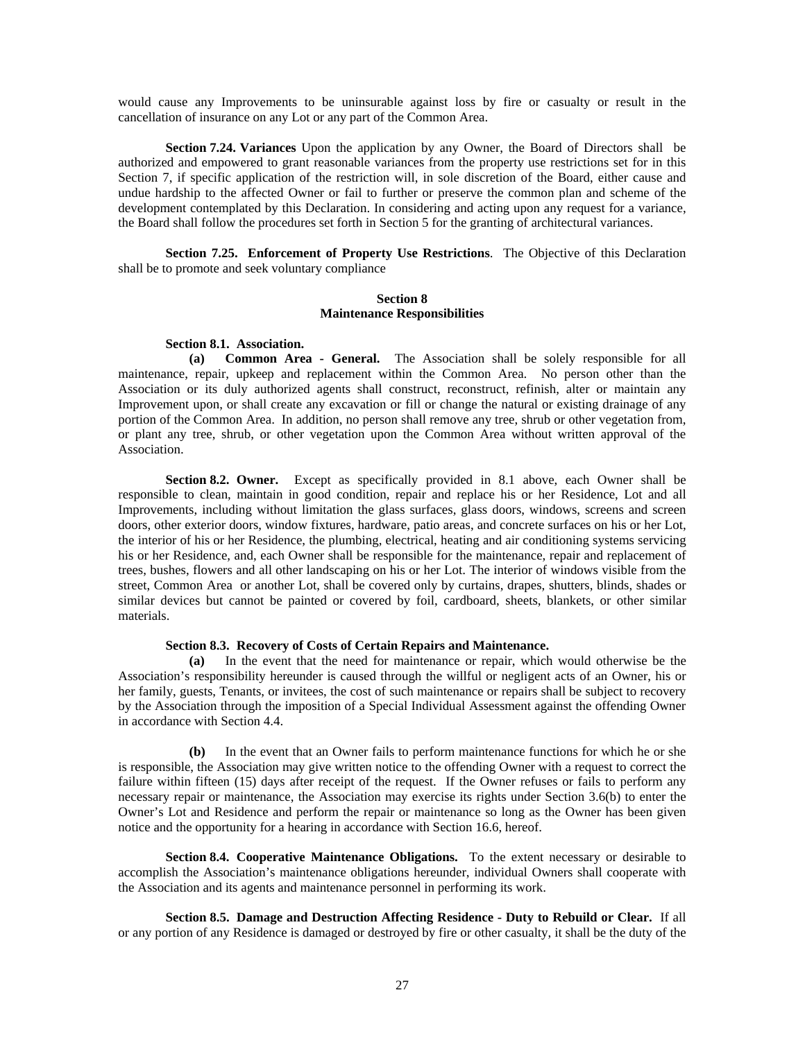would cause any Improvements to be uninsurable against loss by fire or casualty or result in the cancellation of insurance on any Lot or any part of the Common Area.

**Section 7.24. Variances** Upon the application by any Owner, the Board of Directors shall be authorized and empowered to grant reasonable variances from the property use restrictions set for in this Section 7, if specific application of the restriction will, in sole discretion of the Board, either cause and undue hardship to the affected Owner or fail to further or preserve the common plan and scheme of the development contemplated by this Declaration. In considering and acting upon any request for a variance, the Board shall follow the procedures set forth in Section 5 for the granting of architectural variances.

**Section 7.25. Enforcement of Property Use Restrictions**. The Objective of this Declaration shall be to promote and seek voluntary compliance

## Section 8
## Maintenance Responsibilities

**Section 8.1. Association.**

**(a) Common Area - General.** The Association shall be solely responsible for all maintenance, repair, upkeep and replacement within the Common Area. No person other than the Association or its duly authorized agents shall construct, reconstruct, refinish, alter or maintain any Improvement upon, or shall create any excavation or fill or change the natural or existing drainage of any portion of the Common Area. In addition, no person shall remove any tree, shrub or other vegetation from, or plant any tree, shrub, or other vegetation upon the Common Area without written approval of the Association.

**Section 8.2. Owner.** Except as specifically provided in 8.1 above, each Owner shall be responsible to clean, maintain in good condition, repair and replace his or her Residence, Lot and all Improvements, including without limitation the glass surfaces, glass doors, windows, screens and screen doors, other exterior doors, window fixtures, hardware, patio areas, and concrete surfaces on his or her Lot, the interior of his or her Residence, the plumbing, electrical, heating and air conditioning systems servicing his or her Residence, and, each Owner shall be responsible for the maintenance, repair and replacement of trees, bushes, flowers and all other landscaping on his or her Lot. The interior of windows visible from the street, Common Area or another Lot, shall be covered only by curtains, drapes, shutters, blinds, shades or similar devices but cannot be painted or covered by foil, cardboard, sheets, blankets, or other similar materials.

**Section 8.3. Recovery of Costs of Certain Repairs and Maintenance.**

**(a)** In the event that the need for maintenance or repair, which would otherwise be the Association's responsibility hereunder is caused through the willful or negligent acts of an Owner, his or her family, guests, Tenants, or invitees, the cost of such maintenance or repairs shall be subject to recovery by the Association through the imposition of a Special Individual Assessment against the offending Owner in accordance with Section 4.4.

**(b)** In the event that an Owner fails to perform maintenance functions for which he or she is responsible, the Association may give written notice to the offending Owner with a request to correct the failure within fifteen (15) days after receipt of the request. If the Owner refuses or fails to perform any necessary repair or maintenance, the Association may exercise its rights under Section 3.6(b) to enter the Owner's Lot and Residence and perform the repair or maintenance so long as the Owner has been given notice and the opportunity for a hearing in accordance with Section 16.6, hereof.

**Section 8.4. Cooperative Maintenance Obligations.** To the extent necessary or desirable to accomplish the Association's maintenance obligations hereunder, individual Owners shall cooperate with the Association and its agents and maintenance personnel in performing its work.

**Section 8.5. Damage and Destruction Affecting Residence - Duty to Rebuild or Clear.** If all or any portion of any Residence is damaged or destroyed by fire or other casualty, it shall be the duty of the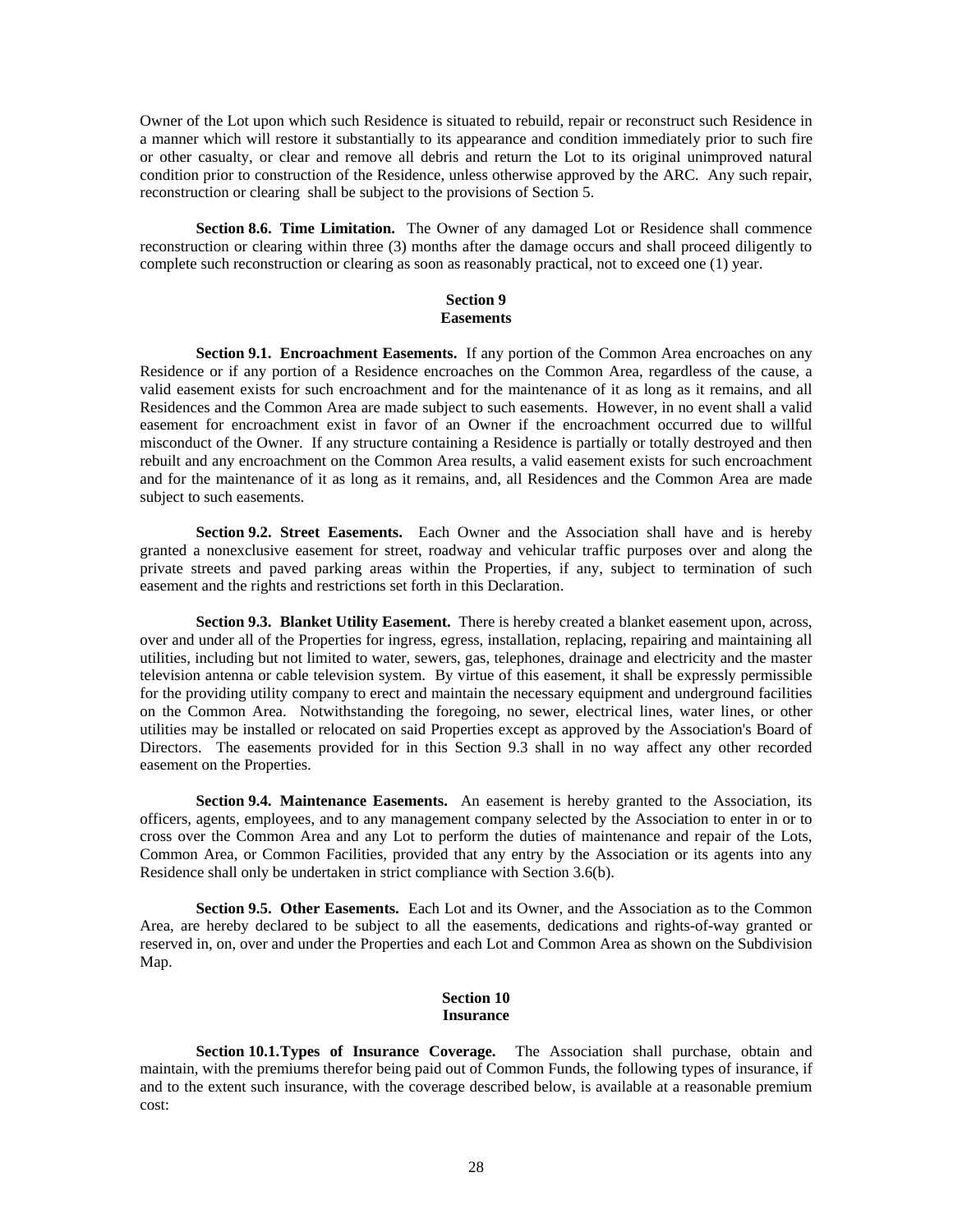Owner of the Lot upon which such Residence is situated to rebuild, repair or reconstruct such Residence in a manner which will restore it substantially to its appearance and condition immediately prior to such fire or other casualty, or clear and remove all debris and return the Lot to its original unimproved natural condition prior to construction of the Residence, unless otherwise approved by the ARC. Any such repair, reconstruction or clearing shall be subject to the provisions of Section 5.

**Section 8.6. Time Limitation.** The Owner of any damaged Lot or Residence shall commence reconstruction or clearing within three (3) months after the damage occurs and shall proceed diligently to complete such reconstruction or clearing as soon as reasonably practical, not to exceed one (1) year.

## Section 9
## Easements

**Section 9.1. Encroachment Easements.** If any portion of the Common Area encroaches on any Residence or if any portion of a Residence encroaches on the Common Area, regardless of the cause, a valid easement exists for such encroachment and for the maintenance of it as long as it remains, and all Residences and the Common Area are made subject to such easements. However, in no event shall a valid easement for encroachment exist in favor of an Owner if the encroachment occurred due to willful misconduct of the Owner. If any structure containing a Residence is partially or totally destroyed and then rebuilt and any encroachment on the Common Area results, a valid easement exists for such encroachment and for the maintenance of it as long as it remains, and, all Residences and the Common Area are made subject to such easements.

**Section 9.2. Street Easements.** Each Owner and the Association shall have and is hereby granted a nonexclusive easement for street, roadway and vehicular traffic purposes over and along the private streets and paved parking areas within the Properties, if any, subject to termination of such easement and the rights and restrictions set forth in this Declaration.

**Section 9.3. Blanket Utility Easement.** There is hereby created a blanket easement upon, across, over and under all of the Properties for ingress, egress, installation, replacing, repairing and maintaining all utilities, including but not limited to water, sewers, gas, telephones, drainage and electricity and the master television antenna or cable television system. By virtue of this easement, it shall be expressly permissible for the providing utility company to erect and maintain the necessary equipment and underground facilities on the Common Area. Notwithstanding the foregoing, no sewer, electrical lines, water lines, or other utilities may be installed or relocated on said Properties except as approved by the Association's Board of Directors. The easements provided for in this Section 9.3 shall in no way affect any other recorded easement on the Properties.

**Section 9.4. Maintenance Easements.** An easement is hereby granted to the Association, its officers, agents, employees, and to any management company selected by the Association to enter in or to cross over the Common Area and any Lot to perform the duties of maintenance and repair of the Lots, Common Area, or Common Facilities, provided that any entry by the Association or its agents into any Residence shall only be undertaken in strict compliance with Section 3.6(b).

**Section 9.5. Other Easements.** Each Lot and its Owner, and the Association as to the Common Area, are hereby declared to be subject to all the easements, dedications and rights-of-way granted or reserved in, on, over and under the Properties and each Lot and Common Area as shown on the Subdivision Map.

## Section 10
## Insurance

**Section 10.1. Types of Insurance Coverage.** The Association shall purchase, obtain and maintain, with the premiums therefor being paid out of Common Funds, the following types of insurance, if and to the extent such insurance, with the coverage described below, is available at a reasonable premium cost: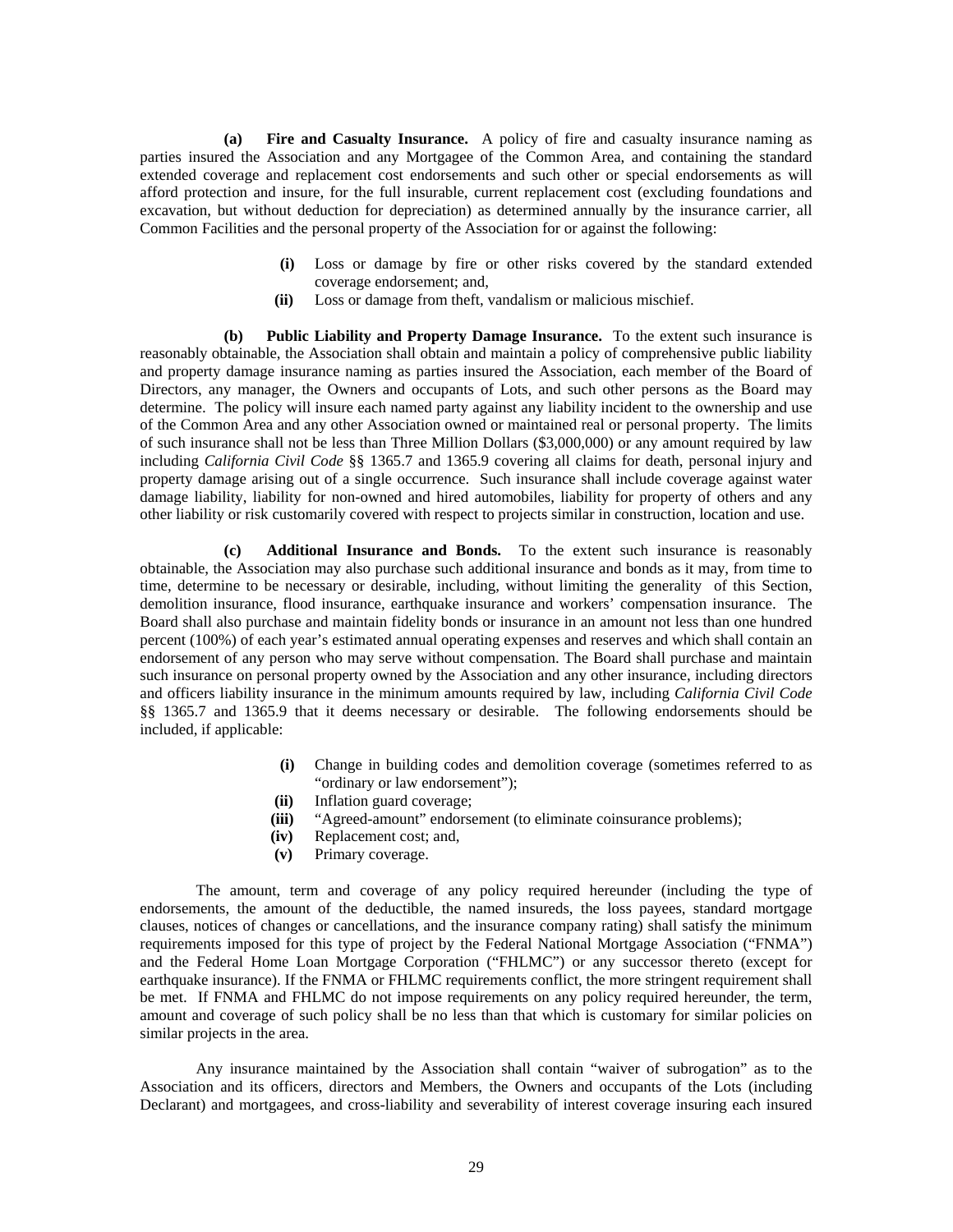**(a) Fire and Casualty Insurance.** A policy of fire and casualty insurance naming as parties insured the Association and any Mortgagee of the Common Area, and containing the standard extended coverage and replacement cost endorsements and such other or special endorsements as will afford protection and insure, for the full insurable, current replacement cost (excluding foundations and excavation, but without deduction for depreciation) as determined annually by the insurance carrier, all Common Facilities and the personal property of the Association for or against the following:

- **(i)** Loss or damage by fire or other risks covered by the standard extended coverage endorsement; and,
- **(ii)** Loss or damage from theft, vandalism or malicious mischief.

**(b) Public Liability and Property Damage Insurance.** To the extent such insurance is reasonably obtainable, the Association shall obtain and maintain a policy of comprehensive public liability and property damage insurance naming as parties insured the Association, each member of the Board of Directors, any manager, the Owners and occupants of Lots, and such other persons as the Board may determine. The policy will insure each named party against any liability incident to the ownership and use of the Common Area and any other Association owned or maintained real or personal property. The limits of such insurance shall not be less than Three Million Dollars ($3,000,000) or any amount required by law including *California Civil Code* §§ 1365.7 and 1365.9 covering all claims for death, personal injury and property damage arising out of a single occurrence. Such insurance shall include coverage against water damage liability, liability for non-owned and hired automobiles, liability for property of others and any other liability or risk customarily covered with respect to projects similar in construction, location and use.

**(c) Additional Insurance and Bonds.** To the extent such insurance is reasonably obtainable, the Association may also purchase such additional insurance and bonds as it may, from time to time, determine to be necessary or desirable, including, without limiting the generality of this Section, demolition insurance, flood insurance, earthquake insurance and workers' compensation insurance. The Board shall also purchase and maintain fidelity bonds or insurance in an amount not less than one hundred percent (100%) of each year's estimated annual operating expenses and reserves and which shall contain an endorsement of any person who may serve without compensation. The Board shall purchase and maintain such insurance on personal property owned by the Association and any other insurance, including directors and officers liability insurance in the minimum amounts required by law, including *California Civil Code* §§ 1365.7 and 1365.9 that it deems necessary or desirable. The following endorsements should be included, if applicable:

- **(i)** Change in building codes and demolition coverage (sometimes referred to as "ordinary or law endorsement");
- **(ii)** Inflation guard coverage;
- **(iii)** "Agreed-amount" endorsement (to eliminate coinsurance problems);
- **(iv)** Replacement cost; and,
- **(v)** Primary coverage.

The amount, term and coverage of any policy required hereunder (including the type of endorsements, the amount of the deductible, the named insureds, the loss payees, standard mortgage clauses, notices of changes or cancellations, and the insurance company rating) shall satisfy the minimum requirements imposed for this type of project by the Federal National Mortgage Association ("FNMA") and the Federal Home Loan Mortgage Corporation ("FHLMC") or any successor thereto (except for earthquake insurance). If the FNMA or FHLMC requirements conflict, the more stringent requirement shall be met. If FNMA and FHLMC do not impose requirements on any policy required hereunder, the term, amount and coverage of such policy shall be no less than that which is customary for similar policies on similar projects in the area.

Any insurance maintained by the Association shall contain "waiver of subrogation" as to the Association and its officers, directors and Members, the Owners and occupants of the Lots (including Declarant) and mortgagees, and cross-liability and severability of interest coverage insuring each insured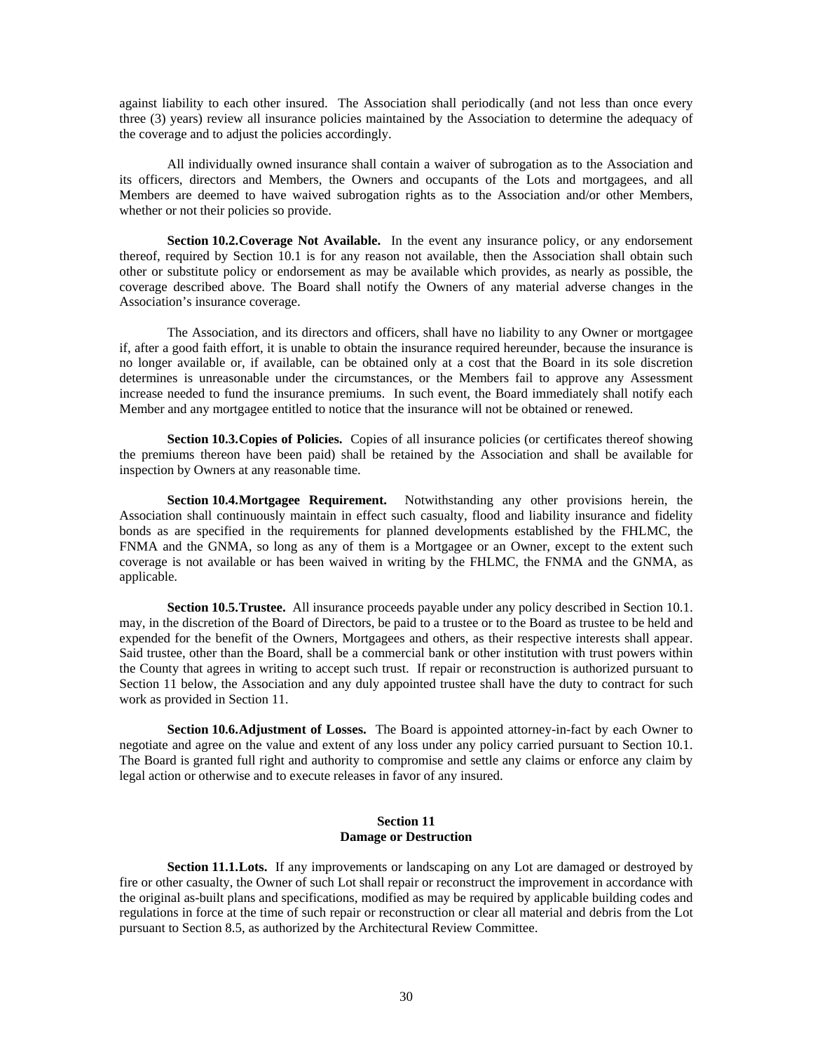against liability to each other insured. The Association shall periodically (and not less than once every three (3) years) review all insurance policies maintained by the Association to determine the adequacy of the coverage and to adjust the policies accordingly.

All individually owned insurance shall contain a waiver of subrogation as to the Association and its officers, directors and Members, the Owners and occupants of the Lots and mortgagees, and all Members are deemed to have waived subrogation rights as to the Association and/or other Members, whether or not their policies so provide.

**Section 10.2.Coverage Not Available.** In the event any insurance policy, or any endorsement thereof, required by Section 10.1 is for any reason not available, then the Association shall obtain such other or substitute policy or endorsement as may be available which provides, as nearly as possible, the coverage described above. The Board shall notify the Owners of any material adverse changes in the Association's insurance coverage.

The Association, and its directors and officers, shall have no liability to any Owner or mortgagee if, after a good faith effort, it is unable to obtain the insurance required hereunder, because the insurance is no longer available or, if available, can be obtained only at a cost that the Board in its sole discretion determines is unreasonable under the circumstances, or the Members fail to approve any Assessment increase needed to fund the insurance premiums. In such event, the Board immediately shall notify each Member and any mortgagee entitled to notice that the insurance will not be obtained or renewed.

**Section 10.3.Copies of Policies.** Copies of all insurance policies (or certificates thereof showing the premiums thereon have been paid) shall be retained by the Association and shall be available for inspection by Owners at any reasonable time.

**Section 10.4.Mortgagee Requirement.** Notwithstanding any other provisions herein, the Association shall continuously maintain in effect such casualty, flood and liability insurance and fidelity bonds as are specified in the requirements for planned developments established by the FHLMC, the FNMA and the GNMA, so long as any of them is a Mortgagee or an Owner, except to the extent such coverage is not available or has been waived in writing by the FHLMC, the FNMA and the GNMA, as applicable.

**Section 10.5.Trustee.** All insurance proceeds payable under any policy described in Section 10.1. may, in the discretion of the Board of Directors, be paid to a trustee or to the Board as trustee to be held and expended for the benefit of the Owners, Mortgagees and others, as their respective interests shall appear. Said trustee, other than the Board, shall be a commercial bank or other institution with trust powers within the County that agrees in writing to accept such trust. If repair or reconstruction is authorized pursuant to Section 11 below, the Association and any duly appointed trustee shall have the duty to contract for such work as provided in Section 11.

**Section 10.6.Adjustment of Losses.** The Board is appointed attorney-in-fact by each Owner to negotiate and agree on the value and extent of any loss under any policy carried pursuant to Section 10.1. The Board is granted full right and authority to compromise and settle any claims or enforce any claim by legal action or otherwise and to execute releases in favor of any insured.

## Section 11
## Damage or Destruction

**Section 11.1.Lots.** If any improvements or landscaping on any Lot are damaged or destroyed by fire or other casualty, the Owner of such Lot shall repair or reconstruct the improvement in accordance with the original as-built plans and specifications, modified as may be required by applicable building codes and regulations in force at the time of such repair or reconstruction or clear all material and debris from the Lot pursuant to Section 8.5, as authorized by the Architectural Review Committee.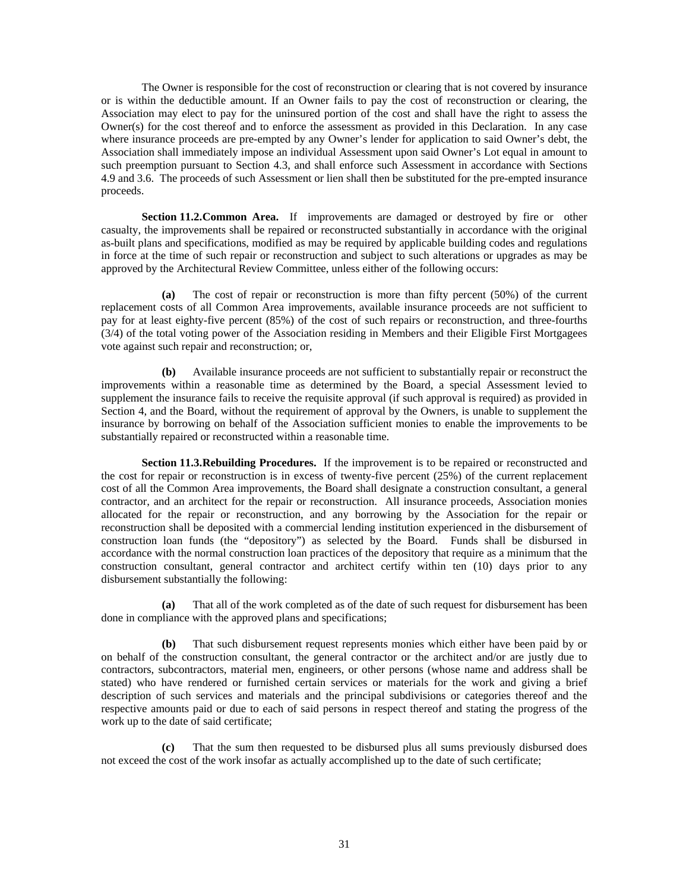The Owner is responsible for the cost of reconstruction or clearing that is not covered by insurance or is within the deductible amount. If an Owner fails to pay the cost of reconstruction or clearing, the Association may elect to pay for the uninsured portion of the cost and shall have the right to assess the Owner(s) for the cost thereof and to enforce the assessment as provided in this Declaration. In any case where insurance proceeds are pre-empted by any Owner's lender for application to said Owner's debt, the Association shall immediately impose an individual Assessment upon said Owner's Lot equal in amount to such preemption pursuant to Section 4.3, and shall enforce such Assessment in accordance with Sections 4.9 and 3.6. The proceeds of such Assessment or lien shall then be substituted for the pre-empted insurance proceeds.

**Section 11.2. Common Area.** If improvements are damaged or destroyed by fire or other casualty, the improvements shall be repaired or reconstructed substantially in accordance with the original as-built plans and specifications, modified as may be required by applicable building codes and regulations in force at the time of such repair or reconstruction and subject to such alterations or upgrades as may be approved by the Architectural Review Committee, unless either of the following occurs:

**(a)** The cost of repair or reconstruction is more than fifty percent (50%) of the current replacement costs of all Common Area improvements, available insurance proceeds are not sufficient to pay for at least eighty-five percent (85%) of the cost of such repairs or reconstruction, and three-fourths (3/4) of the total voting power of the Association residing in Members and their Eligible First Mortgagees vote against such repair and reconstruction; or,

**(b)** Available insurance proceeds are not sufficient to substantially repair or reconstruct the improvements within a reasonable time as determined by the Board, a special Assessment levied to supplement the insurance fails to receive the requisite approval (if such approval is required) as provided in Section 4, and the Board, without the requirement of approval by the Owners, is unable to supplement the insurance by borrowing on behalf of the Association sufficient monies to enable the improvements to be substantially repaired or reconstructed within a reasonable time.

**Section 11.3. Rebuilding Procedures.** If the improvement is to be repaired or reconstructed and the cost for repair or reconstruction is in excess of twenty-five percent (25%) of the current replacement cost of all the Common Area improvements, the Board shall designate a construction consultant, a general contractor, and an architect for the repair or reconstruction. All insurance proceeds, Association monies allocated for the repair or reconstruction, and any borrowing by the Association for the repair or reconstruction shall be deposited with a commercial lending institution experienced in the disbursement of construction loan funds (the "depository") as selected by the Board. Funds shall be disbursed in accordance with the normal construction loan practices of the depository that require as a minimum that the construction consultant, general contractor and architect certify within ten (10) days prior to any disbursement substantially the following:

**(a)** That all of the work completed as of the date of such request for disbursement has been done in compliance with the approved plans and specifications;

**(b)** That such disbursement request represents monies which either have been paid by or on behalf of the construction consultant, the general contractor or the architect and/or are justly due to contractors, subcontractors, material men, engineers, or other persons (whose name and address shall be stated) who have rendered or furnished certain services or materials for the work and giving a brief description of such services and materials and the principal subdivisions or categories thereof and the respective amounts paid or due to each of said persons in respect thereof and stating the progress of the work up to the date of said certificate;

**(c)** That the sum then requested to be disbursed plus all sums previously disbursed does not exceed the cost of the work insofar as actually accomplished up to the date of such certificate;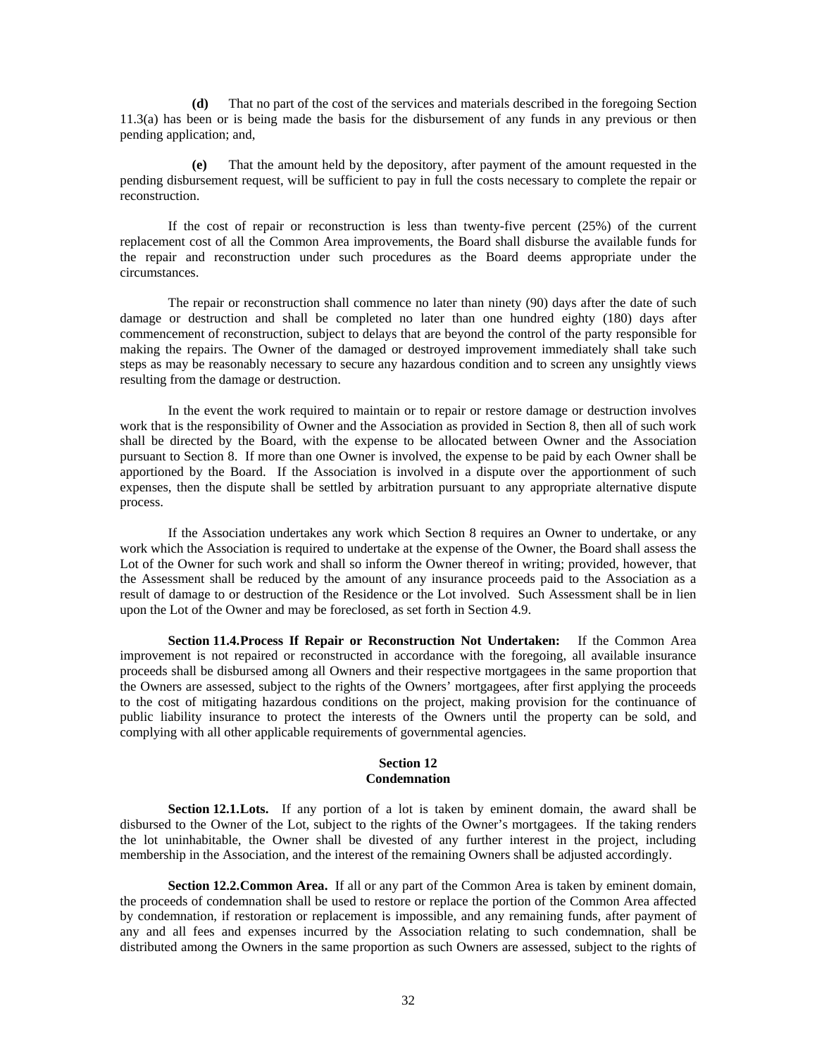**(d)** That no part of the cost of the services and materials described in the foregoing Section 11.3(a) has been or is being made the basis for the disbursement of any funds in any previous or then pending application; and,

**(e)** That the amount held by the depository, after payment of the amount requested in the pending disbursement request, will be sufficient to pay in full the costs necessary to complete the repair or reconstruction.

If the cost of repair or reconstruction is less than twenty-five percent (25%) of the current replacement cost of all the Common Area improvements, the Board shall disburse the available funds for the repair and reconstruction under such procedures as the Board deems appropriate under the circumstances.

The repair or reconstruction shall commence no later than ninety (90) days after the date of such damage or destruction and shall be completed no later than one hundred eighty (180) days after commencement of reconstruction, subject to delays that are beyond the control of the party responsible for making the repairs. The Owner of the damaged or destroyed improvement immediately shall take such steps as may be reasonably necessary to secure any hazardous condition and to screen any unsightly views resulting from the damage or destruction.

In the event the work required to maintain or to repair or restore damage or destruction involves work that is the responsibility of Owner and the Association as provided in Section 8, then all of such work shall be directed by the Board, with the expense to be allocated between Owner and the Association pursuant to Section 8. If more than one Owner is involved, the expense to be paid by each Owner shall be apportioned by the Board. If the Association is involved in a dispute over the apportionment of such expenses, then the dispute shall be settled by arbitration pursuant to any appropriate alternative dispute process.

If the Association undertakes any work which Section 8 requires an Owner to undertake, or any work which the Association is required to undertake at the expense of the Owner, the Board shall assess the Lot of the Owner for such work and shall so inform the Owner thereof in writing; provided, however, that the Assessment shall be reduced by the amount of any insurance proceeds paid to the Association as a result of damage to or destruction of the Residence or the Lot involved. Such Assessment shall be in lien upon the Lot of the Owner and may be foreclosed, as set forth in Section 4.9.

**Section 11.4.Process If Repair or Reconstruction Not Undertaken:** If the Common Area improvement is not repaired or reconstructed in accordance with the foregoing, all available insurance proceeds shall be disbursed among all Owners and their respective mortgagees in the same proportion that the Owners are assessed, subject to the rights of the Owners' mortgagees, after first applying the proceeds to the cost of mitigating hazardous conditions on the project, making provision for the continuance of public liability insurance to protect the interests of the Owners until the property can be sold, and complying with all other applicable requirements of governmental agencies.

## Section 12
## Condemnation

**Section 12.1.Lots.** If any portion of a lot is taken by eminent domain, the award shall be disbursed to the Owner of the Lot, subject to the rights of the Owner's mortgagees. If the taking renders the lot uninhabitable, the Owner shall be divested of any further interest in the project, including membership in the Association, and the interest of the remaining Owners shall be adjusted accordingly.

**Section 12.2.Common Area.** If all or any part of the Common Area is taken by eminent domain, the proceeds of condemnation shall be used to restore or replace the portion of the Common Area affected by condemnation, if restoration or replacement is impossible, and any remaining funds, after payment of any and all fees and expenses incurred by the Association relating to such condemnation, shall be distributed among the Owners in the same proportion as such Owners are assessed, subject to the rights of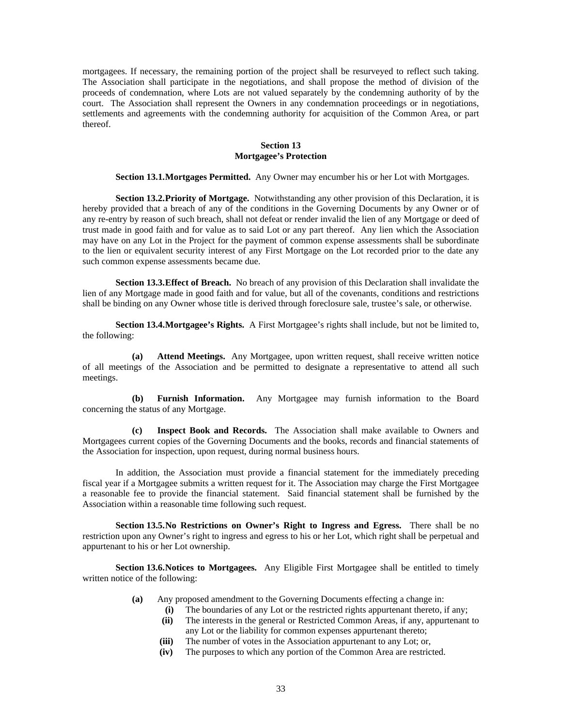mortgagees. If necessary, the remaining portion of the project shall be resurveyed to reflect such taking. The Association shall participate in the negotiations, and shall propose the method of division of the proceeds of condemnation, where Lots are not valued separately by the condemning authority of by the court. The Association shall represent the Owners in any condemnation proceedings or in negotiations, settlements and agreements with the condemning authority for acquisition of the Common Area, or part thereof.

## Section 13
## Mortgagee's Protection

**Section 13.1. Mortgages Permitted.** Any Owner may encumber his or her Lot with Mortgages.

**Section 13.2. Priority of Mortgage.** Notwithstanding any other provision of this Declaration, it is hereby provided that a breach of any of the conditions in the Governing Documents by any Owner or of any re-entry by reason of such breach, shall not defeat or render invalid the lien of any Mortgage or deed of trust made in good faith and for value as to said Lot or any part thereof. Any lien which the Association may have on any Lot in the Project for the payment of common expense assessments shall be subordinate to the lien or equivalent security interest of any First Mortgage on the Lot recorded prior to the date any such common expense assessments became due.

**Section 13.3. Effect of Breach.** No breach of any provision of this Declaration shall invalidate the lien of any Mortgage made in good faith and for value, but all of the covenants, conditions and restrictions shall be binding on any Owner whose title is derived through foreclosure sale, trustee's sale, or otherwise.

**Section 13.4. Mortgagee's Rights.** A First Mortgagee's rights shall include, but not be limited to, the following:

**(a) Attend Meetings.** Any Mortgagee, upon written request, shall receive written notice of all meetings of the Association and be permitted to designate a representative to attend all such meetings.

**(b) Furnish Information.** Any Mortgagee may furnish information to the Board concerning the status of any Mortgage.

**(c) Inspect Book and Records.** The Association shall make available to Owners and Mortgagees current copies of the Governing Documents and the books, records and financial statements of the Association for inspection, upon request, during normal business hours.

In addition, the Association must provide a financial statement for the immediately preceding fiscal year if a Mortgagee submits a written request for it. The Association may charge the First Mortgagee a reasonable fee to provide the financial statement. Said financial statement shall be furnished by the Association within a reasonable time following such request.

**Section 13.5. No Restrictions on Owner's Right to Ingress and Egress.** There shall be no restriction upon any Owner's right to ingress and egress to his or her Lot, which right shall be perpetual and appurtenant to his or her Lot ownership.

**Section 13.6. Notices to Mortgagees.** Any Eligible First Mortgagee shall be entitled to timely written notice of the following:

**(a)** Any proposed amendment to the Governing Documents effecting a change in:

- **(i)** The boundaries of any Lot or the restricted rights appurtenant thereto, if any;
- **(ii)** The interests in the general or Restricted Common Areas, if any, appurtenant to any Lot or the liability for common expenses appurtenant thereto;
- **(iii)** The number of votes in the Association appurtenant to any Lot; or,
- **(iv)** The purposes to which any portion of the Common Area are restricted.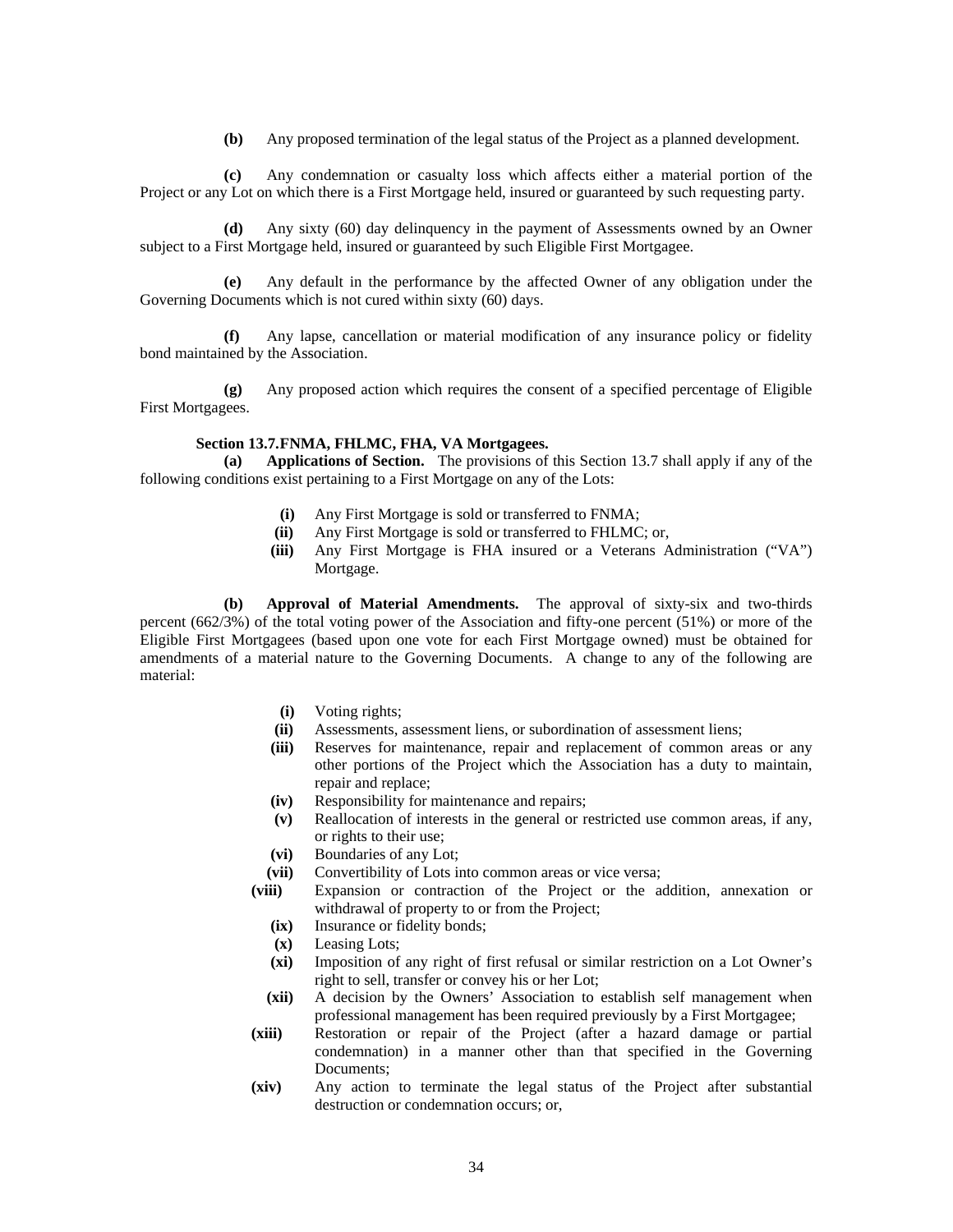**(b)** Any proposed termination of the legal status of the Project as a planned development.

**(c)** Any condemnation or casualty loss which affects either a material portion of the Project or any Lot on which there is a First Mortgage held, insured or guaranteed by such requesting party.

**(d)** Any sixty (60) day delinquency in the payment of Assessments owned by an Owner subject to a First Mortgage held, insured or guaranteed by such Eligible First Mortgagee.

**(e)** Any default in the performance by the affected Owner of any obligation under the Governing Documents which is not cured within sixty (60) days.

**(f)** Any lapse, cancellation or material modification of any insurance policy or fidelity bond maintained by the Association.

**(g)** Any proposed action which requires the consent of a specified percentage of Eligible First Mortgagees.

**Section 13.7.FNMA, FHLMC, FHA, VA Mortgagees.**

**(a) Applications of Section.** The provisions of this Section 13.7 shall apply if any of the following conditions exist pertaining to a First Mortgage on any of the Lots:

- **(i)** Any First Mortgage is sold or transferred to FNMA;
- **(ii)** Any First Mortgage is sold or transferred to FHLMC; or,
- **(iii)** Any First Mortgage is FHA insured or a Veterans Administration ("VA") Mortgage.

**(b) Approval of Material Amendments.** The approval of sixty-six and two-thirds percent (662/3%) of the total voting power of the Association and fifty-one percent (51%) or more of the Eligible First Mortgagees (based upon one vote for each First Mortgage owned) must be obtained for amendments of a material nature to the Governing Documents. A change to any of the following are material:

- **(i)** Voting rights;
- **(ii)** Assessments, assessment liens, or subordination of assessment liens;
- **(iii)** Reserves for maintenance, repair and replacement of common areas or any other portions of the Project which the Association has a duty to maintain, repair and replace;
- **(iv)** Responsibility for maintenance and repairs;
- **(v)** Reallocation of interests in the general or restricted use common areas, if any, or rights to their use;
- **(vi)** Boundaries of any Lot;
- **(vii)** Convertibility of Lots into common areas or vice versa;
- **(viii)** Expansion or contraction of the Project or the addition, annexation or withdrawal of property to or from the Project;
- **(ix)** Insurance or fidelity bonds;
- **(x)** Leasing Lots;
- **(xi)** Imposition of any right of first refusal or similar restriction on a Lot Owner's right to sell, transfer or convey his or her Lot;
- **(xii)** A decision by the Owners' Association to establish self management when professional management has been required previously by a First Mortgagee;
- **(xiii)** Restoration or repair of the Project (after a hazard damage or partial condemnation) in a manner other than that specified in the Governing Documents;
- **(xiv)** Any action to terminate the legal status of the Project after substantial destruction or condemnation occurs; or,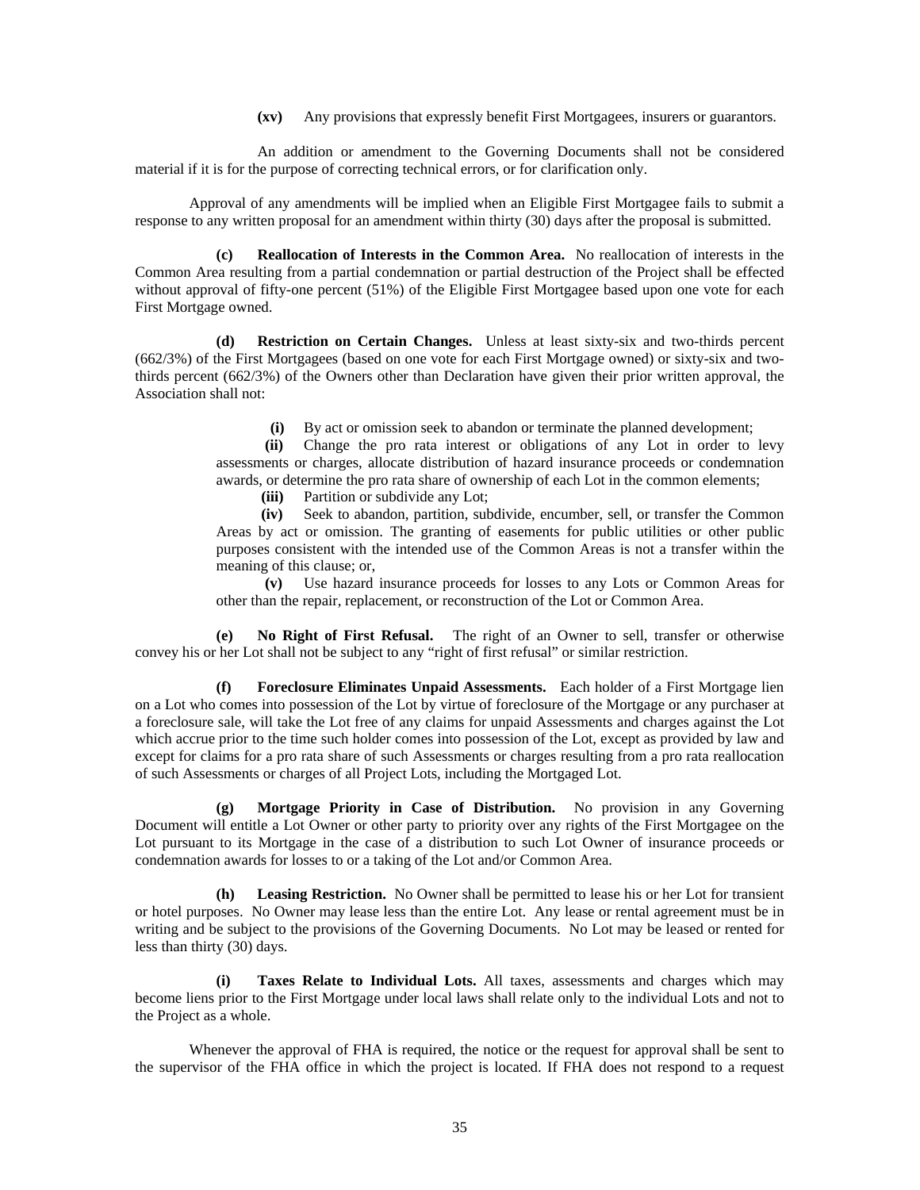**(xv)** Any provisions that expressly benefit First Mortgagees, insurers or guarantors.

An addition or amendment to the Governing Documents shall not be considered material if it is for the purpose of correcting technical errors, or for clarification only.

Approval of any amendments will be implied when an Eligible First Mortgagee fails to submit a response to any written proposal for an amendment within thirty (30) days after the proposal is submitted.

**(c) Reallocation of Interests in the Common Area.** No reallocation of interests in the Common Area resulting from a partial condemnation or partial destruction of the Project shall be effected without approval of fifty-one percent (51%) of the Eligible First Mortgagee based upon one vote for each First Mortgage owned.

**(d) Restriction on Certain Changes.** Unless at least sixty-six and two-thirds percent (662/3%) of the First Mortgagees (based on one vote for each First Mortgage owned) or sixty-six and two-thirds percent (662/3%) of the Owners other than Declaration have given their prior written approval, the Association shall not:

**(i)** By act or omission seek to abandon or terminate the planned development;

**(ii)** Change the pro rata interest or obligations of any Lot in order to levy assessments or charges, allocate distribution of hazard insurance proceeds or condemnation awards, or determine the pro rata share of ownership of each Lot in the common elements;

**(iii)** Partition or subdivide any Lot;

**(iv)** Seek to abandon, partition, subdivide, encumber, sell, or transfer the Common Areas by act or omission. The granting of easements for public utilities or other public purposes consistent with the intended use of the Common Areas is not a transfer within the meaning of this clause; or,

**(v)** Use hazard insurance proceeds for losses to any Lots or Common Areas for other than the repair, replacement, or reconstruction of the Lot or Common Area.

**(e) No Right of First Refusal.** The right of an Owner to sell, transfer or otherwise convey his or her Lot shall not be subject to any "right of first refusal" or similar restriction.

**(f) Foreclosure Eliminates Unpaid Assessments.** Each holder of a First Mortgage lien on a Lot who comes into possession of the Lot by virtue of foreclosure of the Mortgage or any purchaser at a foreclosure sale, will take the Lot free of any claims for unpaid Assessments and charges against the Lot which accrue prior to the time such holder comes into possession of the Lot, except as provided by law and except for claims for a pro rata share of such Assessments or charges resulting from a pro rata reallocation of such Assessments or charges of all Project Lots, including the Mortgaged Lot.

**(g) Mortgage Priority in Case of Distribution.** No provision in any Governing Document will entitle a Lot Owner or other party to priority over any rights of the First Mortgagee on the Lot pursuant to its Mortgage in the case of a distribution to such Lot Owner of insurance proceeds or condemnation awards for losses to or a taking of the Lot and/or Common Area.

**(h) Leasing Restriction.** No Owner shall be permitted to lease his or her Lot for transient or hotel purposes. No Owner may lease less than the entire Lot. Any lease or rental agreement must be in writing and be subject to the provisions of the Governing Documents. No Lot may be leased or rented for less than thirty (30) days.

**(i) Taxes Relate to Individual Lots.** All taxes, assessments and charges which may become liens prior to the First Mortgage under local laws shall relate only to the individual Lots and not to the Project as a whole.

Whenever the approval of FHA is required, the notice or the request for approval shall be sent to the supervisor of the FHA office in which the project is located. If FHA does not respond to a request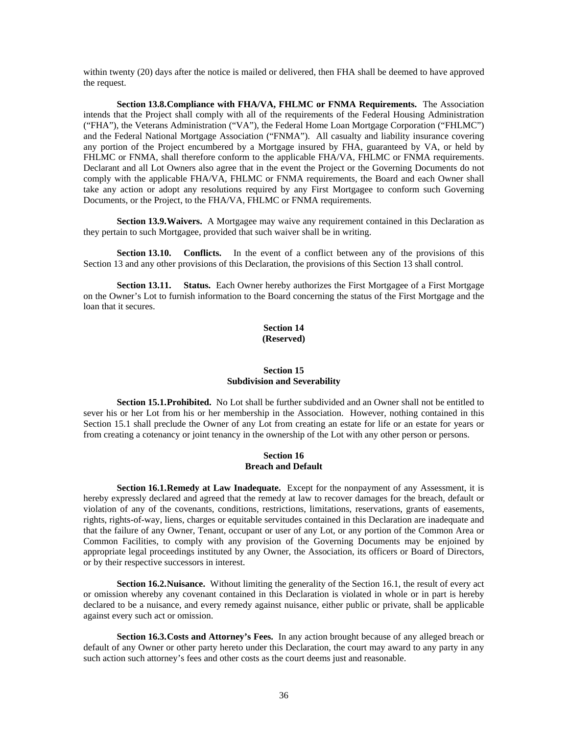within twenty (20) days after the notice is mailed or delivered, then FHA shall be deemed to have approved the request.

**Section 13.8. Compliance with FHA/VA, FHLMC or FNMA Requirements.** The Association intends that the Project shall comply with all of the requirements of the Federal Housing Administration ("FHA"), the Veterans Administration ("VA"), the Federal Home Loan Mortgage Corporation ("FHLMC") and the Federal National Mortgage Association ("FNMA"). All casualty and liability insurance covering any portion of the Project encumbered by a Mortgage insured by FHA, guaranteed by VA, or held by FHLMC or FNMA, shall therefore conform to the applicable FHA/VA, FHLMC or FNMA requirements. Declarant and all Lot Owners also agree that in the event the Project or the Governing Documents do not comply with the applicable FHA/VA, FHLMC or FNMA requirements, the Board and each Owner shall take any action or adopt any resolutions required by any First Mortgagee to conform such Governing Documents, or the Project, to the FHA/VA, FHLMC or FNMA requirements.

**Section 13.9. Waivers.** A Mortgagee may waive any requirement contained in this Declaration as they pertain to such Mortgagee, provided that such waiver shall be in writing.

**Section 13.10. Conflicts.** In the event of a conflict between any of the provisions of this Section 13 and any other provisions of this Declaration, the provisions of this Section 13 shall control.

**Section 13.11. Status.** Each Owner hereby authorizes the First Mortgagee of a First Mortgage on the Owner's Lot to furnish information to the Board concerning the status of the First Mortgage and the loan that it secures.

## Section 14
## (Reserved)

## Section 15
## Subdivision and Severability

**Section 15.1. Prohibited.** No Lot shall be further subdivided and an Owner shall not be entitled to sever his or her Lot from his or her membership in the Association. However, nothing contained in this Section 15.1 shall preclude the Owner of any Lot from creating an estate for life or an estate for years or from creating a cotenancy or joint tenancy in the ownership of the Lot with any other person or persons.

## Section 16
## Breach and Default

**Section 16.1. Remedy at Law Inadequate.** Except for the nonpayment of any Assessment, it is hereby expressly declared and agreed that the remedy at law to recover damages for the breach, default or violation of any of the covenants, conditions, restrictions, limitations, reservations, grants of easements, rights, rights-of-way, liens, charges or equitable servitudes contained in this Declaration are inadequate and that the failure of any Owner, Tenant, occupant or user of any Lot, or any portion of the Common Area or Common Facilities, to comply with any provision of the Governing Documents may be enjoined by appropriate legal proceedings instituted by any Owner, the Association, its officers or Board of Directors, or by their respective successors in interest.

**Section 16.2. Nuisance.** Without limiting the generality of the Section 16.1, the result of every act or omission whereby any covenant contained in this Declaration is violated in whole or in part is hereby declared to be a nuisance, and every remedy against nuisance, either public or private, shall be applicable against every such act or omission.

**Section 16.3. Costs and Attorney's Fees.** In any action brought because of any alleged breach or default of any Owner or other party hereto under this Declaration, the court may award to any party in any such action such attorney's fees and other costs as the court deems just and reasonable.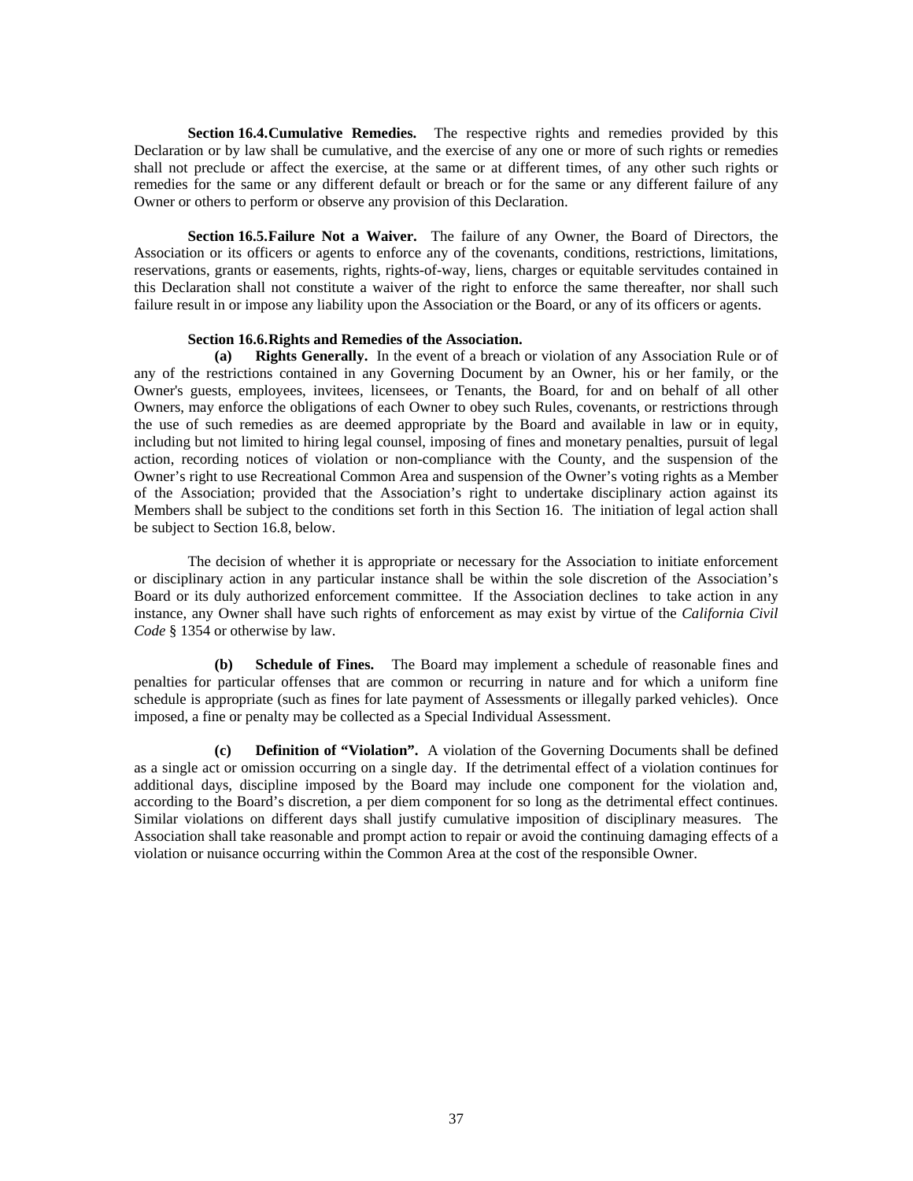**Section 16.4. Cumulative Remedies.** The respective rights and remedies provided by this Declaration or by law shall be cumulative, and the exercise of any one or more of such rights or remedies shall not preclude or affect the exercise, at the same or at different times, of any other such rights or remedies for the same or any different default or breach or for the same or any different failure of any Owner or others to perform or observe any provision of this Declaration.

**Section 16.5. Failure Not a Waiver.** The failure of any Owner, the Board of Directors, the Association or its officers or agents to enforce any of the covenants, conditions, restrictions, limitations, reservations, grants or easements, rights, rights-of-way, liens, charges or equitable servitudes contained in this Declaration shall not constitute a waiver of the right to enforce the same thereafter, nor shall such failure result in or impose any liability upon the Association or the Board, or any of its officers or agents.

**Section 16.6. Rights and Remedies of the Association.**

**(a) Rights Generally.** In the event of a breach or violation of any Association Rule or of any of the restrictions contained in any Governing Document by an Owner, his or her family, or the Owner's guests, employees, invitees, licensees, or Tenants, the Board, for and on behalf of all other Owners, may enforce the obligations of each Owner to obey such Rules, covenants, or restrictions through the use of such remedies as are deemed appropriate by the Board and available in law or in equity, including but not limited to hiring legal counsel, imposing of fines and monetary penalties, pursuit of legal action, recording notices of violation or non-compliance with the County, and the suspension of the Owner's right to use Recreational Common Area and suspension of the Owner's voting rights as a Member of the Association; provided that the Association's right to undertake disciplinary action against its Members shall be subject to the conditions set forth in this Section 16. The initiation of legal action shall be subject to Section 16.8, below.

The decision of whether it is appropriate or necessary for the Association to initiate enforcement or disciplinary action in any particular instance shall be within the sole discretion of the Association's Board or its duly authorized enforcement committee. If the Association declines to take action in any instance, any Owner shall have such rights of enforcement as may exist by virtue of the *California Civil Code* § 1354 or otherwise by law.

**(b) Schedule of Fines.** The Board may implement a schedule of reasonable fines and penalties for particular offenses that are common or recurring in nature and for which a uniform fine schedule is appropriate (such as fines for late payment of Assessments or illegally parked vehicles). Once imposed, a fine or penalty may be collected as a Special Individual Assessment.

**(c) Definition of "Violation".** A violation of the Governing Documents shall be defined as a single act or omission occurring on a single day. If the detrimental effect of a violation continues for additional days, discipline imposed by the Board may include one component for the violation and, according to the Board's discretion, a per diem component for so long as the detrimental effect continues. Similar violations on different days shall justify cumulative imposition of disciplinary measures. The Association shall take reasonable and prompt action to repair or avoid the continuing damaging effects of a violation or nuisance occurring within the Common Area at the cost of the responsible Owner.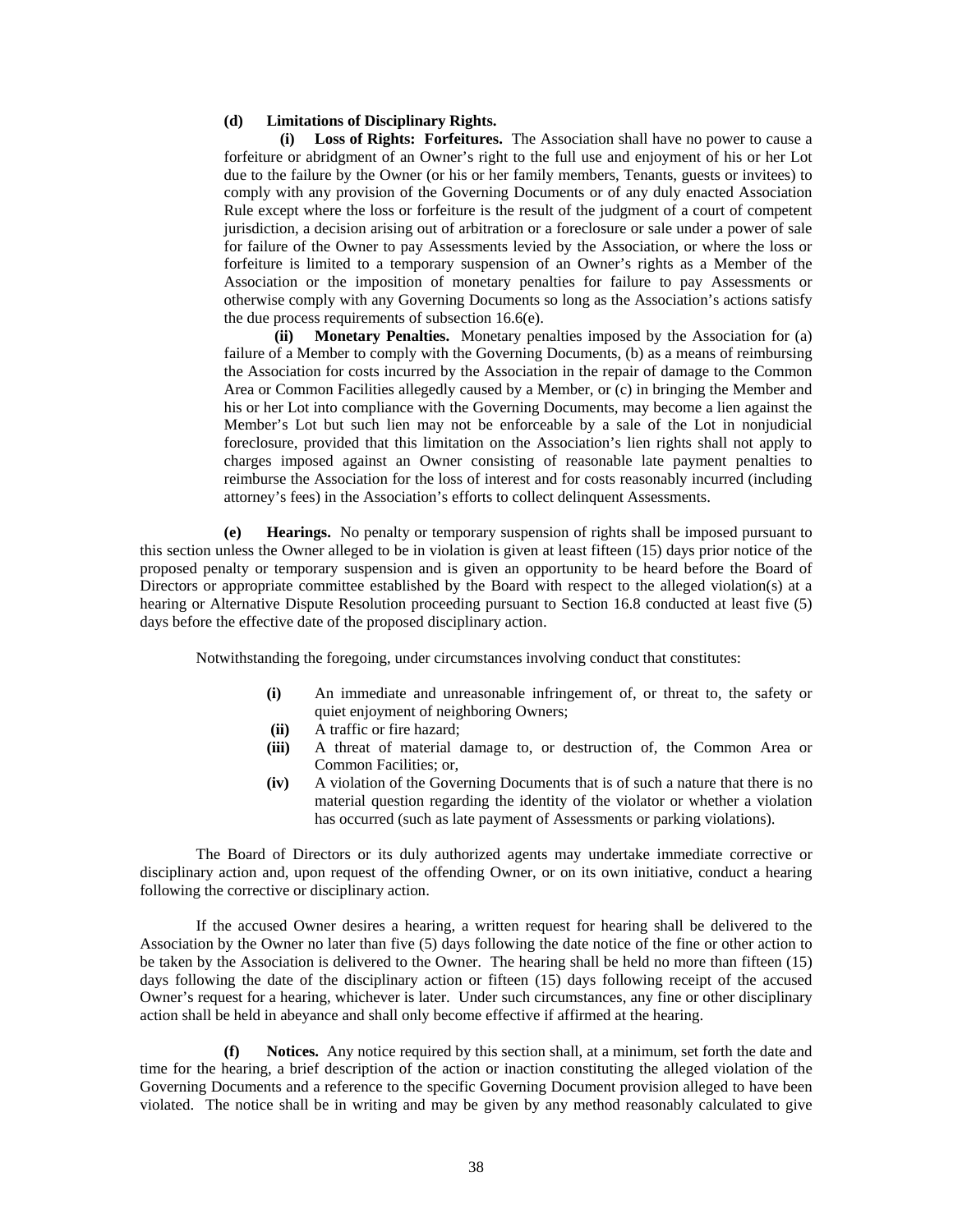**(d) Limitations of Disciplinary Rights.**

**(i) Loss of Rights: Forfeitures.** The Association shall have no power to cause a forfeiture or abridgment of an Owner's right to the full use and enjoyment of his or her Lot due to the failure by the Owner (or his or her family members, Tenants, guests or invitees) to comply with any provision of the Governing Documents or of any duly enacted Association Rule except where the loss or forfeiture is the result of the judgment of a court of competent jurisdiction, a decision arising out of arbitration or a foreclosure or sale under a power of sale for failure of the Owner to pay Assessments levied by the Association, or where the loss or forfeiture is limited to a temporary suspension of an Owner's rights as a Member of the Association or the imposition of monetary penalties for failure to pay Assessments or otherwise comply with any Governing Documents so long as the Association's actions satisfy the due process requirements of subsection 16.6(e).

**(ii) Monetary Penalties.** Monetary penalties imposed by the Association for (a) failure of a Member to comply with the Governing Documents, (b) as a means of reimbursing the Association for costs incurred by the Association in the repair of damage to the Common Area or Common Facilities allegedly caused by a Member, or (c) in bringing the Member and his or her Lot into compliance with the Governing Documents, may become a lien against the Member's Lot but such lien may not be enforceable by a sale of the Lot in nonjudicial foreclosure, provided that this limitation on the Association's lien rights shall not apply to charges imposed against an Owner consisting of reasonable late payment penalties to reimburse the Association for the loss of interest and for costs reasonably incurred (including attorney's fees) in the Association's efforts to collect delinquent Assessments.

**(e) Hearings.** No penalty or temporary suspension of rights shall be imposed pursuant to this section unless the Owner alleged to be in violation is given at least fifteen (15) days prior notice of the proposed penalty or temporary suspension and is given an opportunity to be heard before the Board of Directors or appropriate committee established by the Board with respect to the alleged violation(s) at a hearing or Alternative Dispute Resolution proceeding pursuant to Section 16.8 conducted at least five (5) days before the effective date of the proposed disciplinary action.

Notwithstanding the foregoing, under circumstances involving conduct that constitutes:

- **(i)** An immediate and unreasonable infringement of, or threat to, the safety or quiet enjoyment of neighboring Owners;
- **(ii)** A traffic or fire hazard;
- **(iii)** A threat of material damage to, or destruction of, the Common Area or Common Facilities; or,
- **(iv)** A violation of the Governing Documents that is of such a nature that there is no material question regarding the identity of the violator or whether a violation has occurred (such as late payment of Assessments or parking violations).

The Board of Directors or its duly authorized agents may undertake immediate corrective or disciplinary action and, upon request of the offending Owner, or on its own initiative, conduct a hearing following the corrective or disciplinary action.

If the accused Owner desires a hearing, a written request for hearing shall be delivered to the Association by the Owner no later than five (5) days following the date notice of the fine or other action to be taken by the Association is delivered to the Owner. The hearing shall be held no more than fifteen (15) days following the date of the disciplinary action or fifteen (15) days following receipt of the accused Owner's request for a hearing, whichever is later. Under such circumstances, any fine or other disciplinary action shall be held in abeyance and shall only become effective if affirmed at the hearing.

**(f) Notices.** Any notice required by this section shall, at a minimum, set forth the date and time for the hearing, a brief description of the action or inaction constituting the alleged violation of the Governing Documents and a reference to the specific Governing Document provision alleged to have been violated. The notice shall be in writing and may be given by any method reasonably calculated to give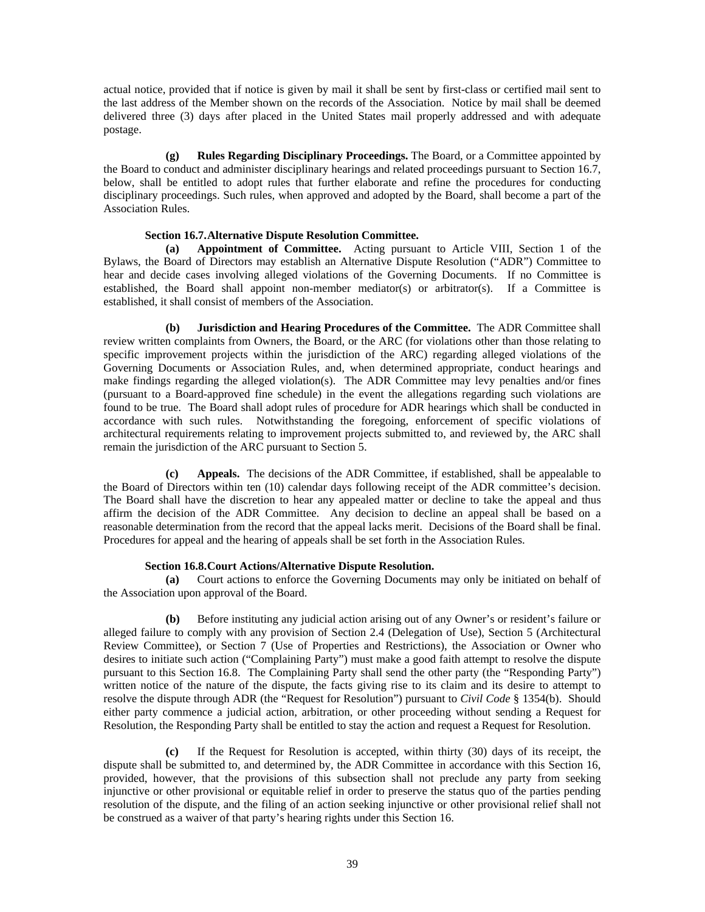actual notice, provided that if notice is given by mail it shall be sent by first-class or certified mail sent to the last address of the Member shown on the records of the Association. Notice by mail shall be deemed delivered three (3) days after placed in the United States mail properly addressed and with adequate postage.

**(g) Rules Regarding Disciplinary Proceedings.** The Board, or a Committee appointed by the Board to conduct and administer disciplinary hearings and related proceedings pursuant to Section 16.7, below, shall be entitled to adopt rules that further elaborate and refine the procedures for conducting disciplinary proceedings. Such rules, when approved and adopted by the Board, shall become a part of the Association Rules.

**Section 16.7. Alternative Dispute Resolution Committee.**

**(a) Appointment of Committee.** Acting pursuant to Article VIII, Section 1 of the Bylaws, the Board of Directors may establish an Alternative Dispute Resolution ("ADR") Committee to hear and decide cases involving alleged violations of the Governing Documents. If no Committee is established, the Board shall appoint non-member mediator(s) or arbitrator(s). If a Committee is established, it shall consist of members of the Association.

**(b) Jurisdiction and Hearing Procedures of the Committee.** The ADR Committee shall review written complaints from Owners, the Board, or the ARC (for violations other than those relating to specific improvement projects within the jurisdiction of the ARC) regarding alleged violations of the Governing Documents or Association Rules, and, when determined appropriate, conduct hearings and make findings regarding the alleged violation(s). The ADR Committee may levy penalties and/or fines (pursuant to a Board-approved fine schedule) in the event the allegations regarding such violations are found to be true. The Board shall adopt rules of procedure for ADR hearings which shall be conducted in accordance with such rules. Notwithstanding the foregoing, enforcement of specific violations of architectural requirements relating to improvement projects submitted to, and reviewed by, the ARC shall remain the jurisdiction of the ARC pursuant to Section 5.

**(c) Appeals.** The decisions of the ADR Committee, if established, shall be appealable to the Board of Directors within ten (10) calendar days following receipt of the ADR committee's decision. The Board shall have the discretion to hear any appealed matter or decline to take the appeal and thus affirm the decision of the ADR Committee. Any decision to decline an appeal shall be based on a reasonable determination from the record that the appeal lacks merit. Decisions of the Board shall be final. Procedures for appeal and the hearing of appeals shall be set forth in the Association Rules.

**Section 16.8. Court Actions/Alternative Dispute Resolution.**

**(a)** Court actions to enforce the Governing Documents may only be initiated on behalf of the Association upon approval of the Board.

**(b)** Before instituting any judicial action arising out of any Owner's or resident's failure or alleged failure to comply with any provision of Section 2.4 (Delegation of Use), Section 5 (Architectural Review Committee), or Section 7 (Use of Properties and Restrictions), the Association or Owner who desires to initiate such action ("Complaining Party") must make a good faith attempt to resolve the dispute pursuant to this Section 16.8. The Complaining Party shall send the other party (the "Responding Party") written notice of the nature of the dispute, the facts giving rise to its claim and its desire to attempt to resolve the dispute through ADR (the "Request for Resolution") pursuant to *Civil Code* § 1354(b). Should either party commence a judicial action, arbitration, or other proceeding without sending a Request for Resolution, the Responding Party shall be entitled to stay the action and request a Request for Resolution.

**(c)** If the Request for Resolution is accepted, within thirty (30) days of its receipt, the dispute shall be submitted to, and determined by, the ADR Committee in accordance with this Section 16, provided, however, that the provisions of this subsection shall not preclude any party from seeking injunctive or other provisional or equitable relief in order to preserve the status quo of the parties pending resolution of the dispute, and the filing of an action seeking injunctive or other provisional relief shall not be construed as a waiver of that party's hearing rights under this Section 16.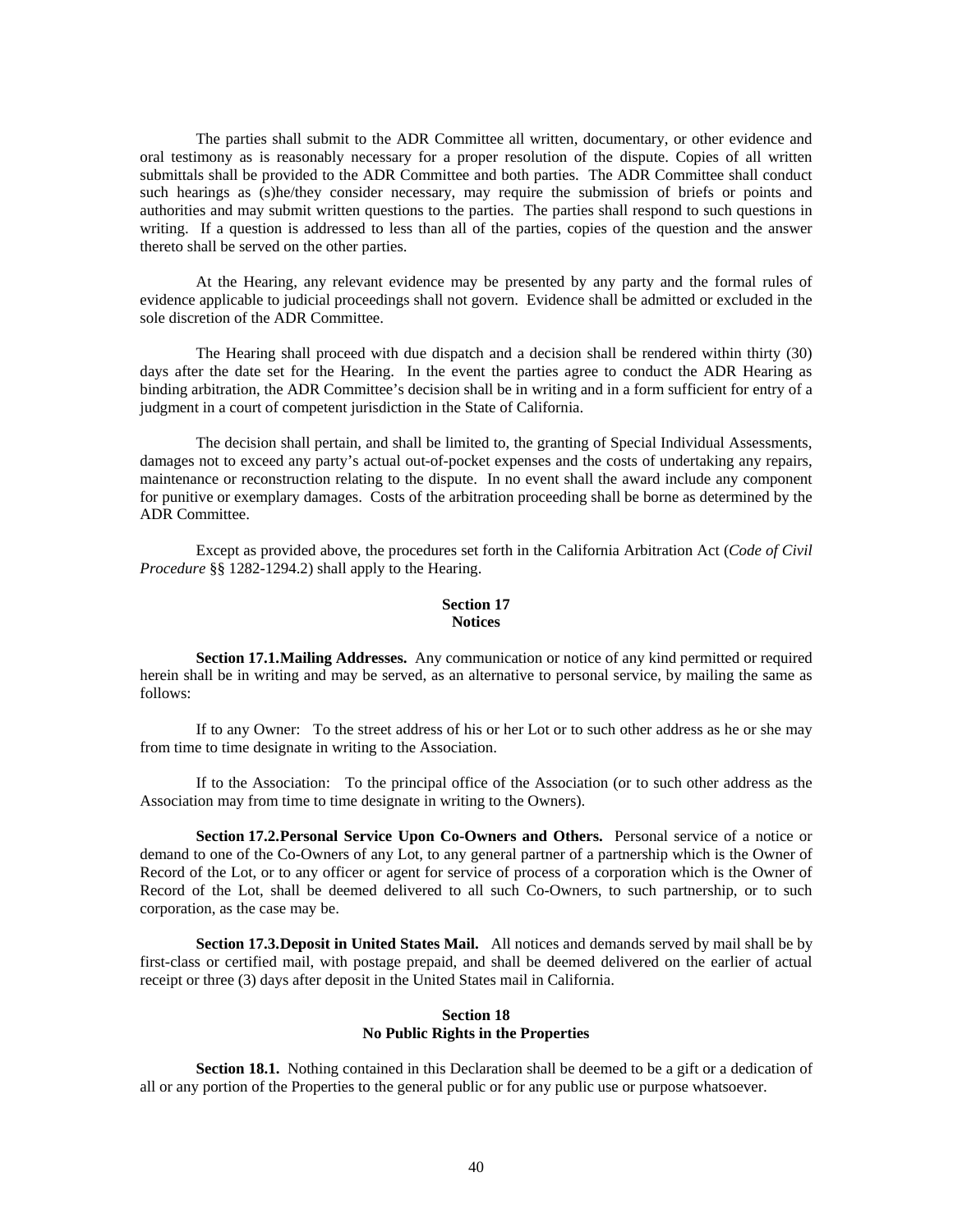The parties shall submit to the ADR Committee all written, documentary, or other evidence and oral testimony as is reasonably necessary for a proper resolution of the dispute. Copies of all written submittals shall be provided to the ADR Committee and both parties. The ADR Committee shall conduct such hearings as (s)he/they consider necessary, may require the submission of briefs or points and authorities and may submit written questions to the parties. The parties shall respond to such questions in writing. If a question is addressed to less than all of the parties, copies of the question and the answer thereto shall be served on the other parties.

At the Hearing, any relevant evidence may be presented by any party and the formal rules of evidence applicable to judicial proceedings shall not govern. Evidence shall be admitted or excluded in the sole discretion of the ADR Committee.

The Hearing shall proceed with due dispatch and a decision shall be rendered within thirty (30) days after the date set for the Hearing. In the event the parties agree to conduct the ADR Hearing as binding arbitration, the ADR Committee's decision shall be in writing and in a form sufficient for entry of a judgment in a court of competent jurisdiction in the State of California.

The decision shall pertain, and shall be limited to, the granting of Special Individual Assessments, damages not to exceed any party's actual out-of-pocket expenses and the costs of undertaking any repairs, maintenance or reconstruction relating to the dispute. In no event shall the award include any component for punitive or exemplary damages. Costs of the arbitration proceeding shall be borne as determined by the ADR Committee.

Except as provided above, the procedures set forth in the California Arbitration Act (*Code of Civil Procedure* §§ 1282-1294.2) shall apply to the Hearing.

## Section 17
## Notices

**Section 17.1.Mailing Addresses.** Any communication or notice of any kind permitted or required herein shall be in writing and may be served, as an alternative to personal service, by mailing the same as follows:

If to any Owner: To the street address of his or her Lot or to such other address as he or she may from time to time designate in writing to the Association.

If to the Association: To the principal office of the Association (or to such other address as the Association may from time to time designate in writing to the Owners).

**Section 17.2.Personal Service Upon Co-Owners and Others.** Personal service of a notice or demand to one of the Co-Owners of any Lot, to any general partner of a partnership which is the Owner of Record of the Lot, or to any officer or agent for service of process of a corporation which is the Owner of Record of the Lot, shall be deemed delivered to all such Co-Owners, to such partnership, or to such corporation, as the case may be.

**Section 17.3.Deposit in United States Mail.** All notices and demands served by mail shall be by first-class or certified mail, with postage prepaid, and shall be deemed delivered on the earlier of actual receipt or three (3) days after deposit in the United States mail in California.

## Section 18
## No Public Rights in the Properties

**Section 18.1.** Nothing contained in this Declaration shall be deemed to be a gift or a dedication of all or any portion of the Properties to the general public or for any public use or purpose whatsoever.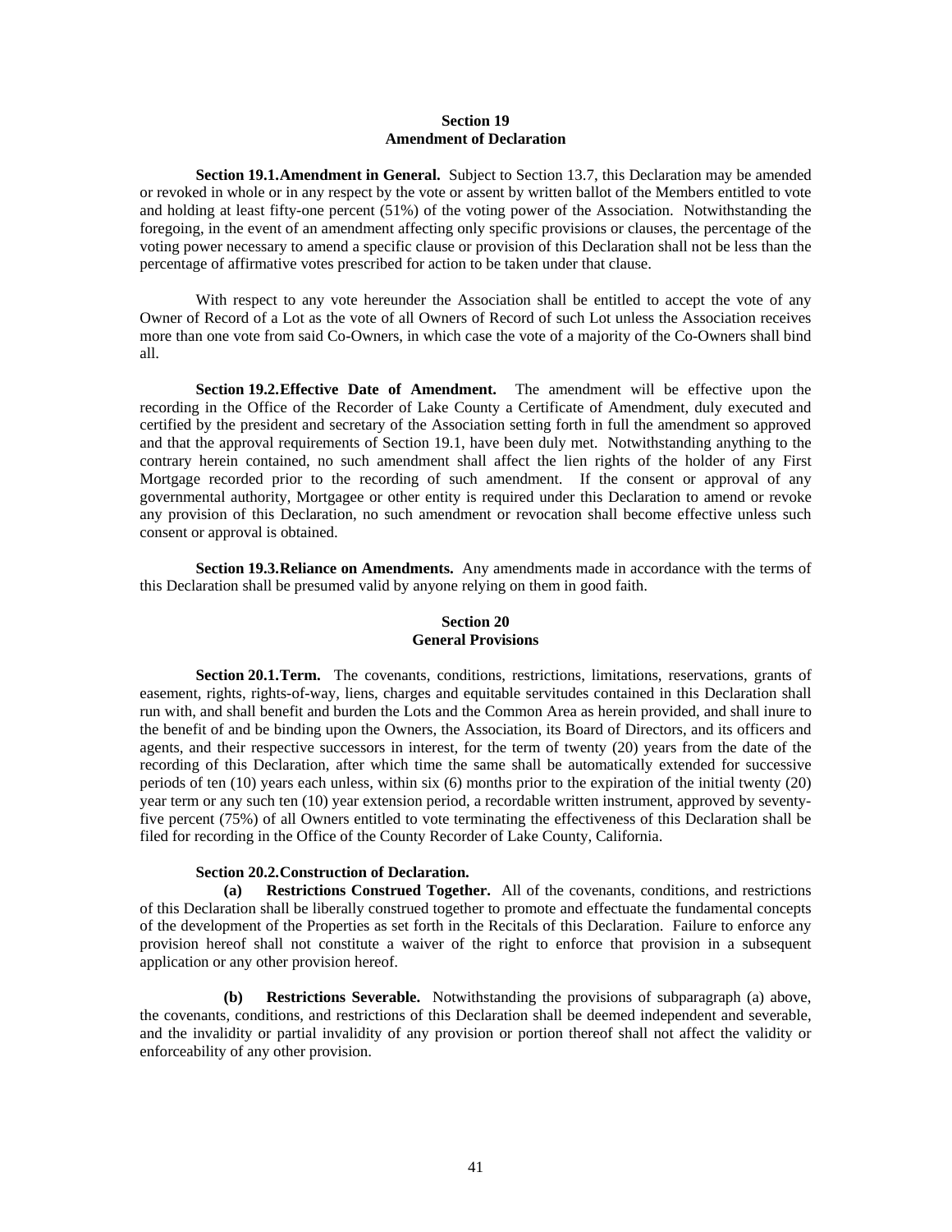## Section 19
## Amendment of Declaration

**Section 19.1. Amendment in General.** Subject to Section 13.7, this Declaration may be amended or revoked in whole or in any respect by the vote or assent by written ballot of the Members entitled to vote and holding at least fifty-one percent (51%) of the voting power of the Association. Notwithstanding the foregoing, in the event of an amendment affecting only specific provisions or clauses, the percentage of the voting power necessary to amend a specific clause or provision of this Declaration shall not be less than the percentage of affirmative votes prescribed for action to be taken under that clause.

With respect to any vote hereunder the Association shall be entitled to accept the vote of any Owner of Record of a Lot as the vote of all Owners of Record of such Lot unless the Association receives more than one vote from said Co-Owners, in which case the vote of a majority of the Co-Owners shall bind all.

**Section 19.2. Effective Date of Amendment.** The amendment will be effective upon the recording in the Office of the Recorder of Lake County a Certificate of Amendment, duly executed and certified by the president and secretary of the Association setting forth in full the amendment so approved and that the approval requirements of Section 19.1, have been duly met. Notwithstanding anything to the contrary herein contained, no such amendment shall affect the lien rights of the holder of any First Mortgage recorded prior to the recording of such amendment. If the consent or approval of any governmental authority, Mortgagee or other entity is required under this Declaration to amend or revoke any provision of this Declaration, no such amendment or revocation shall become effective unless such consent or approval is obtained.

**Section 19.3. Reliance on Amendments.** Any amendments made in accordance with the terms of this Declaration shall be presumed valid by anyone relying on them in good faith.

## Section 20
## General Provisions

**Section 20.1. Term.** The covenants, conditions, restrictions, limitations, reservations, grants of easement, rights, rights-of-way, liens, charges and equitable servitudes contained in this Declaration shall run with, and shall benefit and burden the Lots and the Common Area as herein provided, and shall inure to the benefit of and be binding upon the Owners, the Association, its Board of Directors, and its officers and agents, and their respective successors in interest, for the term of twenty (20) years from the date of the recording of this Declaration, after which time the same shall be automatically extended for successive periods of ten (10) years each unless, within six (6) months prior to the expiration of the initial twenty (20) year term or any such ten (10) year extension period, a recordable written instrument, approved by seventy-five percent (75%) of all Owners entitled to vote terminating the effectiveness of this Declaration shall be filed for recording in the Office of the County Recorder of Lake County, California.

**Section 20.2. Construction of Declaration.**

**(a) Restrictions Construed Together.** All of the covenants, conditions, and restrictions of this Declaration shall be liberally construed together to promote and effectuate the fundamental concepts of the development of the Properties as set forth in the Recitals of this Declaration. Failure to enforce any provision hereof shall not constitute a waiver of the right to enforce that provision in a subsequent application or any other provision hereof.

**(b) Restrictions Severable.** Notwithstanding the provisions of subparagraph (a) above, the covenants, conditions, and restrictions of this Declaration shall be deemed independent and severable, and the invalidity or partial invalidity of any provision or portion thereof shall not affect the validity or enforceability of any other provision.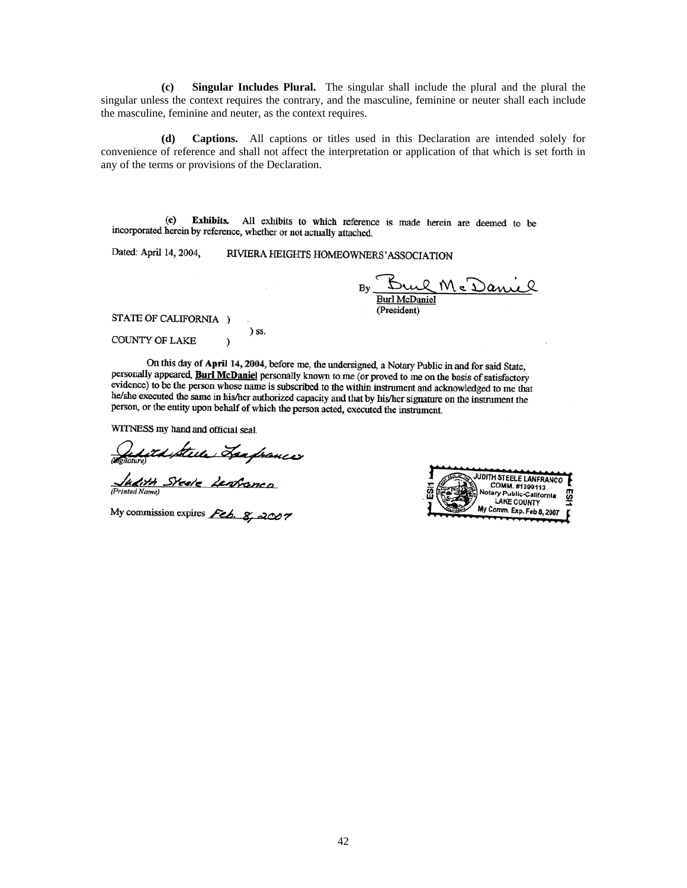**(c) Singular Includes Plural.** The singular shall include the plural and the plural the singular unless the context requires the contrary, and the masculine, feminine or neuter shall each include the masculine, feminine and neuter, as the context requires.

**(d) Captions.** All captions or titles used in this Declaration are intended solely for convenience of reference and shall not affect the interpretation or application of that which is set forth in any of the terms or provisions of the Declaration.

**(e) Exhibits.** All exhibits to which reference is made herein are deemed to be incorporated herein by reference, whether or not actually attached.

Dated: April 14, 2004, RIVIERA HEIGHTS HOMEOWNERS' ASSOCIATION

By Burl McDaniel
Burl McDaniel
(President)

STATE OF CALIFORNIA )
) ss.
COUNTY OF LAKE )

On this day of **April 14, 2004**, before me, the undersigned, a Notary Public in and for said State, personally appeared, **Burl McDaniel** personally known to me (or proved to me on the basis of satisfactory evidence) to be the person whose name is subscribed to the within instrument and acknowledged to me that he/she executed the same in his/her authorized capacity and that by his/her signature on the instrument the person, or the entity upon behalf of which the person acted, executed the instrument.

WITNESS my hand and official seal.

Judith Steele Lanfranco
*(Signature)*

Judith Steele Lanfranco
*(Printed Name)*

My commission expires Feb. 8, 2007

JUDITH STEELE LANFRANCO
COMM. #1399113
Notary Public-California
LAKE COUNTY
My Comm. Exp. Feb 8, 2007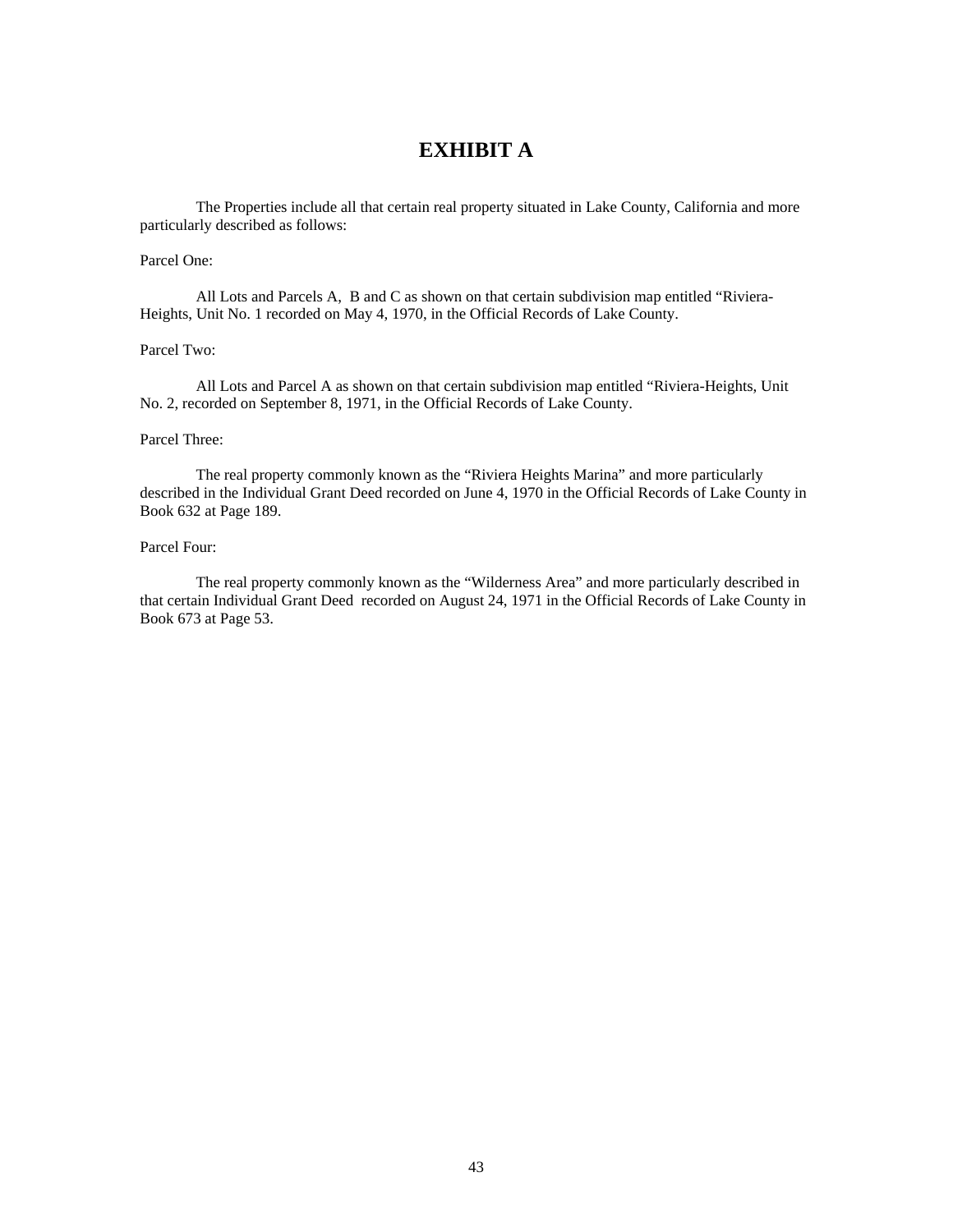# EXHIBIT A

The Properties include all that certain real property situated in Lake County, California and more particularly described as follows:

Parcel One:

All Lots and Parcels A, B and C as shown on that certain subdivision map entitled "Riviera-Heights, Unit No. 1 recorded on May 4, 1970, in the Official Records of Lake County.

Parcel Two:

All Lots and Parcel A as shown on that certain subdivision map entitled "Riviera-Heights, Unit No. 2, recorded on September 8, 1971, in the Official Records of Lake County.

Parcel Three:

The real property commonly known as the "Riviera Heights Marina" and more particularly described in the Individual Grant Deed recorded on June 4, 1970 in the Official Records of Lake County in Book 632 at Page 189.

Parcel Four:

The real property commonly known as the "Wilderness Area" and more particularly described in that certain Individual Grant Deed recorded on August 24, 1971 in the Official Records of Lake County in Book 673 at Page 53.